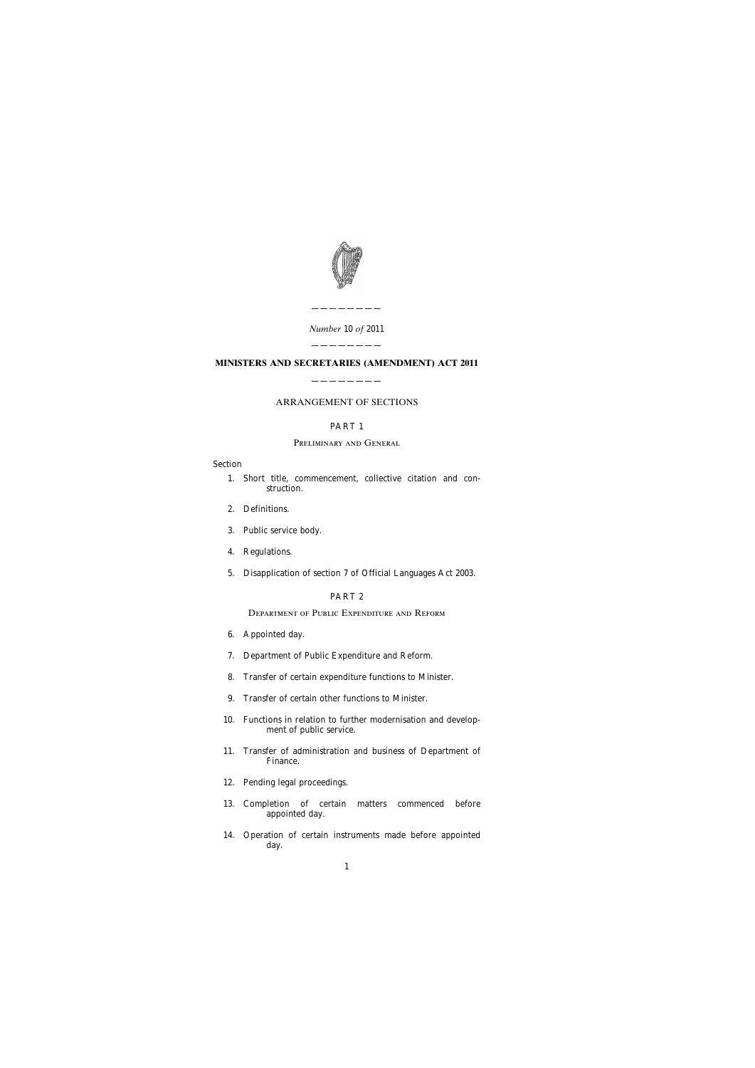*Number* 10 *of* 2011

# MINISTERS AND SECRETARIES (AMENDMENT) ACT 2011

## ARRANGEMENT OF SECTIONS

### PART 1

### Preliminary and General

Section

1. Short title, commencement, collective citation and construction.

2. Definitions.

3. Public service body.

4. Regulations.

5. Disapplication of section 7 of Official Languages Act 2003.

### PART 2

### Department of Public Expenditure and Reform

6. Appointed day.

7. Department of Public Expenditure and Reform.

8. Transfer of certain expenditure functions to Minister.

9. Transfer of certain other functions to Minister.

10. Functions in relation to further modernisation and development of public service.

11. Transfer of administration and business of Department of Finance.

12. Pending legal proceedings.

13. Completion of certain matters commenced before appointed day.

14. Operation of certain instruments made before appointed day.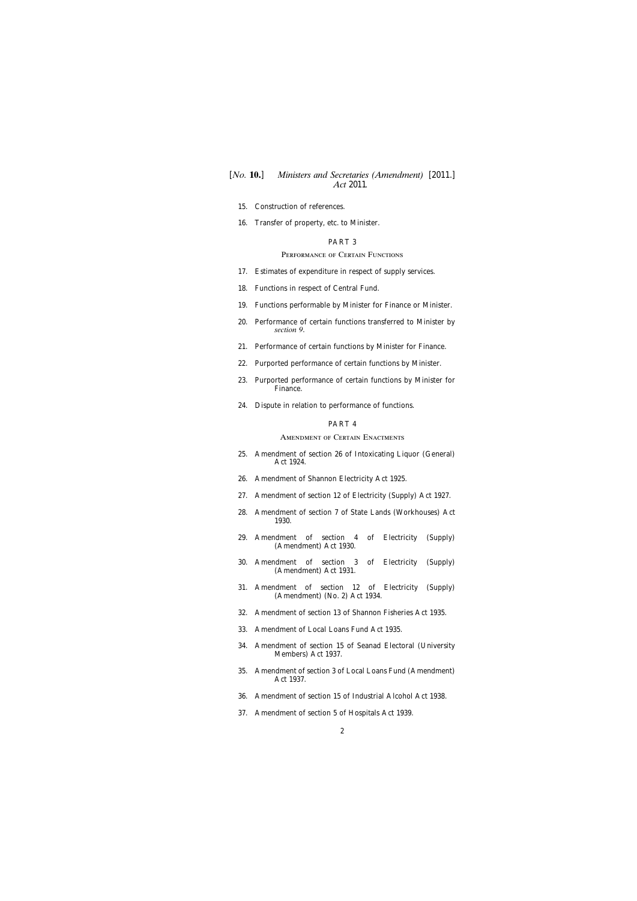15. Construction of references.

16. Transfer of property, etc. to Minister.

PART 3

Performance of Certain Functions

17. Estimates of expenditure in respect of supply services.

18. Functions in respect of Central Fund.

19. Functions performable by Minister for Finance or Minister.

20. Performance of certain functions transferred to Minister by *section 9*.

21. Performance of certain functions by Minister for Finance.

22. Purported performance of certain functions by Minister.

23. Purported performance of certain functions by Minister for Finance.

24. Dispute in relation to performance of functions.

PART 4

Amendment of Certain Enactments

25. Amendment of section 26 of Intoxicating Liquor (General) Act 1924.

26. Amendment of Shannon Electricity Act 1925.

27. Amendment of section 12 of Electricity (Supply) Act 1927.

28. Amendment of section 7 of State Lands (Workhouses) Act 1930.

29. Amendment of section 4 of Electricity (Supply) (Amendment) Act 1930.

30. Amendment of section 3 of Electricity (Supply) (Amendment) Act 1931.

31. Amendment of section 12 of Electricity (Supply) (Amendment) (No. 2) Act 1934.

32. Amendment of section 13 of Shannon Fisheries Act 1935.

33. Amendment of Local Loans Fund Act 1935.

34. Amendment of section 15 of Seanad Electoral (University Members) Act 1937.

35. Amendment of section 3 of Local Loans Fund (Amendment) Act 1937.

36. Amendment of section 15 of Industrial Alcohol Act 1938.

37. Amendment of section 5 of Hospitals Act 1939.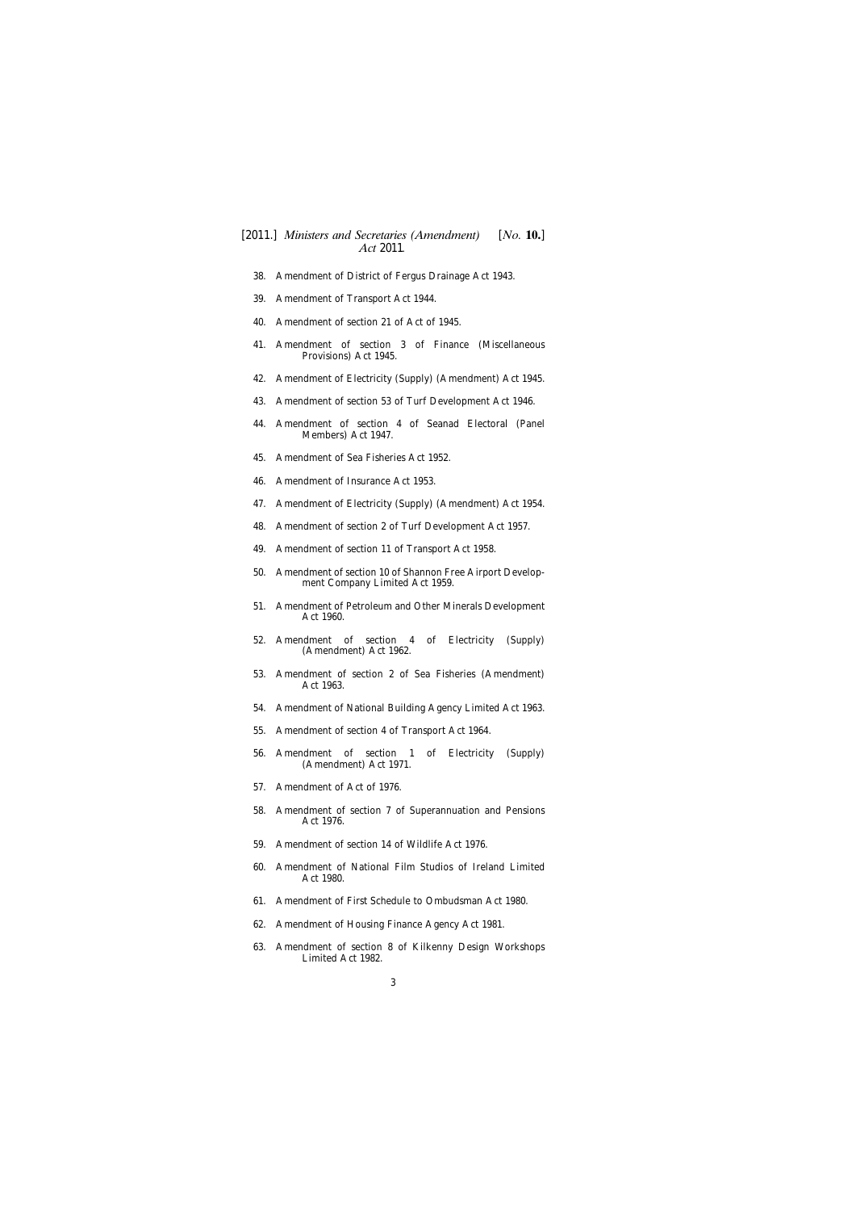38. Amendment of District of Fergus Drainage Act 1943.

39. Amendment of Transport Act 1944.

40. Amendment of section 21 of Act of 1945.

41. Amendment of section 3 of Finance (Miscellaneous Provisions) Act 1945.

42. Amendment of Electricity (Supply) (Amendment) Act 1945.

43. Amendment of section 53 of Turf Development Act 1946.

44. Amendment of section 4 of Seanad Electoral (Panel Members) Act 1947.

45. Amendment of Sea Fisheries Act 1952.

46. Amendment of Insurance Act 1953.

47. Amendment of Electricity (Supply) (Amendment) Act 1954.

48. Amendment of section 2 of Turf Development Act 1957.

49. Amendment of section 11 of Transport Act 1958.

50. Amendment of section 10 of Shannon Free Airport Development Company Limited Act 1959.

51. Amendment of Petroleum and Other Minerals Development Act 1960.

52. Amendment of section 4 of Electricity (Supply) (Amendment) Act 1962.

53. Amendment of section 2 of Sea Fisheries (Amendment) Act 1963.

54. Amendment of National Building Agency Limited Act 1963.

55. Amendment of section 4 of Transport Act 1964.

56. Amendment of section 1 of Electricity (Supply) (Amendment) Act 1971.

57. Amendment of Act of 1976.

58. Amendment of section 7 of Superannuation and Pensions Act 1976.

59. Amendment of section 14 of Wildlife Act 1976.

60. Amendment of National Film Studios of Ireland Limited Act 1980.

61. Amendment of First Schedule to Ombudsman Act 1980.

62. Amendment of Housing Finance Agency Act 1981.

63. Amendment of section 8 of Kilkenny Design Workshops Limited Act 1982.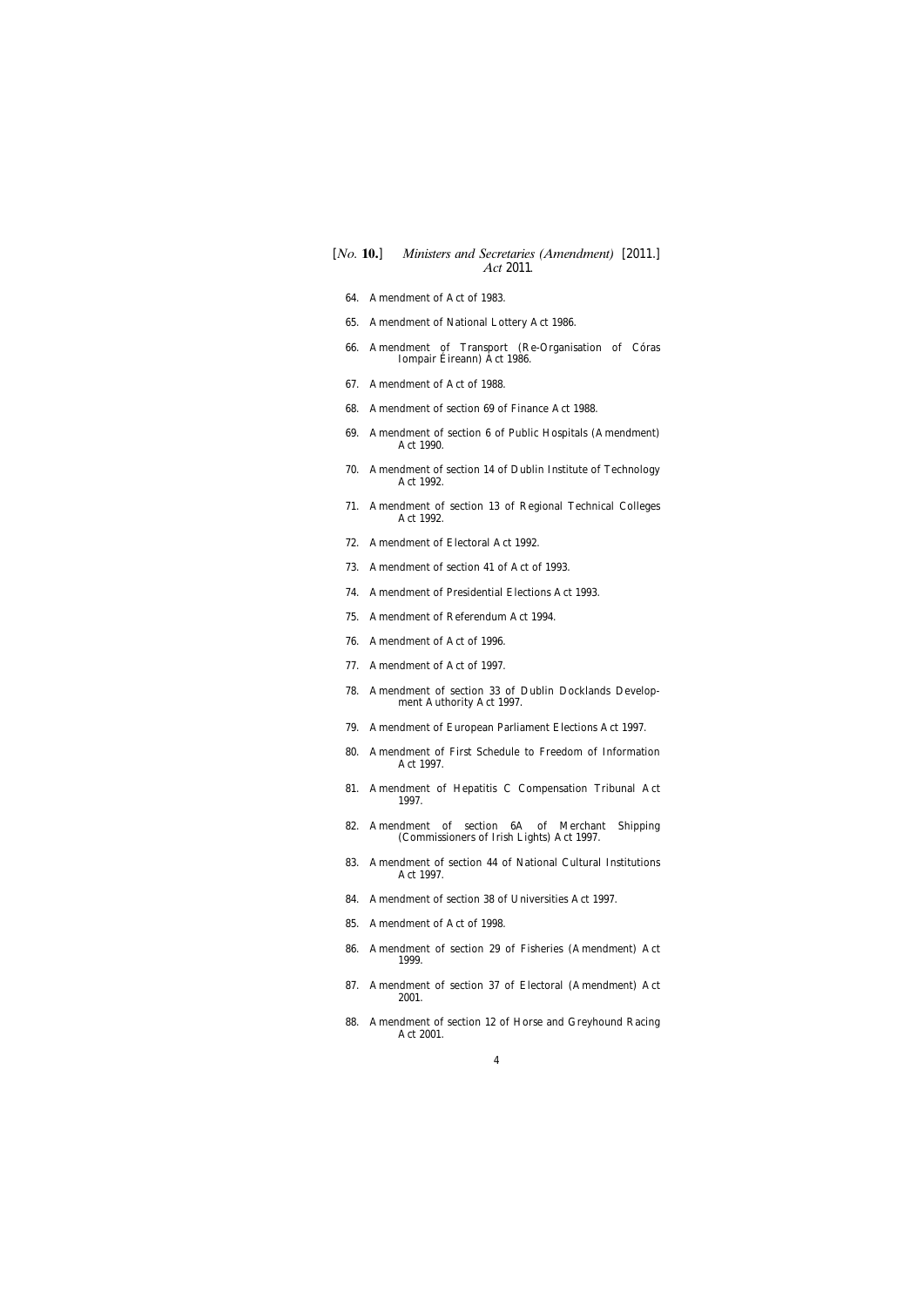64. Amendment of Act of 1983.

65. Amendment of National Lottery Act 1986.

66. Amendment of Transport (Re-Organisation of Córas Iompair Éireann) Act 1986.

67. Amendment of Act of 1988.

68. Amendment of section 69 of Finance Act 1988.

69. Amendment of section 6 of Public Hospitals (Amendment) Act 1990.

70. Amendment of section 14 of Dublin Institute of Technology Act 1992.

71. Amendment of section 13 of Regional Technical Colleges Act 1992.

72. Amendment of Electoral Act 1992.

73. Amendment of section 41 of Act of 1993.

74. Amendment of Presidential Elections Act 1993.

75. Amendment of Referendum Act 1994.

76. Amendment of Act of 1996.

77. Amendment of Act of 1997.

78. Amendment of section 33 of Dublin Docklands Development Authority Act 1997.

79. Amendment of European Parliament Elections Act 1997.

80. Amendment of First Schedule to Freedom of Information Act 1997.

81. Amendment of Hepatitis C Compensation Tribunal Act 1997.

82. Amendment of section 6A of Merchant Shipping (Commissioners of Irish Lights) Act 1997.

83. Amendment of section 44 of National Cultural Institutions Act 1997.

84. Amendment of section 38 of Universities Act 1997.

85. Amendment of Act of 1998.

86. Amendment of section 29 of Fisheries (Amendment) Act 1999.

87. Amendment of section 37 of Electoral (Amendment) Act 2001.

88. Amendment of section 12 of Horse and Greyhound Racing Act 2001.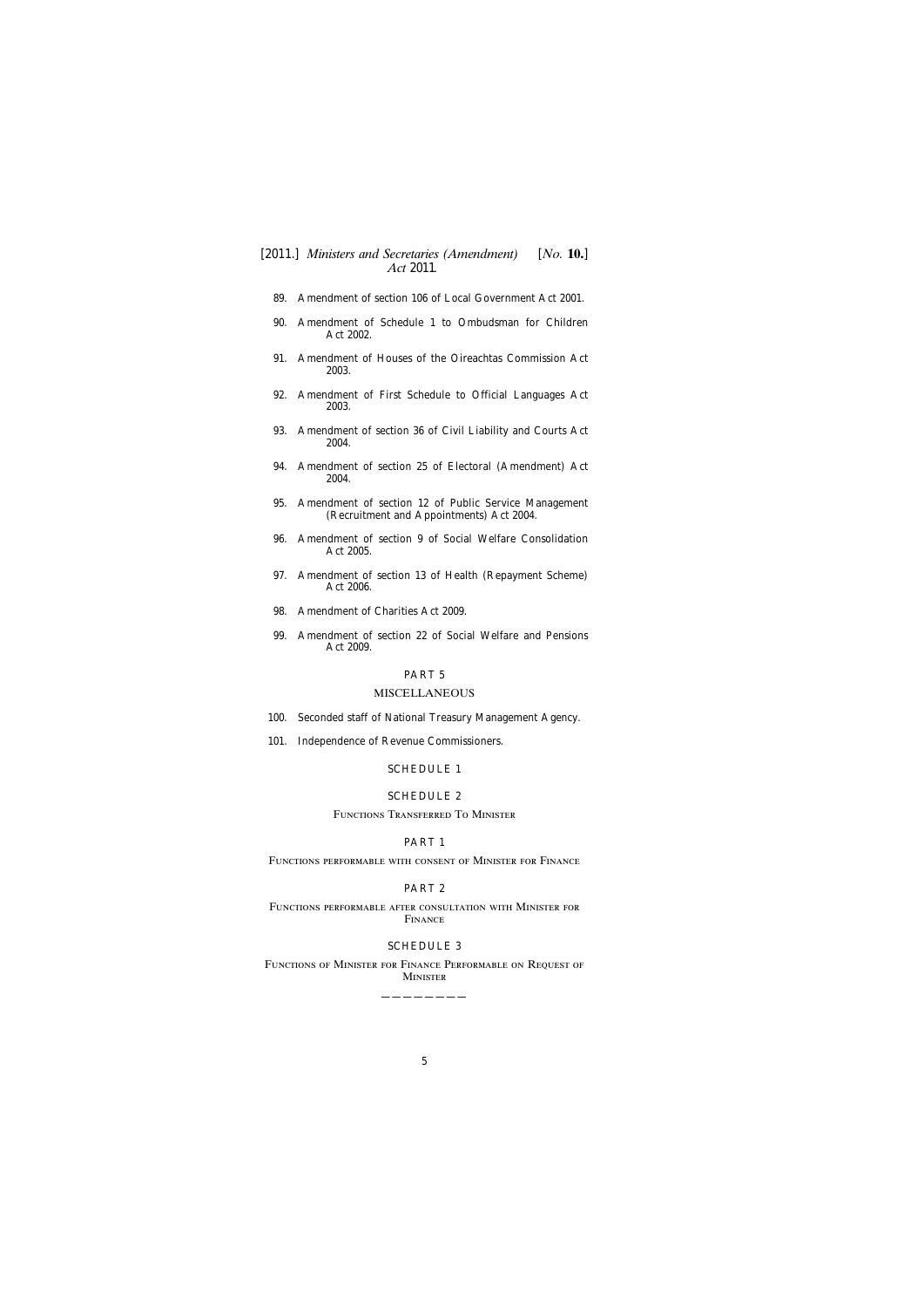89. Amendment of section 106 of Local Government Act 2001.

90. Amendment of Schedule 1 to Ombudsman for Children Act 2002.

91. Amendment of Houses of the Oireachtas Commission Act 2003.

92. Amendment of First Schedule to Official Languages Act 2003.

93. Amendment of section 36 of Civil Liability and Courts Act 2004.

94. Amendment of section 25 of Electoral (Amendment) Act 2004.

95. Amendment of section 12 of Public Service Management (Recruitment and Appointments) Act 2004.

96. Amendment of section 9 of Social Welfare Consolidation Act 2005.

97. Amendment of section 13 of Health (Repayment Scheme) Act 2006.

98. Amendment of Charities Act 2009.

99. Amendment of section 22 of Social Welfare and Pensions Act 2009.

PART 5

MISCELLANEOUS

100. Seconded staff of National Treasury Management Agency.

101. Independence of Revenue Commissioners.

SCHEDULE 1

SCHEDULE 2

Functions Transferred To Minister

PART 1

Functions performable with consent of Minister for Finance

PART 2

Functions performable after consultation with Minister for Finance

SCHEDULE 3

Functions of Minister for Finance Performable on Request of Minister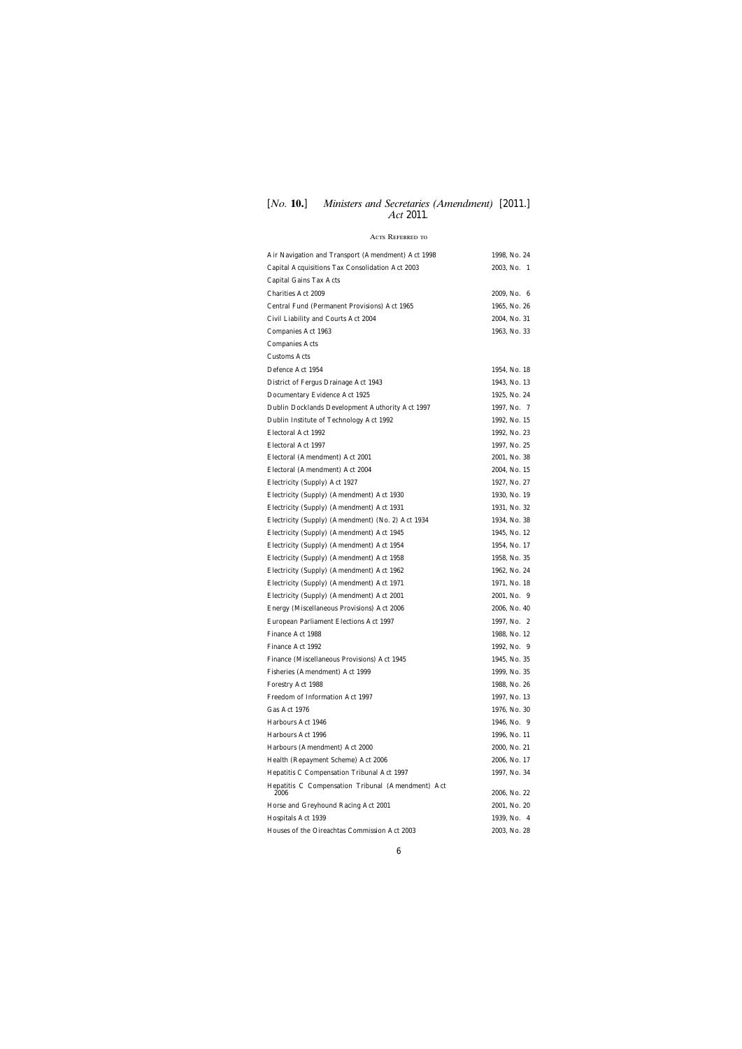## Acts Referred to

| | |
|---|---|
| Air Navigation and Transport (Amendment) Act 1998 | 1998, No. 24 |
| Capital Acquisitions Tax Consolidation Act 2003 | 2003, No. 1 |
| Capital Gains Tax Acts | |
| Charities Act 2009 | 2009, No. 6 |
| Central Fund (Permanent Provisions) Act 1965 | 1965, No. 26 |
| Civil Liability and Courts Act 2004 | 2004, No. 31 |
| Companies Act 1963 | 1963, No. 33 |
| Companies Acts | |
| Customs Acts | |
| Defence Act 1954 | 1954, No. 18 |
| District of Fergus Drainage Act 1943 | 1943, No. 13 |
| Documentary Evidence Act 1925 | 1925, No. 24 |
| Dublin Docklands Development Authority Act 1997 | 1997, No. 7 |
| Dublin Institute of Technology Act 1992 | 1992, No. 15 |
| Electoral Act 1992 | 1992, No. 23 |
| Electoral Act 1997 | 1997, No. 25 |
| Electoral (Amendment) Act 2001 | 2001, No. 38 |
| Electoral (Amendment) Act 2004 | 2004, No. 15 |
| Electricity (Supply) Act 1927 | 1927, No. 27 |
| Electricity (Supply) (Amendment) Act 1930 | 1930, No. 19 |
| Electricity (Supply) (Amendment) Act 1931 | 1931, No. 32 |
| Electricity (Supply) (Amendment) (No. 2) Act 1934 | 1934, No. 38 |
| Electricity (Supply) (Amendment) Act 1945 | 1945, No. 12 |
| Electricity (Supply) (Amendment) Act 1954 | 1954, No. 17 |
| Electricity (Supply) (Amendment) Act 1958 | 1958, No. 35 |
| Electricity (Supply) (Amendment) Act 1962 | 1962, No. 24 |
| Electricity (Supply) (Amendment) Act 1971 | 1971, No. 18 |
| Electricity (Supply) (Amendment) Act 2001 | 2001, No. 9 |
| Energy (Miscellaneous Provisions) Act 2006 | 2006, No. 40 |
| European Parliament Elections Act 1997 | 1997, No. 2 |
| Finance Act 1988 | 1988, No. 12 |
| Finance Act 1992 | 1992, No. 9 |
| Finance (Miscellaneous Provisions) Act 1945 | 1945, No. 35 |
| Fisheries (Amendment) Act 1999 | 1999, No. 35 |
| Forestry Act 1988 | 1988, No. 26 |
| Freedom of Information Act 1997 | 1997, No. 13 |
| Gas Act 1976 | 1976, No. 30 |
| Harbours Act 1946 | 1946, No. 9 |
| Harbours Act 1996 | 1996, No. 11 |
| Harbours (Amendment) Act 2000 | 2000, No. 21 |
| Health (Repayment Scheme) Act 2006 | 2006, No. 17 |
| Hepatitis C Compensation Tribunal Act 1997 | 1997, No. 34 |
| Hepatitis C Compensation Tribunal (Amendment) Act 2006 | 2006, No. 22 |
| Horse and Greyhound Racing Act 2001 | 2001, No. 20 |
| Hospitals Act 1939 | 1939, No. 4 |
| Houses of the Oireachtas Commission Act 2003 | 2003, No. 28 |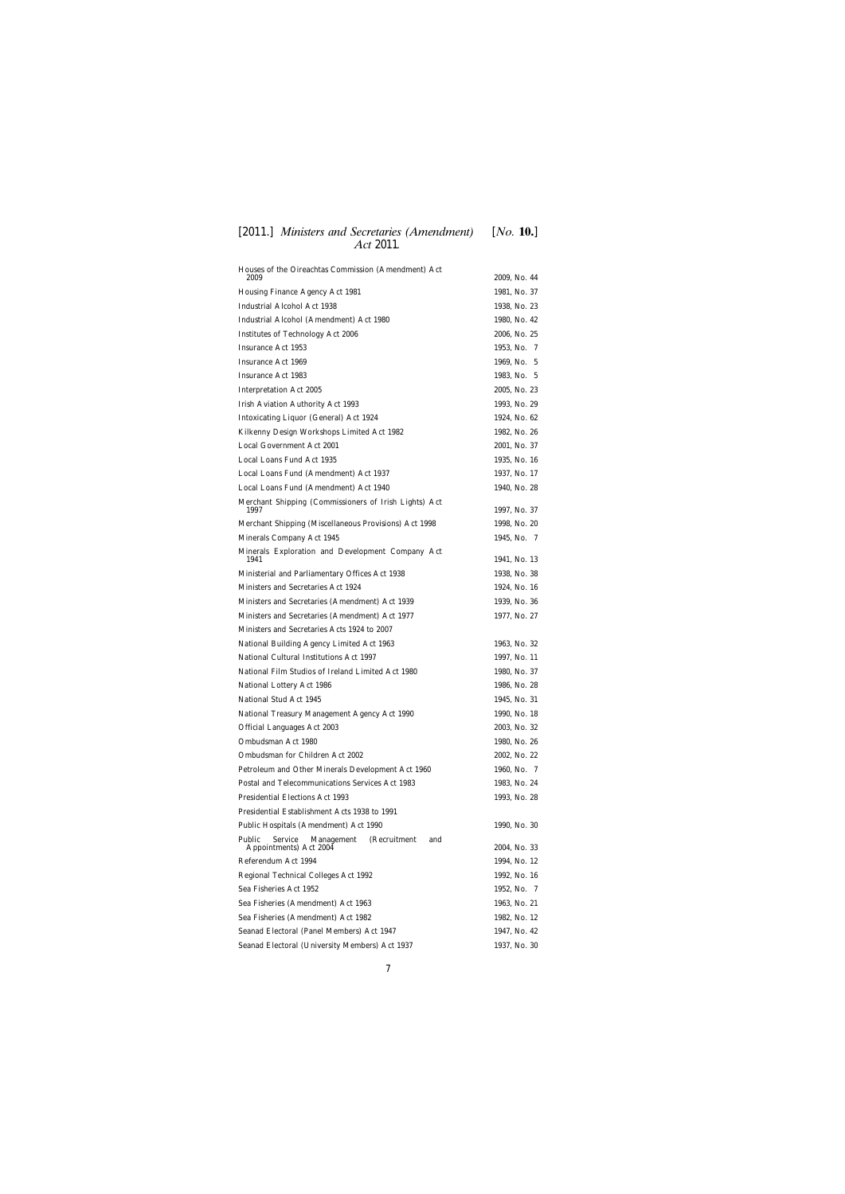| | |
|---|---|
| Houses of the Oireachtas Commission (Amendment) Act 2009 | 2009, No. 44 |
| Housing Finance Agency Act 1981 | 1981, No. 37 |
| Industrial Alcohol Act 1938 | 1938, No. 23 |
| Industrial Alcohol (Amendment) Act 1980 | 1980, No. 42 |
| Institutes of Technology Act 2006 | 2006, No. 25 |
| Insurance Act 1953 | 1953, No. 7 |
| Insurance Act 1969 | 1969, No. 5 |
| Insurance Act 1983 | 1983, No. 5 |
| Interpretation Act 2005 | 2005, No. 23 |
| Irish Aviation Authority Act 1993 | 1993, No. 29 |
| Intoxicating Liquor (General) Act 1924 | 1924, No. 62 |
| Kilkenny Design Workshops Limited Act 1982 | 1982, No. 26 |
| Local Government Act 2001 | 2001, No. 37 |
| Local Loans Fund Act 1935 | 1935, No. 16 |
| Local Loans Fund (Amendment) Act 1937 | 1937, No. 17 |
| Local Loans Fund (Amendment) Act 1940 | 1940, No. 28 |
| Merchant Shipping (Commissioners of Irish Lights) Act 1997 | 1997, No. 37 |
| Merchant Shipping (Miscellaneous Provisions) Act 1998 | 1998, No. 20 |
| Minerals Company Act 1945 | 1945, No. 7 |
| Minerals Exploration and Development Company Act 1941 | 1941, No. 13 |
| Ministerial and Parliamentary Offices Act 1938 | 1938, No. 38 |
| Ministers and Secretaries Act 1924 | 1924, No. 16 |
| Ministers and Secretaries (Amendment) Act 1939 | 1939, No. 36 |
| Ministers and Secretaries (Amendment) Act 1977 | 1977, No. 27 |
| Ministers and Secretaries Acts 1924 to 2007 | |
| National Building Agency Limited Act 1963 | 1963, No. 32 |
| National Cultural Institutions Act 1997 | 1997, No. 11 |
| National Film Studios of Ireland Limited Act 1980 | 1980, No. 37 |
| National Lottery Act 1986 | 1986, No. 28 |
| National Stud Act 1945 | 1945, No. 31 |
| National Treasury Management Agency Act 1990 | 1990, No. 18 |
| Official Languages Act 2003 | 2003, No. 32 |
| Ombudsman Act 1980 | 1980, No. 26 |
| Ombudsman for Children Act 2002 | 2002, No. 22 |
| Petroleum and Other Minerals Development Act 1960 | 1960, No. 7 |
| Postal and Telecommunications Services Act 1983 | 1983, No. 24 |
| Presidential Elections Act 1993 | 1993, No. 28 |
| Presidential Establishment Acts 1938 to 1991 | |
| Public Hospitals (Amendment) Act 1990 | 1990, No. 30 |
| Public Service Management (Recruitment and Appointments) Act 2004 | 2004, No. 33 |
| Referendum Act 1994 | 1994, No. 12 |
| Regional Technical Colleges Act 1992 | 1992, No. 16 |
| Sea Fisheries Act 1952 | 1952, No. 7 |
| Sea Fisheries (Amendment) Act 1963 | 1963, No. 21 |
| Sea Fisheries (Amendment) Act 1982 | 1982, No. 12 |
| Seanad Electoral (Panel Members) Act 1947 | 1947, No. 42 |
| Seanad Electoral (University Members) Act 1937 | 1937, No. 30 |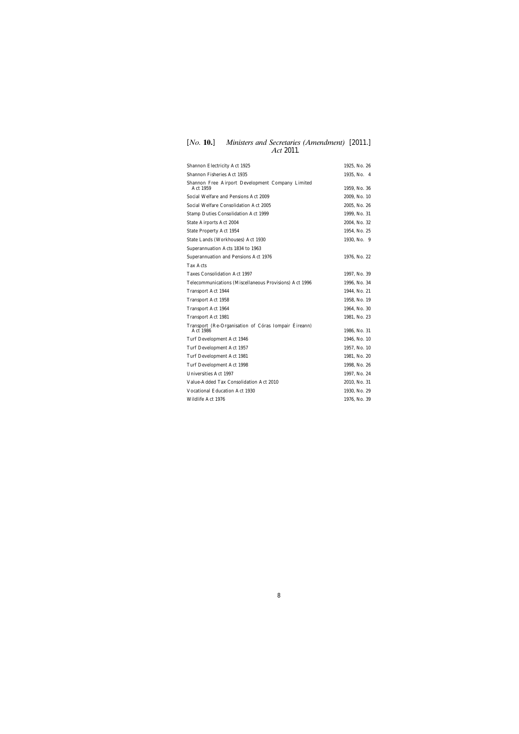| | |
|---|---|
| Shannon Electricity Act 1925 | 1925, No. 26 |
| Shannon Fisheries Act 1935 | 1935, No. 4 |
| Shannon Free Airport Development Company Limited Act 1959 | 1959, No. 36 |
| Social Welfare and Pensions Act 2009 | 2009, No. 10 |
| Social Welfare Consolidation Act 2005 | 2005, No. 26 |
| Stamp Duties Consolidation Act 1999 | 1999, No. 31 |
| State Airports Act 2004 | 2004, No. 32 |
| State Property Act 1954 | 1954, No. 25 |
| State Lands (Workhouses) Act 1930 | 1930, No. 9 |
| Superannuation Acts 1834 to 1963 | |
| Superannuation and Pensions Act 1976 | 1976, No. 22 |
| Tax Acts | |
| Taxes Consolidation Act 1997 | 1997, No. 39 |
| Telecommunications (Miscellaneous Provisions) Act 1996 | 1996, No. 34 |
| Transport Act 1944 | 1944, No. 21 |
| Transport Act 1958 | 1958, No. 19 |
| Transport Act 1964 | 1964, No. 30 |
| Transport Act 1981 | 1981, No. 23 |
| Transport (Re-Organisation of Córas Iompair Éireann) Act 1986 | 1986, No. 31 |
| Turf Development Act 1946 | 1946, No. 10 |
| Turf Development Act 1957 | 1957, No. 10 |
| Turf Development Act 1981 | 1981, No. 20 |
| Turf Development Act 1998 | 1998, No. 26 |
| Universities Act 1997 | 1997, No. 24 |
| Value-Added Tax Consolidation Act 2010 | 2010, No. 31 |
| Vocational Education Act 1930 | 1930, No. 29 |
| Wildlife Act 1976 | 1976, No. 39 |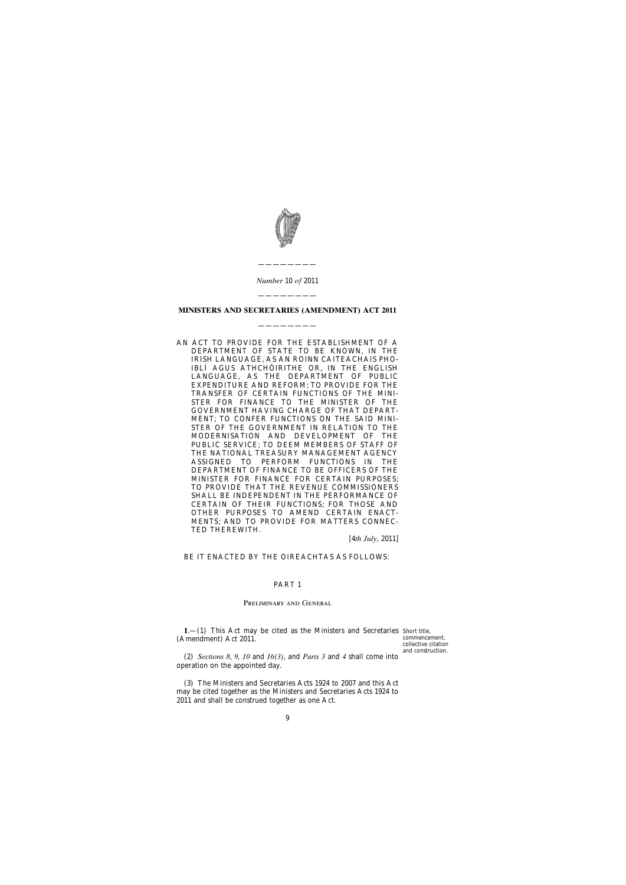*Number* 10 *of* 2011

---

**MINISTERS AND SECRETARIES (AMENDMENT) ACT 2011**

---

AN ACT TO PROVIDE FOR THE ESTABLISHMENT OF A DEPARTMENT OF STATE TO BE KNOWN, IN THE IRISH LANGUAGE, AS AN ROINN CAITEACHAIS PHOIBLÍ AGUS ATHCHÓIRITHE OR, IN THE ENGLISH LANGUAGE, AS THE DEPARTMENT OF PUBLIC EXPENDITURE AND REFORM; TO PROVIDE FOR THE TRANSFER OF CERTAIN FUNCTIONS OF THE MINISTER FOR FINANCE TO THE MINISTER OF THE GOVERNMENT HAVING CHARGE OF THAT DEPARTMENT; TO CONFER FUNCTIONS ON THE SAID MINISTER OF THE GOVERNMENT IN RELATION TO THE MODERNISATION AND DEVELOPMENT OF THE PUBLIC SERVICE; TO DEEM MEMBERS OF STAFF OF THE NATIONAL TREASURY MANAGEMENT AGENCY ASSIGNED TO PERFORM FUNCTIONS IN THE DEPARTMENT OF FINANCE TO BE OFFICERS OF THE MINISTER FOR FINANCE FOR CERTAIN PURPOSES; TO PROVIDE THAT THE REVENUE COMMISSIONERS SHALL BE INDEPENDENT IN THE PERFORMANCE OF CERTAIN OF THEIR FUNCTIONS; FOR THOSE AND OTHER PURPOSES TO AMEND CERTAIN ENACTMENTS; AND TO PROVIDE FOR MATTERS CONNECTED THEREWITH.

[4*th July*, 2011]

BE IT ENACTED BY THE OIREACHTAS AS FOLLOWS:

## PART 1

### Preliminary and General

*Short title, commencement, collective citation and construction.*

**1**.—(1) This Act may be cited as the Ministers and Secretaries (Amendment) Act 2011.

(2) *Sections 8*, *9*, *10* and *16(3)*, and *Parts 3* and *4* shall come into operation on the appointed day.

(3) The Ministers and Secretaries Acts 1924 to 2007 and this Act may be cited together as the Ministers and Secretaries Acts 1924 to 2011 and shall be construed together as one Act.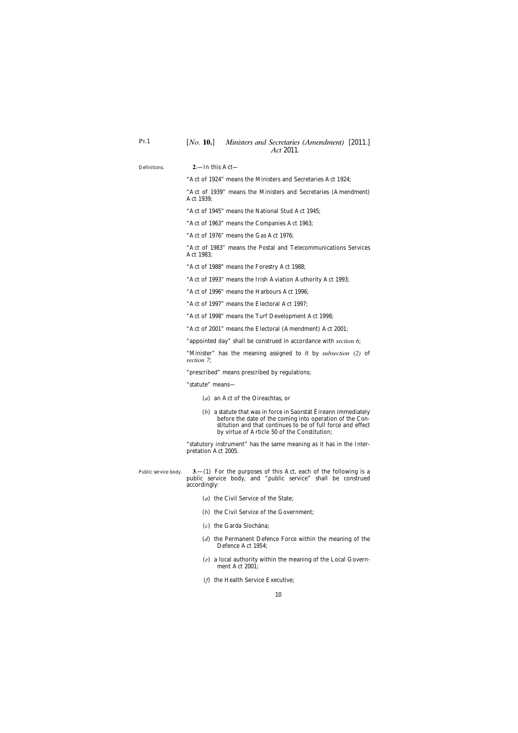Definitions.

**2**.—In this Act—

"Act of 1924" means the Ministers and Secretaries Act 1924;

"Act of 1939" means the Ministers and Secretaries (Amendment) Act 1939;

"Act of 1945" means the National Stud Act 1945;

"Act of 1963" means the Companies Act 1963;

"Act of 1976" means the Gas Act 1976;

"Act of 1983" means the Postal and Telecommunications Services Act 1983;

"Act of 1988" means the Forestry Act 1988;

"Act of 1993" means the Irish Aviation Authority Act 1993;

"Act of 1996" means the Harbours Act 1996;

"Act of 1997" means the Electoral Act 1997;

"Act of 1998" means the Turf Development Act 1998;

"Act of 2001" means the Electoral (Amendment) Act 2001;

"appointed day" shall be construed in accordance with *section 6*;

"Minister" has the meaning assigned to it by *subsection (2)* of *section 7*;

"prescribed" means prescribed by regulations;

"statute" means—

(*a*) an Act of the Oireachtas, or

(*b*) a statute that was in force in Saorstát Éireann immediately before the date of the coming into operation of the Constitution and that continues to be of full force and effect by virtue of Article 50 of the Constitution;

"statutory instrument" has the same meaning as it has in the Interpretation Act 2005.

Public service body.

**3**.—(1) For the purposes of this Act, each of the following is a public service body, and "public service" shall be construed accordingly:

(*a*) the Civil Service of the State;

(*b*) the Civil Service of the Government;

(*c*) the Garda Síochána;

(*d*) the Permanent Defence Force within the meaning of the Defence Act 1954;

(*e*) a local authority within the meaning of the Local Government Act 2001;

(*f*) the Health Service Executive;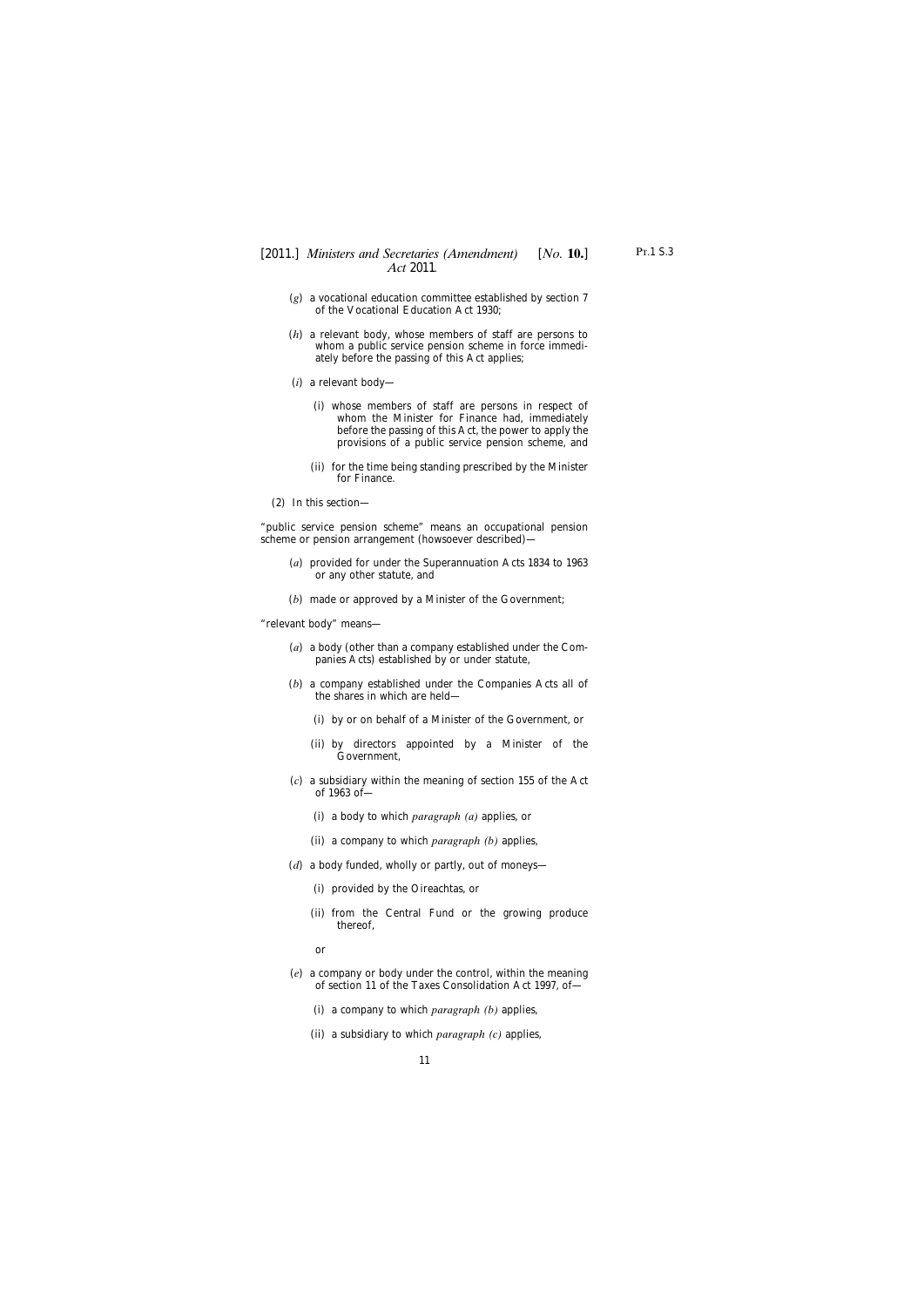(*g*) a vocational education committee established by section 7 of the Vocational Education Act 1930;

(*h*) a relevant body, whose members of staff are persons to whom a public service pension scheme in force immediately before the passing of this Act applies;

(*i*) a relevant body—

(i) whose members of staff are persons in respect of whom the Minister for Finance had, immediately before the passing of this Act, the power to apply the provisions of a public service pension scheme, and

(ii) for the time being standing prescribed by the Minister for Finance.

(2) In this section—

"public service pension scheme" means an occupational pension scheme or pension arrangement (howsoever described)—

(*a*) provided for under the Superannuation Acts 1834 to 1963 or any other statute, and

(*b*) made or approved by a Minister of the Government;

"relevant body" means—

(*a*) a body (other than a company established under the Companies Acts) established by or under statute,

(*b*) a company established under the Companies Acts all of the shares in which are held—

(i) by or on behalf of a Minister of the Government, or

(ii) by directors appointed by a Minister of the Government,

(*c*) a subsidiary within the meaning of section 155 of the Act of 1963 of—

(i) a body to which *paragraph (a)* applies, or

(ii) a company to which *paragraph (b)* applies,

(*d*) a body funded, wholly or partly, out of moneys—

(i) provided by the Oireachtas, or

(ii) from the Central Fund or the growing produce thereof,

or

(*e*) a company or body under the control, within the meaning of section 11 of the Taxes Consolidation Act 1997, of—

(i) a company to which *paragraph (b)* applies,

(ii) a subsidiary to which *paragraph (c)* applies,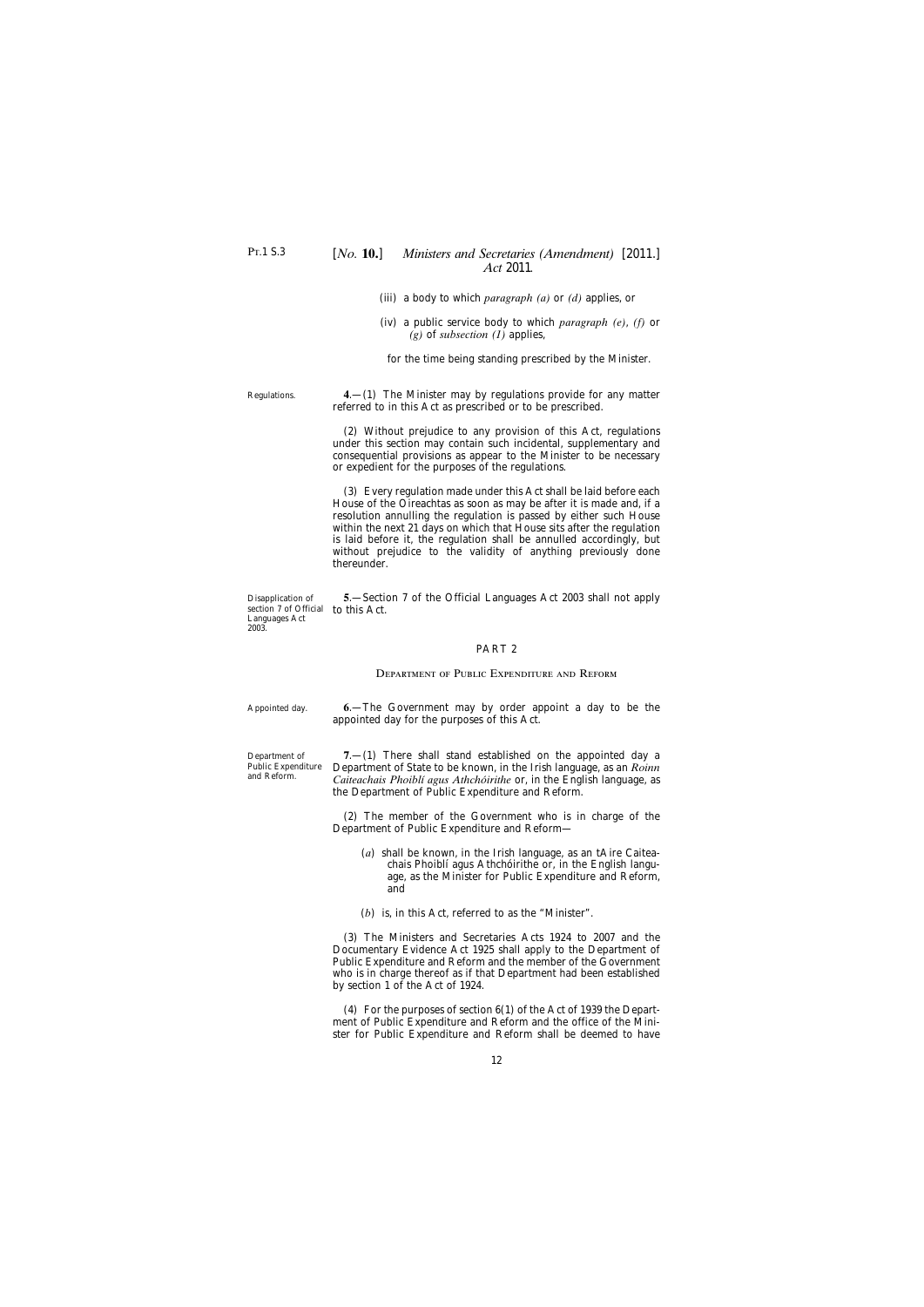(iii) a body to which *paragraph (a)* or *(d)* applies, or

(iv) a public service body to which *paragraph (e)*, *(f)* or *(g)* of *subsection (1)* applies,

for the time being standing prescribed by the Minister.

Regulations.

**4**.—(1) The Minister may by regulations provide for any matter referred to in this Act as prescribed or to be prescribed.

(2) Without prejudice to any provision of this Act, regulations under this section may contain such incidental, supplementary and consequential provisions as appear to the Minister to be necessary or expedient for the purposes of the regulations.

(3) Every regulation made under this Act shall be laid before each House of the Oireachtas as soon as may be after it is made and, if a resolution annulling the regulation is passed by either such House within the next 21 days on which that House sits after the regulation is laid before it, the regulation shall be annulled accordingly, but without prejudice to the validity of anything previously done thereunder.

Disapplication of section 7 of Official Languages Act 2003.

**5**.—Section 7 of the Official Languages Act 2003 shall not apply to this Act.

## PART 2

### Department of Public Expenditure and Reform

Appointed day.

**6**.—The Government may by order appoint a day to be the appointed day for the purposes of this Act.

Department of Public Expenditure and Reform.

**7**.—(1) There shall stand established on the appointed day a Department of State to be known, in the Irish language, as an *Roinn Caiteachais Phoiblí agus Athchóirithe* or, in the English language, as the Department of Public Expenditure and Reform.

(2) The member of the Government who is in charge of the Department of Public Expenditure and Reform—

(*a*) shall be known, in the Irish language, as an tAire Caiteachais Phoiblí agus Athchóirithe or, in the English language, as the Minister for Public Expenditure and Reform, and

(*b*) is, in this Act, referred to as the "Minister".

(3) The Ministers and Secretaries Acts 1924 to 2007 and the Documentary Evidence Act 1925 shall apply to the Department of Public Expenditure and Reform and the member of the Government who is in charge thereof as if that Department had been established by section 1 of the Act of 1924.

(4) For the purposes of section 6(1) of the Act of 1939 the Department of Public Expenditure and Reform and the office of the Minister for Public Expenditure and Reform shall be deemed to have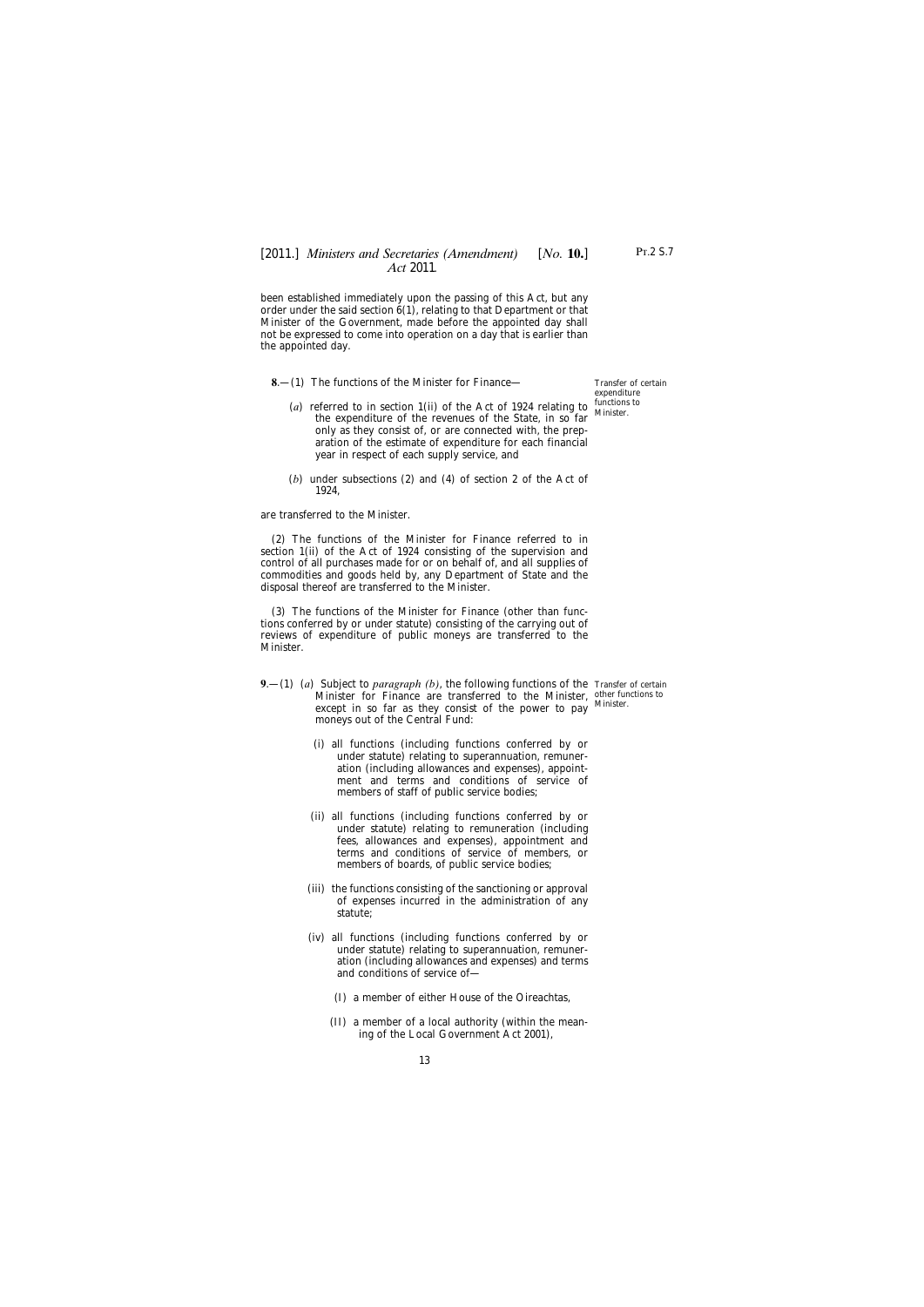been established immediately upon the passing of this Act, but any order under the said section 6(1), relating to that Department or that Minister of the Government, made before the appointed day shall not be expressed to come into operation on a day that is earlier than the appointed day.

Transfer of certain expenditure functions to Minister.

**8**.—(1) The functions of the Minister for Finance—

(*a*) referred to in section 1(ii) of the Act of 1924 relating to the expenditure of the revenues of the State, in so far only as they consist of, or are connected with, the preparation of the estimate of expenditure for each financial year in respect of each supply service, and

(*b*) under subsections (2) and (4) of section 2 of the Act of 1924,

are transferred to the Minister.

(2) The functions of the Minister for Finance referred to in section 1(ii) of the Act of 1924 consisting of the supervision and control of all purchases made for or on behalf of, and all supplies of commodities and goods held by, any Department of State and the disposal thereof are transferred to the Minister.

(3) The functions of the Minister for Finance (other than functions conferred by or under statute) consisting of the carrying out of reviews of expenditure of public moneys are transferred to the Minister.

Transfer of certain other functions to Minister.

**9**.—(1) (*a*) Subject to *paragraph (b)*, the following functions of the Minister for Finance are transferred to the Minister, except in so far as they consist of the power to pay moneys out of the Central Fund:

(i) all functions (including functions conferred by or under statute) relating to superannuation, remuneration (including allowances and expenses), appointment and terms and conditions of service of members of staff of public service bodies;

(ii) all functions (including functions conferred by or under statute) relating to remuneration (including fees, allowances and expenses), appointment and terms and conditions of service of members, or members of boards, of public service bodies;

(iii) the functions consisting of the sanctioning or approval of expenses incurred in the administration of any statute;

(iv) all functions (including functions conferred by or under statute) relating to superannuation, remuneration (including allowances and expenses) and terms and conditions of service of—

(I) a member of either House of the Oireachtas,

(II) a member of a local authority (within the meaning of the Local Government Act 2001),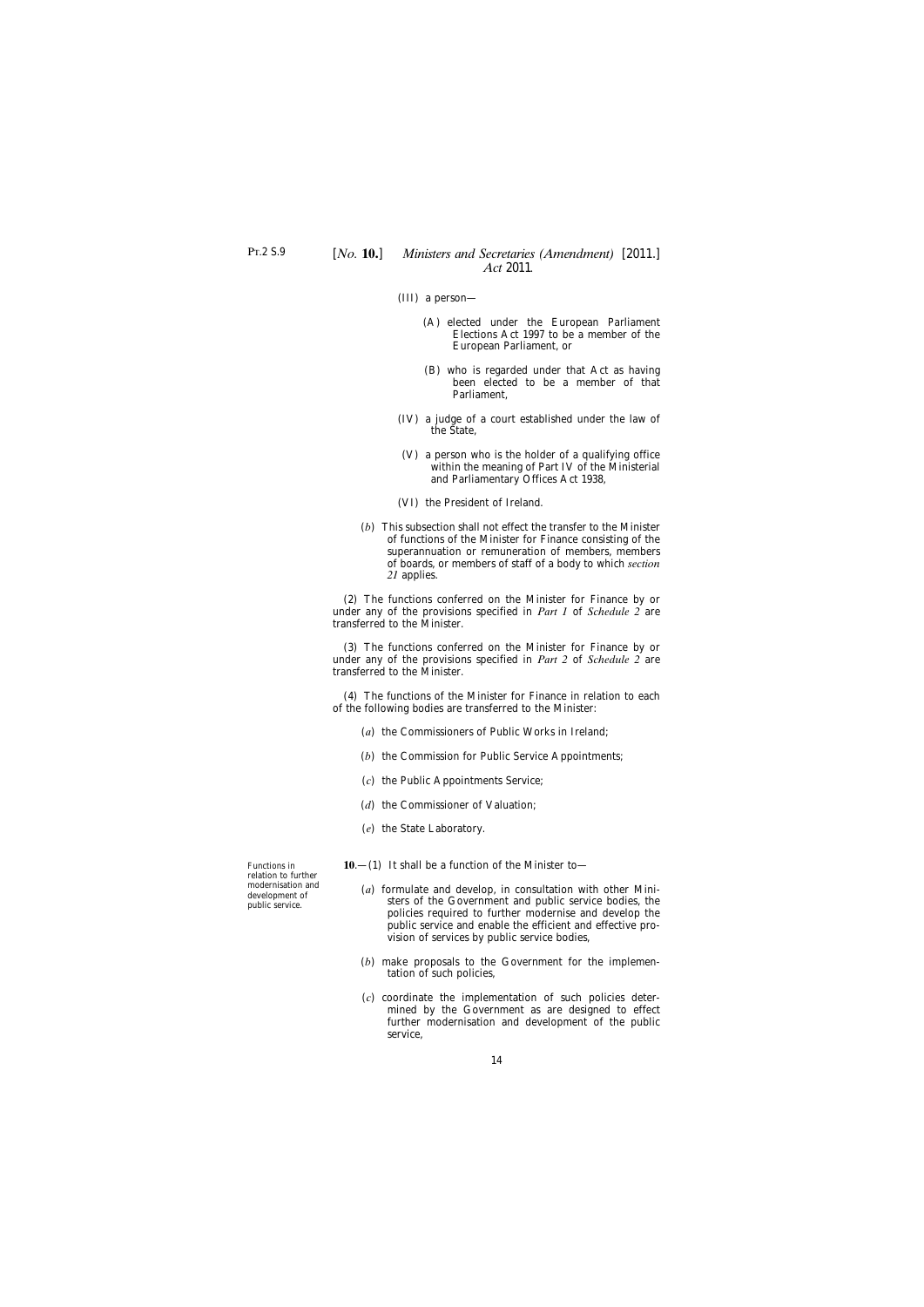(III) a person—

(A) elected under the European Parliament Elections Act 1997 to be a member of the European Parliament, or

(B) who is regarded under that Act as having been elected to be a member of that Parliament,

(IV) a judge of a court established under the law of the State,

(V) a person who is the holder of a qualifying office within the meaning of Part IV of the Ministerial and Parliamentary Offices Act 1938,

(VI) the President of Ireland.

(*b*) This subsection shall not effect the transfer to the Minister of functions of the Minister for Finance consisting of the superannuation or remuneration of members, members of boards, or members of staff of a body to which *section 21* applies.

(2) The functions conferred on the Minister for Finance by or under any of the provisions specified in *Part 1* of *Schedule 2* are transferred to the Minister.

(3) The functions conferred on the Minister for Finance by or under any of the provisions specified in *Part 2* of *Schedule 2* are transferred to the Minister.

(4) The functions of the Minister for Finance in relation to each of the following bodies are transferred to the Minister:

(*a*) the Commissioners of Public Works in Ireland;

(*b*) the Commission for Public Service Appointments;

(*c*) the Public Appointments Service;

(*d*) the Commissioner of Valuation;

(*e*) the State Laboratory.

Functions in relation to further modernisation and development of public service.

**10**.—(1) It shall be a function of the Minister to—

(*a*) formulate and develop, in consultation with other Ministers of the Government and public service bodies, the policies required to further modernise and develop the public service and enable the efficient and effective provision of services by public service bodies,

(*b*) make proposals to the Government for the implementation of such policies,

(*c*) coordinate the implementation of such policies determined by the Government as are designed to effect further modernisation and development of the public service,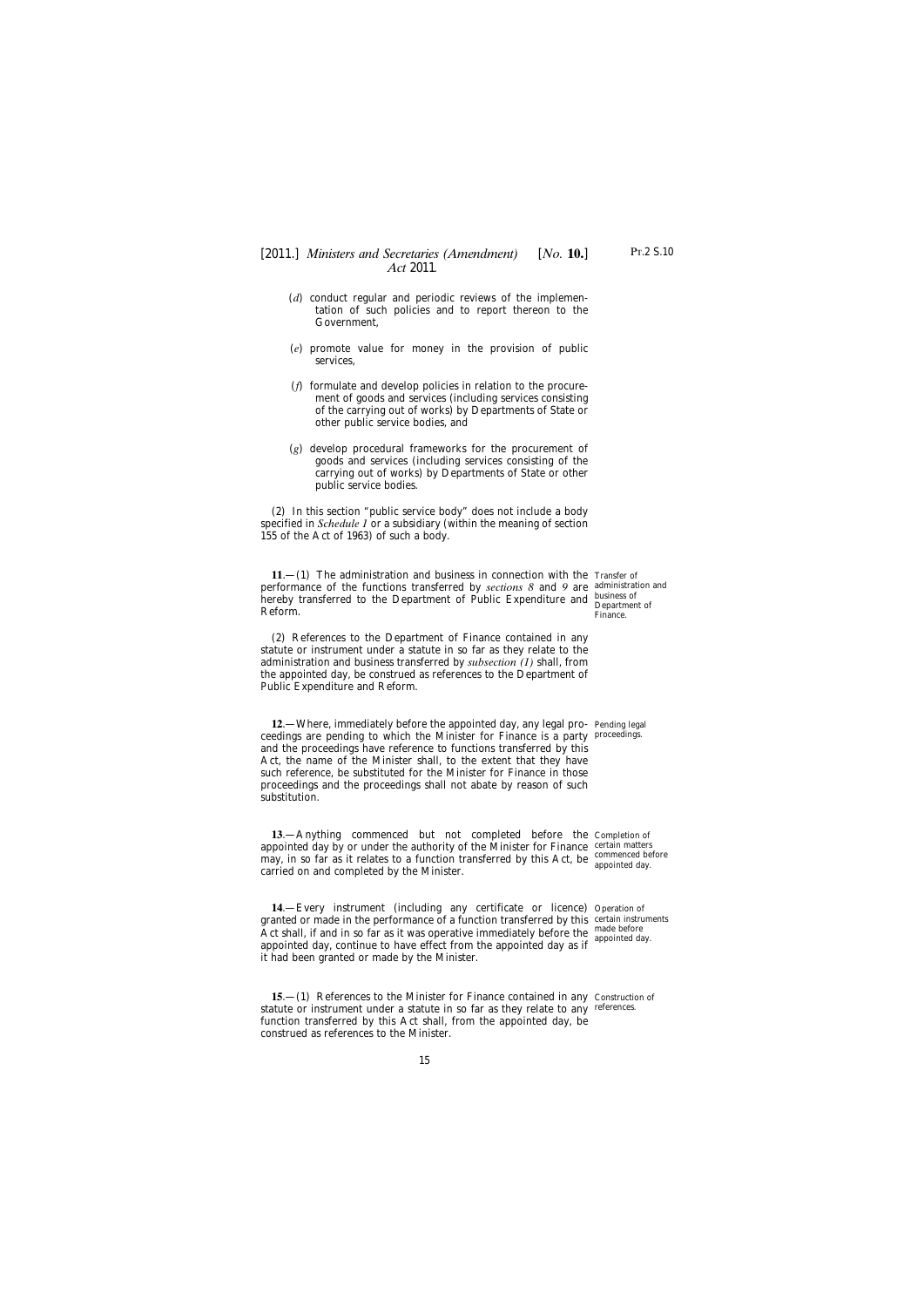(*d*) conduct regular and periodic reviews of the implementation of such policies and to report thereon to the Government,

(*e*) promote value for money in the provision of public services,

(*f*) formulate and develop policies in relation to the procurement of goods and services (including services consisting of the carrying out of works) by Departments of State or other public service bodies, and

(*g*) develop procedural frameworks for the procurement of goods and services (including services consisting of the carrying out of works) by Departments of State or other public service bodies.

(2) In this section "public service body" does not include a body specified in *Schedule 1* or a subsidiary (within the meaning of section 155 of the Act of 1963) of such a body.

Transfer of administration and business of Department of Finance.

**11**.—(1) The administration and business in connection with the performance of the functions transferred by *sections 8* and *9* are hereby transferred to the Department of Public Expenditure and Reform.

(2) References to the Department of Finance contained in any statute or instrument under a statute in so far as they relate to the administration and business transferred by *subsection (1)* shall, from the appointed day, be construed as references to the Department of Public Expenditure and Reform.

Pending legal proceedings.

**12**.—Where, immediately before the appointed day, any legal proceedings are pending to which the Minister for Finance is a party and the proceedings have reference to functions transferred by this Act, the name of the Minister shall, to the extent that they have such reference, be substituted for the Minister for Finance in those proceedings and the proceedings shall not abate by reason of such substitution.

Completion of certain matters commenced before appointed day.

**13**.—Anything commenced but not completed before the appointed day by or under the authority of the Minister for Finance may, in so far as it relates to a function transferred by this Act, be carried on and completed by the Minister.

Operation of certain instruments made before appointed day.

**14**.—Every instrument (including any certificate or licence) granted or made in the performance of a function transferred by this Act shall, if and in so far as it was operative immediately before the appointed day, continue to have effect from the appointed day as if it had been granted or made by the Minister.

Construction of references.

**15**.—(1) References to the Minister for Finance contained in any statute or instrument under a statute in so far as they relate to any function transferred by this Act shall, from the appointed day, be construed as references to the Minister.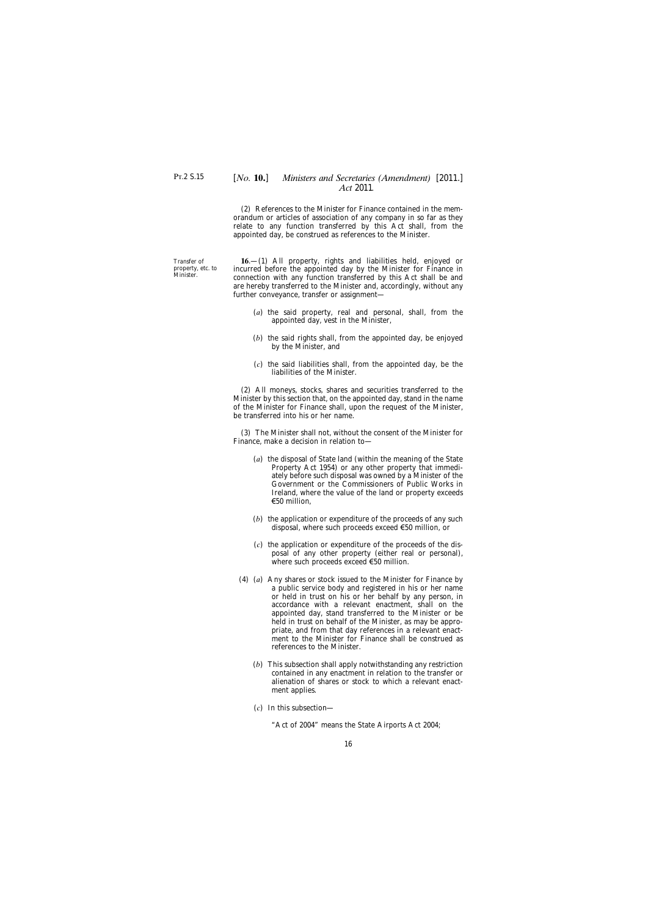(2) References to the Minister for Finance contained in the memorandum or articles of association of any company in so far as they relate to any function transferred by this Act shall, from the appointed day, be construed as references to the Minister.

Transfer of property, etc. to Minister.

**16**.—(1) All property, rights and liabilities held, enjoyed or incurred before the appointed day by the Minister for Finance in connection with any function transferred by this Act shall be and are hereby transferred to the Minister and, accordingly, without any further conveyance, transfer or assignment—

(*a*) the said property, real and personal, shall, from the appointed day, vest in the Minister,

(*b*) the said rights shall, from the appointed day, be enjoyed by the Minister, and

(*c*) the said liabilities shall, from the appointed day, be the liabilities of the Minister.

(2) All moneys, stocks, shares and securities transferred to the Minister by this section that, on the appointed day, stand in the name of the Minister for Finance shall, upon the request of the Minister, be transferred into his or her name.

(3) The Minister shall not, without the consent of the Minister for Finance, make a decision in relation to—

(*a*) the disposal of State land (within the meaning of the State Property Act 1954) or any other property that immediately before such disposal was owned by a Minister of the Government or the Commissioners of Public Works in Ireland, where the value of the land or property exceeds €50 million,

(*b*) the application or expenditure of the proceeds of any such disposal, where such proceeds exceed €50 million, or

(*c*) the application or expenditure of the proceeds of the disposal of any other property (either real or personal), where such proceeds exceed €50 million.

(4) (*a*) Any shares or stock issued to the Minister for Finance by a public service body and registered in his or her name or held in trust on his or her behalf by any person, in accordance with a relevant enactment, shall on the appointed day, stand transferred to the Minister or be held in trust on behalf of the Minister, as may be appropriate, and from that day references in a relevant enactment to the Minister for Finance shall be construed as references to the Minister.

(*b*) This subsection shall apply notwithstanding any restriction contained in any enactment in relation to the transfer or alienation of shares or stock to which a relevant enactment applies.

(*c*) In this subsection—

"Act of 2004" means the State Airports Act 2004;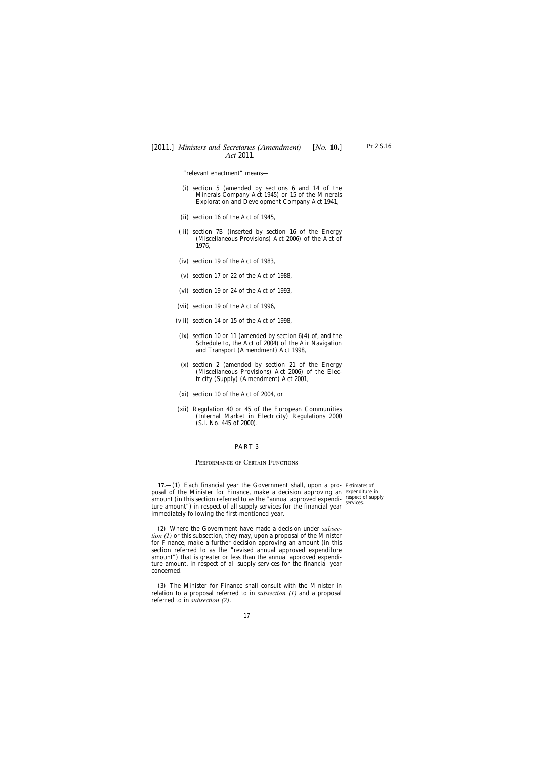"relevant enactment" means—

(i) section 5 (amended by sections 6 and 14 of the Minerals Company Act 1945) or 15 of the Minerals Exploration and Development Company Act 1941,

(ii) section 16 of the Act of 1945,

(iii) section 7B (inserted by section 16 of the Energy (Miscellaneous Provisions) Act 2006) of the Act of 1976,

(iv) section 19 of the Act of 1983,

(v) section 17 or 22 of the Act of 1988,

(vi) section 19 or 24 of the Act of 1993,

(vii) section 19 of the Act of 1996,

(viii) section 14 or 15 of the Act of 1998,

(ix) section 10 or 11 (amended by section 6(4) of, and the Schedule to, the Act of 2004) of the Air Navigation and Transport (Amendment) Act 1998,

(x) section 2 (amended by section 21 of the Energy (Miscellaneous Provisions) Act 2006) of the Electricity (Supply) (Amendment) Act 2001,

(xi) section 10 of the Act of 2004, or

(xii) Regulation 40 or 45 of the European Communities (Internal Market in Electricity) Regulations 2000 (S.I. No. 445 of 2000).

## PART 3

### Performance of Certain Functions

Estimates of expenditure in respect of supply services.

**17**.—(1) Each financial year the Government shall, upon a proposal of the Minister for Finance, make a decision approving an amount (in this section referred to as the "annual approved expenditure amount") in respect of all supply services for the financial year immediately following the first-mentioned year.

(2) Where the Government have made a decision under *subsection (1)* or this subsection, they may, upon a proposal of the Minister for Finance, make a further decision approving an amount (in this section referred to as the "revised annual approved expenditure amount") that is greater or less than the annual approved expenditure amount, in respect of all supply services for the financial year concerned.

(3) The Minister for Finance shall consult with the Minister in relation to a proposal referred to in *subsection (1)* and a proposal referred to in *subsection (2)*.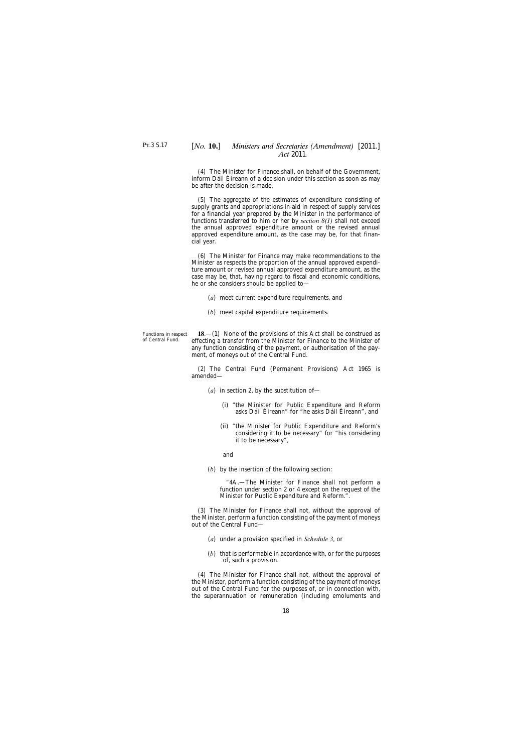(4) The Minister for Finance shall, on behalf of the Government, inform Dáil Éireann of a decision under this section as soon as may be after the decision is made.

(5) The aggregate of the estimates of expenditure consisting of supply grants and appropriations-in-aid in respect of supply services for a financial year prepared by the Minister in the performance of functions transferred to him or her by *section 8(1)* shall not exceed the annual approved expenditure amount or the revised annual approved expenditure amount, as the case may be, for that financial year.

(6) The Minister for Finance may make recommendations to the Minister as respects the proportion of the annual approved expenditure amount or revised annual approved expenditure amount, as the case may be, that, having regard to fiscal and economic conditions, he or she considers should be applied to—

(*a*) meet current expenditure requirements, and

(*b*) meet capital expenditure requirements.

Functions in respect of Central Fund.

**18**.—(1) None of the provisions of this Act shall be construed as effecting a transfer from the Minister for Finance to the Minister of any function consisting of the payment, or authorisation of the payment, of moneys out of the Central Fund.

(2) The Central Fund (Permanent Provisions) Act 1965 is amended—

(*a*) in section 2, by the substitution of—

(i) "the Minister for Public Expenditure and Reform asks Dáil Éireann" for "he asks Dáil Éireann", and

(ii) "the Minister for Public Expenditure and Reform's considering it to be necessary" for "his considering it to be necessary",

and

(*b*) by the insertion of the following section:

"4A.—The Minister for Finance shall not perform a function under section 2 or 4 except on the request of the Minister for Public Expenditure and Reform.".

(3) The Minister for Finance shall not, without the approval of the Minister, perform a function consisting of the payment of moneys out of the Central Fund—

(*a*) under a provision specified in *Schedule 3*, or

(*b*) that is performable in accordance with, or for the purposes of, such a provision.

(4) The Minister for Finance shall not, without the approval of the Minister, perform a function consisting of the payment of moneys out of the Central Fund for the purposes of, or in connection with, the superannuation or remuneration (including emoluments and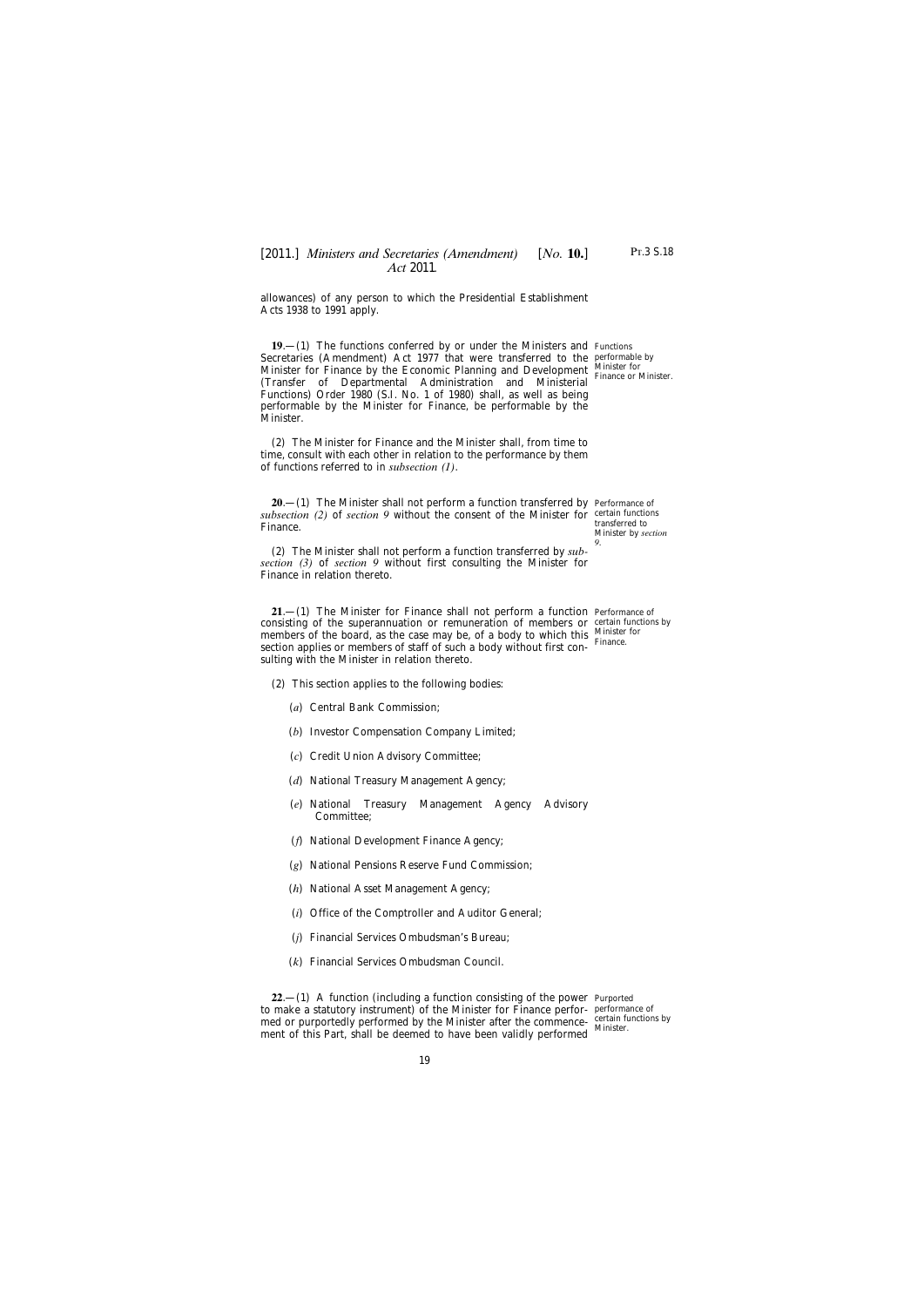allowances) of any person to which the Presidential Establishment Acts 1938 to 1991 apply.

Functions performable by Minister for Finance or Minister.

**19**.—(1) The functions conferred by or under the Ministers and Secretaries (Amendment) Act 1977 that were transferred to the Minister for Finance by the Economic Planning and Development (Transfer of Departmental Administration and Ministerial Functions) Order 1980 (S.I. No. 1 of 1980) shall, as well as being performable by the Minister for Finance, be performable by the Minister.

(2) The Minister for Finance and the Minister shall, from time to time, consult with each other in relation to the performance by them of functions referred to in *subsection (1)*.

Performance of certain functions transferred to Minister by *section 9*.

**20**.—(1) The Minister shall not perform a function transferred by *subsection (2)* of *section 9* without the consent of the Minister for Finance.

(2) The Minister shall not perform a function transferred by *subsection (3)* of *section 9* without first consulting the Minister for Finance in relation thereto.

Performance of certain functions by Minister for Finance.

**21**.—(1) The Minister for Finance shall not perform a function consisting of the superannuation or remuneration of members or members of the board, as the case may be, of a body to which this section applies or members of staff of such a body without first consulting with the Minister in relation thereto.

(2) This section applies to the following bodies:

(*a*) Central Bank Commission;

(*b*) Investor Compensation Company Limited;

(*c*) Credit Union Advisory Committee;

(*d*) National Treasury Management Agency;

(*e*) National Treasury Management Agency Advisory Committee;

(*f*) National Development Finance Agency;

(*g*) National Pensions Reserve Fund Commission;

(*h*) National Asset Management Agency;

(*i*) Office of the Comptroller and Auditor General;

(*j*) Financial Services Ombudsman's Bureau;

(*k*) Financial Services Ombudsman Council.

Purported performance of certain functions by Minister.

**22**.—(1) A function (including a function consisting of the power to make a statutory instrument) of the Minister for Finance performed or purportedly performed by the Minister after the commencement of this Part, shall be deemed to have been validly performed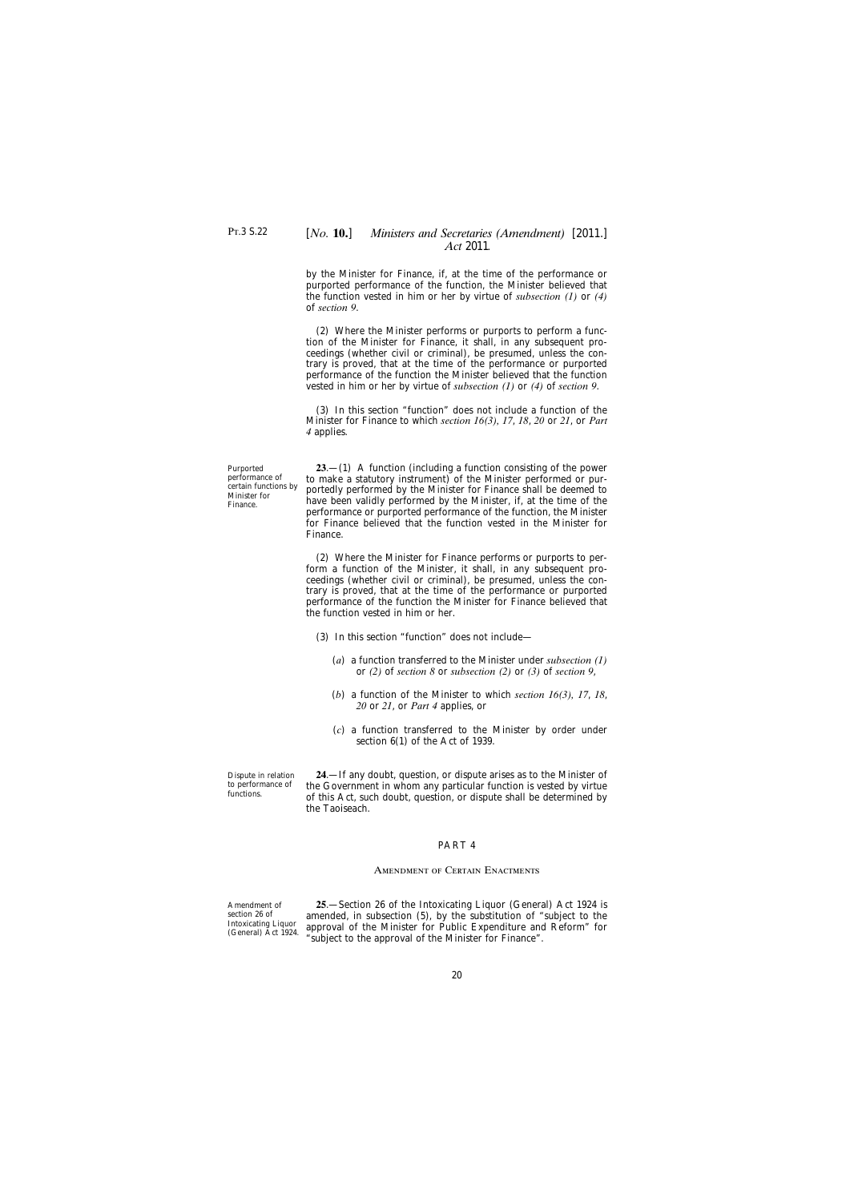by the Minister for Finance, if, at the time of the performance or purported performance of the function, the Minister believed that the function vested in him or her by virtue of *subsection (1)* or *(4)* of *section 9*.

(2) Where the Minister performs or purports to perform a function of the Minister for Finance, it shall, in any subsequent proceedings (whether civil or criminal), be presumed, unless the contrary is proved, that at the time of the performance or purported performance of the function the Minister believed that the function vested in him or her by virtue of *subsection (1)* or *(4)* of *section 9*.

(3) In this section "function" does not include a function of the Minister for Finance to which *section 16(3)*, *17*, *18*, *20* or *21*, or *Part 4* applies.

Purported performance of certain functions by Minister for Finance.

**23**.—(1) A function (including a function consisting of the power to make a statutory instrument) of the Minister performed or purportedly performed by the Minister for Finance shall be deemed to have been validly performed by the Minister, if, at the time of the performance or purported performance of the function, the Minister for Finance believed that the function vested in the Minister for Finance.

(2) Where the Minister for Finance performs or purports to perform a function of the Minister, it shall, in any subsequent proceedings (whether civil or criminal), be presumed, unless the contrary is proved, that at the time of the performance or purported performance of the function the Minister for Finance believed that the function vested in him or her.

(3) In this section "function" does not include—

(*a*) a function transferred to the Minister under *subsection (1)* or *(2)* of *section 8* or *subsection (2)* or *(3)* of *section 9*,

(*b*) a function of the Minister to which *section 16(3)*, *17*, *18*, *20* or *21*, or *Part 4* applies, or

(*c*) a function transferred to the Minister by order under section 6(1) of the Act of 1939.

Dispute in relation to performance of functions.

**24**.—If any doubt, question, or dispute arises as to the Minister of the Government in whom any particular function is vested by virtue of this Act, such doubt, question, or dispute shall be determined by the Taoiseach.

## PART 4

### Amendment of Certain Enactments

Amendment of section 26 of Intoxicating Liquor (General) Act 1924.

**25**.—Section 26 of the Intoxicating Liquor (General) Act 1924 is amended, in subsection (5), by the substitution of "subject to the approval of the Minister for Public Expenditure and Reform" for "subject to the approval of the Minister for Finance".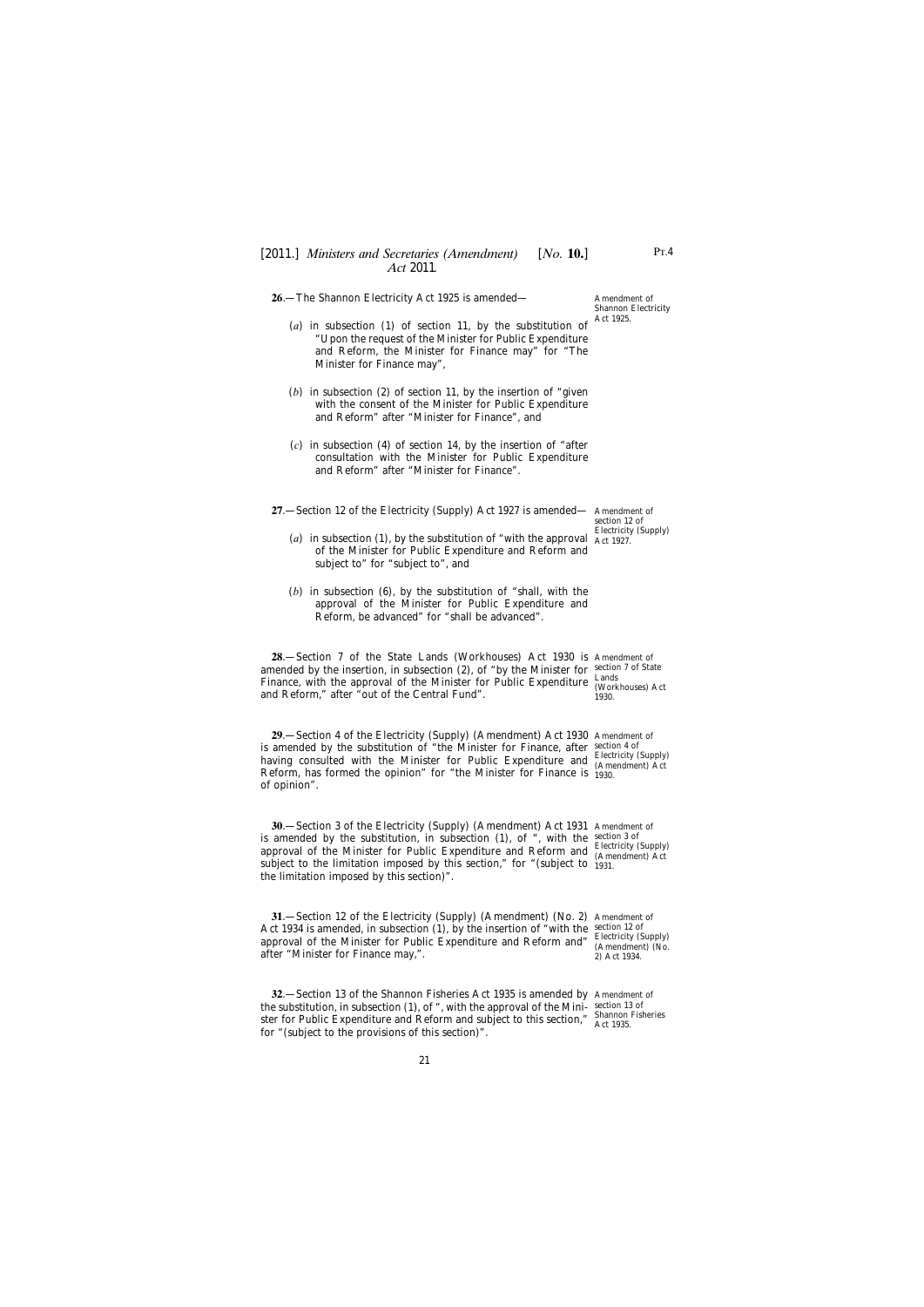**26**.—The Shannon Electricity Act 1925 is amended—

Amendment of Shannon Electricity Act 1925.

(*a*) in subsection (1) of section 11, by the substitution of "Upon the request of the Minister for Public Expenditure and Reform, the Minister for Finance may" for "The Minister for Finance may",

(*b*) in subsection (2) of section 11, by the insertion of "given with the consent of the Minister for Public Expenditure and Reform" after "Minister for Finance", and

(*c*) in subsection (4) of section 14, by the insertion of "after consultation with the Minister for Public Expenditure and Reform" after "Minister for Finance".

**27**.—Section 12 of the Electricity (Supply) Act 1927 is amended—

Amendment of section 12 of Electricity (Supply) Act 1927.

(*a*) in subsection (1), by the substitution of "with the approval of the Minister for Public Expenditure and Reform and subject to" for "subject to", and

(*b*) in subsection (6), by the substitution of "shall, with the approval of the Minister for Public Expenditure and Reform, be advanced" for "shall be advanced".

**28**.—Section 7 of the State Lands (Workhouses) Act 1930 is amended by the insertion, in subsection (2), of "by the Minister for Finance, with the approval of the Minister for Public Expenditure and Reform," after "out of the Central Fund".

Amendment of section 7 of State Lands (Workhouses) Act 1930.

**29**.—Section 4 of the Electricity (Supply) (Amendment) Act 1930 is amended by the substitution of "the Minister for Finance, after having consulted with the Minister for Public Expenditure and Reform, has formed the opinion" for "the Minister for Finance is of opinion".

Amendment of section 4 of Electricity (Supply) (Amendment) Act 1930.

**30**.—Section 3 of the Electricity (Supply) (Amendment) Act 1931 is amended by the substitution, in subsection (1), of ", with the approval of the Minister for Public Expenditure and Reform and subject to the limitation imposed by this section," for "(subject to the limitation imposed by this section)".

Amendment of section 3 of Electricity (Supply) (Amendment) Act 1931.

**31**.—Section 12 of the Electricity (Supply) (Amendment) (No. 2) Act 1934 is amended, in subsection (1), by the insertion of "with the approval of the Minister for Public Expenditure and Reform and" after "Minister for Finance may,".

Amendment of section 12 of Electricity (Supply) (Amendment) (No. 2) Act 1934.

**32**.—Section 13 of the Shannon Fisheries Act 1935 is amended by the substitution, in subsection (1), of ", with the approval of the Minister for Public Expenditure and Reform and subject to this section," for "(subject to the provisions of this section)".

Amendment of section 13 of Shannon Fisheries Act 1935.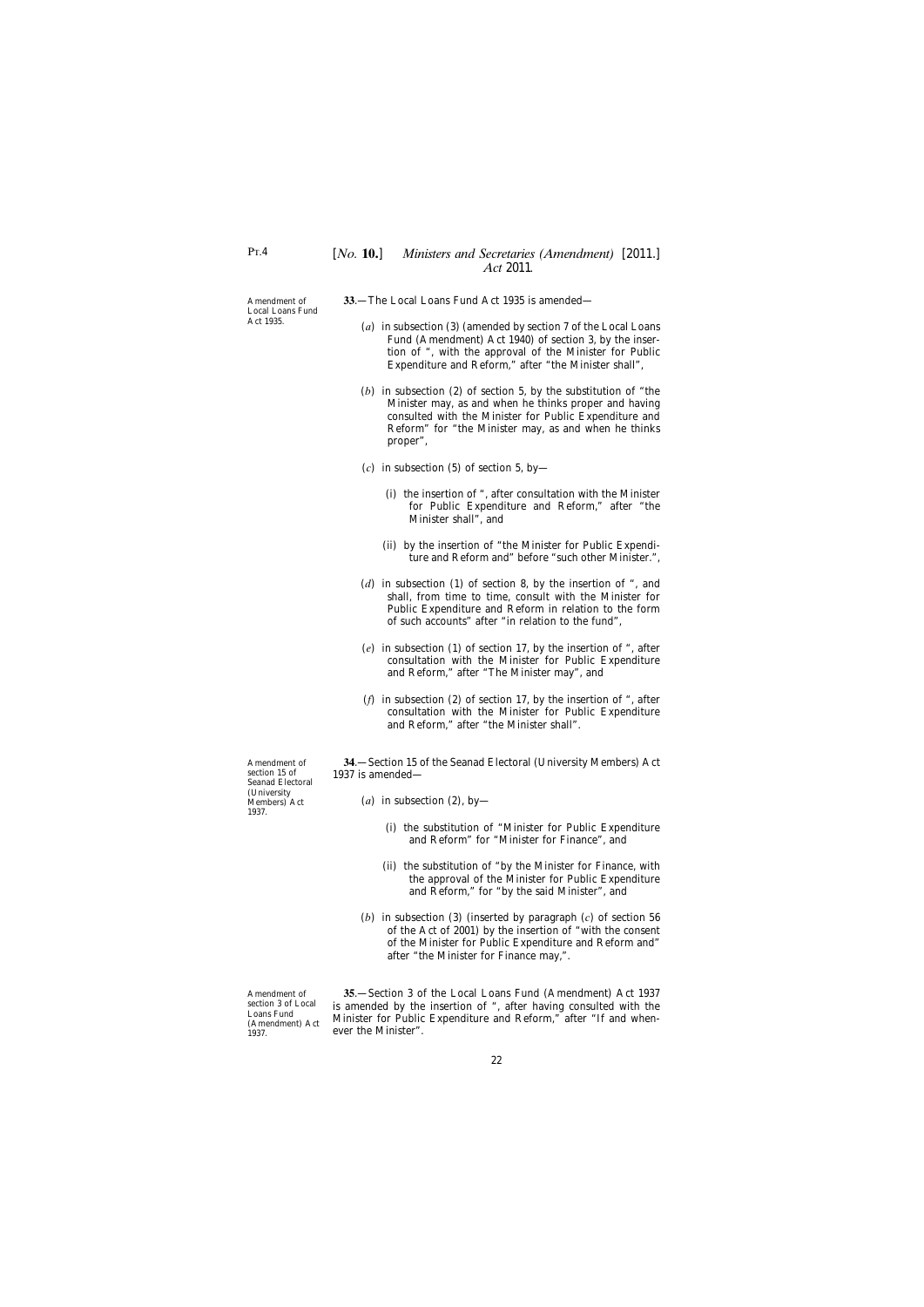Amendment of Local Loans Fund Act 1935.

**33**.—The Local Loans Fund Act 1935 is amended—

(*a*) in subsection (3) (amended by section 7 of the Local Loans Fund (Amendment) Act 1940) of section 3, by the insertion of ", with the approval of the Minister for Public Expenditure and Reform," after "the Minister shall",

(*b*) in subsection (2) of section 5, by the substitution of "the Minister may, as and when he thinks proper and having consulted with the Minister for Public Expenditure and Reform" for "the Minister may, as and when he thinks proper",

(*c*) in subsection (5) of section 5, by—

(i) the insertion of ", after consultation with the Minister for Public Expenditure and Reform," after "the Minister shall", and

(ii) by the insertion of "the Minister for Public Expenditure and Reform and" before "such other Minister.",

(*d*) in subsection (1) of section 8, by the insertion of ", and shall, from time to time, consult with the Minister for Public Expenditure and Reform in relation to the form of such accounts" after "in relation to the fund",

(*e*) in subsection (1) of section 17, by the insertion of ", after consultation with the Minister for Public Expenditure and Reform," after "The Minister may", and

(*f*) in subsection (2) of section 17, by the insertion of ", after consultation with the Minister for Public Expenditure and Reform," after "the Minister shall".

Amendment of section 15 of Seanad Electoral (University Members) Act 1937.

**34**.—Section 15 of the Seanad Electoral (University Members) Act 1937 is amended—

(*a*) in subsection (2), by—

(i) the substitution of "Minister for Public Expenditure and Reform" for "Minister for Finance", and

(ii) the substitution of "by the Minister for Finance, with the approval of the Minister for Public Expenditure and Reform," for "by the said Minister", and

(*b*) in subsection (3) (inserted by paragraph (*c*) of section 56 of the Act of 2001) by the insertion of "with the consent of the Minister for Public Expenditure and Reform and" after "the Minister for Finance may,".

Amendment of section 3 of Local Loans Fund (Amendment) Act 1937.

**35**.—Section 3 of the Local Loans Fund (Amendment) Act 1937 is amended by the insertion of ", after having consulted with the Minister for Public Expenditure and Reform," after "If and whenever the Minister".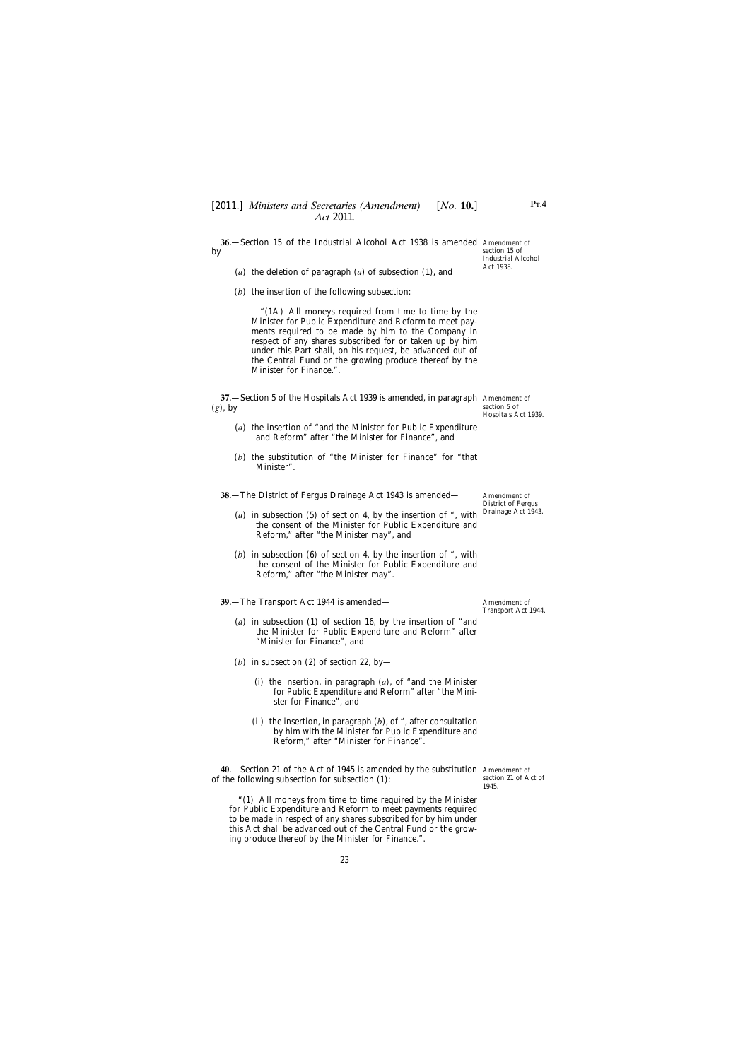**36**.—Section 15 of the Industrial Alcohol Act 1938 is amended by—

Amendment of section 15 of Industrial Alcohol Act 1938.

(*a*) the deletion of paragraph (*a*) of subsection (1), and

(*b*) the insertion of the following subsection:

"(1A) All moneys required from time to time by the Minister for Public Expenditure and Reform to meet payments required to be made by him to the Company in respect of any shares subscribed for or taken up by him under this Part shall, on his request, be advanced out of the Central Fund or the growing produce thereof by the Minister for Finance.".

**37**.—Section 5 of the Hospitals Act 1939 is amended, in paragraph (*g*), by—

Amendment of section 5 of Hospitals Act 1939.

(*a*) the insertion of "and the Minister for Public Expenditure and Reform" after "the Minister for Finance", and

(*b*) the substitution of "the Minister for Finance" for "that Minister".

**38**.—The District of Fergus Drainage Act 1943 is amended—

Amendment of District of Fergus Drainage Act 1943.

(*a*) in subsection (5) of section 4, by the insertion of ", with the consent of the Minister for Public Expenditure and Reform," after "the Minister may", and

(*b*) in subsection (6) of section 4, by the insertion of ", with the consent of the Minister for Public Expenditure and Reform," after "the Minister may".

**39**.—The Transport Act 1944 is amended—

Amendment of Transport Act 1944.

(*a*) in subsection (1) of section 16, by the insertion of "and the Minister for Public Expenditure and Reform" after "Minister for Finance", and

(*b*) in subsection (2) of section 22, by—

(i) the insertion, in paragraph (*a*), of "and the Minister for Public Expenditure and Reform" after "the Minister for Finance", and

(ii) the insertion, in paragraph (*b*), of ", after consultation by him with the Minister for Public Expenditure and Reform," after "Minister for Finance".

**40**.—Section 21 of the Act of 1945 is amended by the substitution of the following subsection for subsection (1):

Amendment of section 21 of Act of 1945.

"(1) All moneys from time to time required by the Minister for Public Expenditure and Reform to meet payments required to be made in respect of any shares subscribed for by him under this Act shall be advanced out of the Central Fund or the growing produce thereof by the Minister for Finance.".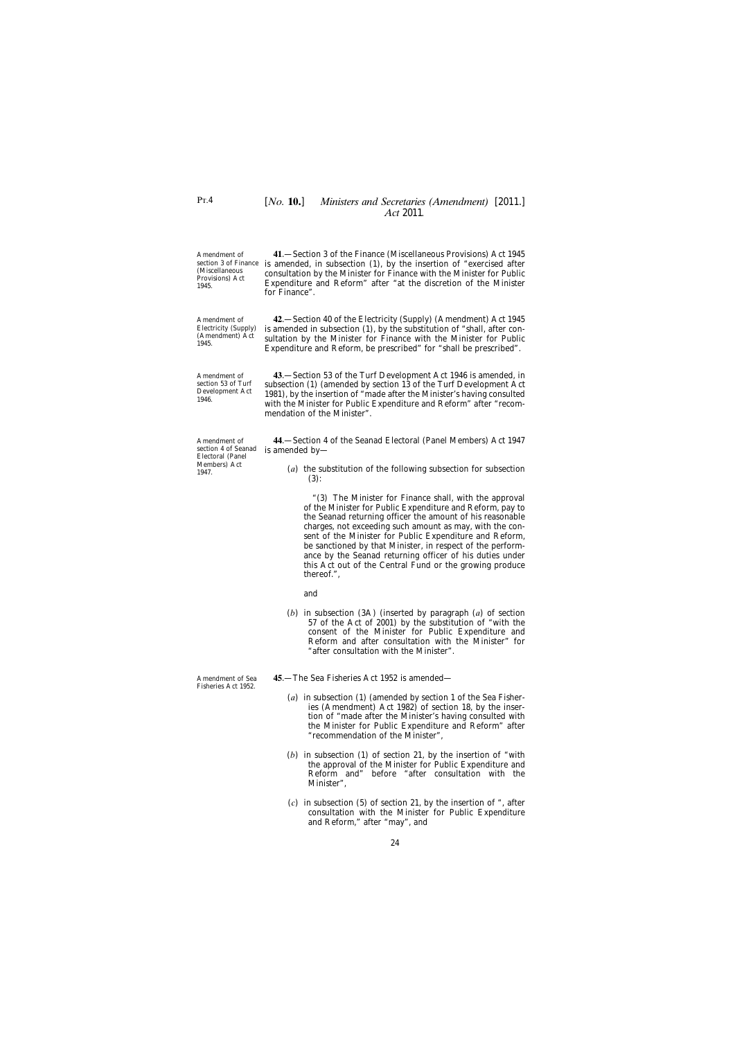Amendment of section 3 of Finance (Miscellaneous Provisions) Act 1945.

**41**.—Section 3 of the Finance (Miscellaneous Provisions) Act 1945 is amended, in subsection (1), by the insertion of "exercised after consultation by the Minister for Finance with the Minister for Public Expenditure and Reform" after "at the discretion of the Minister for Finance".

Amendment of Electricity (Supply) (Amendment) Act 1945.

**42**.—Section 40 of the Electricity (Supply) (Amendment) Act 1945 is amended in subsection (1), by the substitution of "shall, after consultation by the Minister for Finance with the Minister for Public Expenditure and Reform, be prescribed" for "shall be prescribed".

Amendment of section 53 of Turf Development Act 1946.

**43**.—Section 53 of the Turf Development Act 1946 is amended, in subsection (1) (amended by section 13 of the Turf Development Act 1981), by the insertion of "made after the Minister's having consulted with the Minister for Public Expenditure and Reform" after "recommendation of the Minister".

Amendment of section 4 of Seanad Electoral (Panel Members) Act 1947.

**44**.—Section 4 of the Seanad Electoral (Panel Members) Act 1947 is amended by—

(*a*) the substitution of the following subsection for subsection (3):

"(3) The Minister for Finance shall, with the approval of the Minister for Public Expenditure and Reform, pay to the Seanad returning officer the amount of his reasonable charges, not exceeding such amount as may, with the consent of the Minister for Public Expenditure and Reform, be sanctioned by that Minister, in respect of the performance by the Seanad returning officer of his duties under this Act out of the Central Fund or the growing produce thereof.",

and

(*b*) in subsection (3A) (inserted by paragraph (*a*) of section 57 of the Act of 2001) by the substitution of "with the consent of the Minister for Public Expenditure and Reform and after consultation with the Minister" for "after consultation with the Minister".

Amendment of Sea Fisheries Act 1952.

**45**.—The Sea Fisheries Act 1952 is amended—

(*a*) in subsection (1) (amended by section 1 of the Sea Fisheries (Amendment) Act 1982) of section 18, by the insertion of "made after the Minister's having consulted with the Minister for Public Expenditure and Reform" after "recommendation of the Minister",

(*b*) in subsection (1) of section 21, by the insertion of "with the approval of the Minister for Public Expenditure and Reform and" before "after consultation with the Minister",

(*c*) in subsection (5) of section 21, by the insertion of ", after consultation with the Minister for Public Expenditure and Reform," after "may", and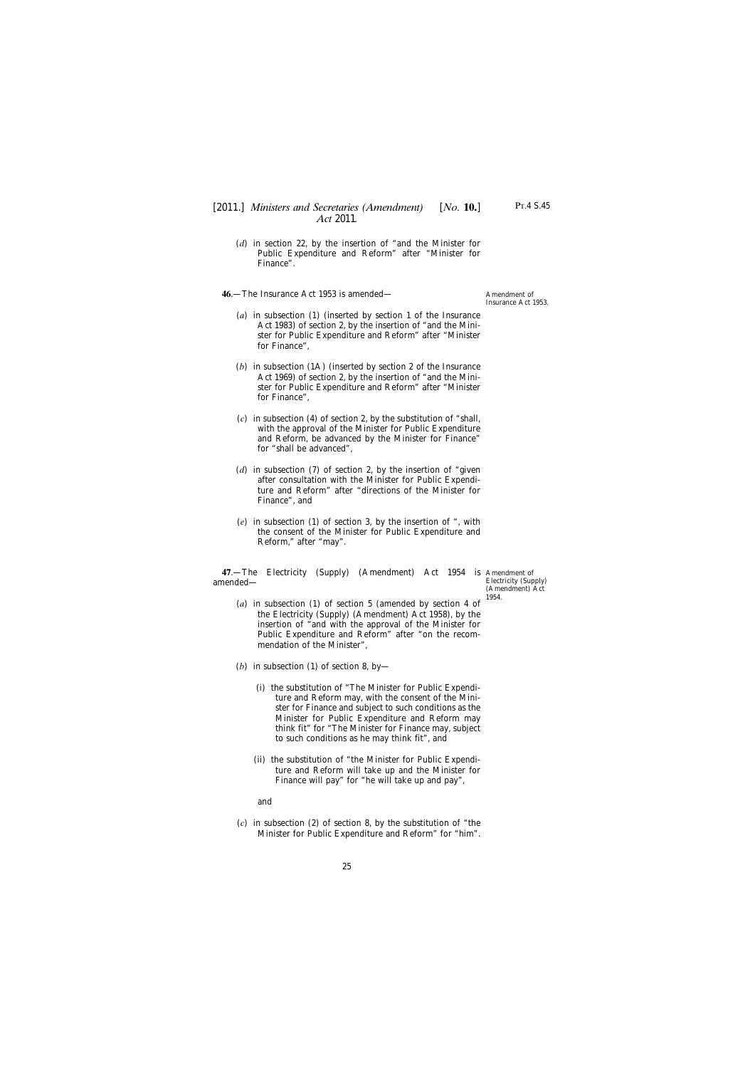(*d*) in section 22, by the insertion of "and the Minister for Public Expenditure and Reform" after "Minister for Finance".

Amendment of Insurance Act 1953.

**46**.—The Insurance Act 1953 is amended—

(*a*) in subsection (1) (inserted by section 1 of the Insurance Act 1983) of section 2, by the insertion of "and the Minister for Public Expenditure and Reform" after "Minister for Finance",

(*b*) in subsection (1A) (inserted by section 2 of the Insurance Act 1969) of section 2, by the insertion of "and the Minister for Public Expenditure and Reform" after "Minister for Finance",

(*c*) in subsection (4) of section 2, by the substitution of "shall, with the approval of the Minister for Public Expenditure and Reform, be advanced by the Minister for Finance" for "shall be advanced",

(*d*) in subsection (7) of section 2, by the insertion of "given after consultation with the Minister for Public Expenditure and Reform" after "directions of the Minister for Finance", and

(*e*) in subsection (1) of section 3, by the insertion of ", with the consent of the Minister for Public Expenditure and Reform," after "may".

Amendment of Electricity (Supply) (Amendment) Act 1954.

**47**.—The Electricity (Supply) (Amendment) Act 1954 is amended—

(*a*) in subsection (1) of section 5 (amended by section 4 of the Electricity (Supply) (Amendment) Act 1958), by the insertion of "and with the approval of the Minister for Public Expenditure and Reform" after "on the recommendation of the Minister",

(*b*) in subsection (1) of section 8, by—

(i) the substitution of "The Minister for Public Expenditure and Reform may, with the consent of the Minister for Finance and subject to such conditions as the Minister for Public Expenditure and Reform may think fit" for "The Minister for Finance may, subject to such conditions as he may think fit", and

(ii) the substitution of "the Minister for Public Expenditure and Reform will take up and the Minister for Finance will pay" for "he will take up and pay",

and

(*c*) in subsection (2) of section 8, by the substitution of "the Minister for Public Expenditure and Reform" for "him".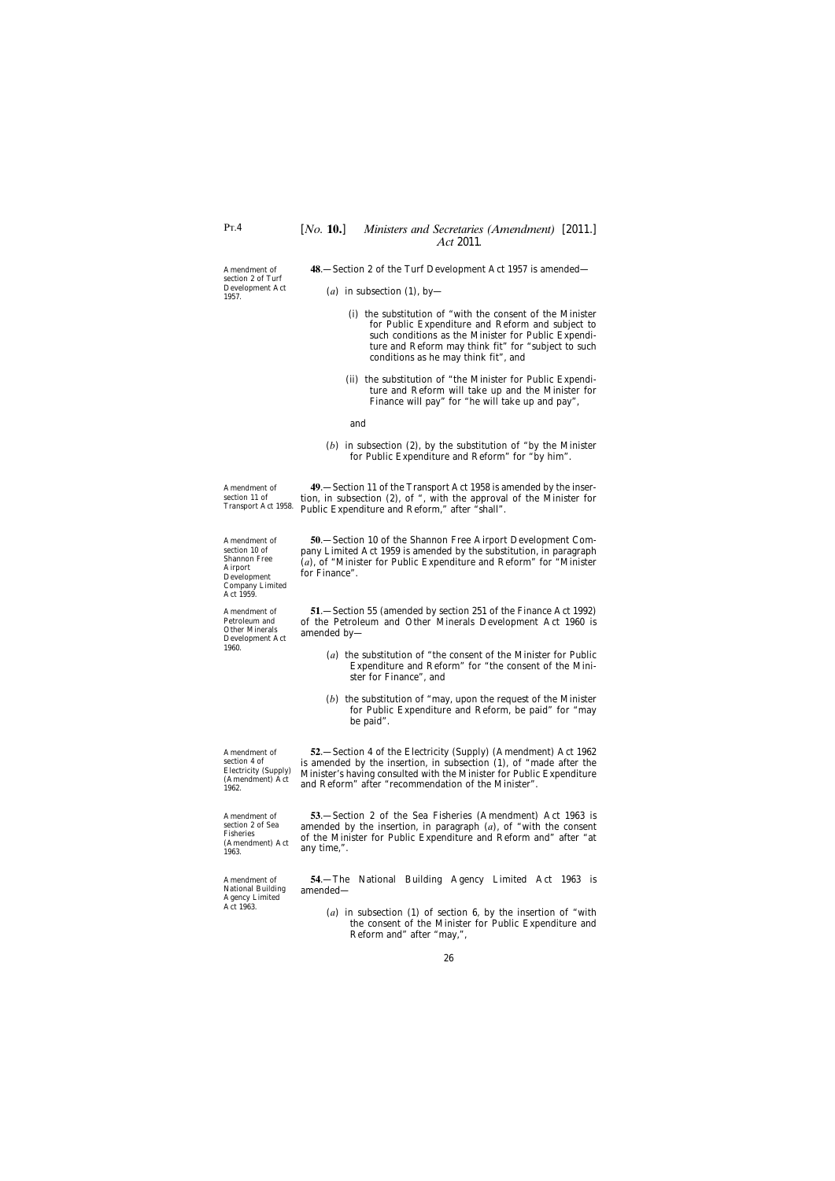Amendment of section 2 of Turf Development Act 1957.

**48**.—Section 2 of the Turf Development Act 1957 is amended—

(*a*) in subsection (1), by—

(i) the substitution of "with the consent of the Minister for Public Expenditure and Reform and subject to such conditions as the Minister for Public Expenditure and Reform may think fit" for "subject to such conditions as he may think fit", and

(ii) the substitution of "the Minister for Public Expenditure and Reform will take up and the Minister for Finance will pay" for "he will take up and pay",

and

(*b*) in subsection (2), by the substitution of "by the Minister for Public Expenditure and Reform" for "by him".

Amendment of section 11 of Transport Act 1958.

**49**.—Section 11 of the Transport Act 1958 is amended by the insertion, in subsection (2), of ", with the approval of the Minister for Public Expenditure and Reform," after "shall".

Amendment of section 10 of Shannon Free Airport Development Company Limited Act 1959.

**50**.—Section 10 of the Shannon Free Airport Development Company Limited Act 1959 is amended by the substitution, in paragraph (*a*), of "Minister for Public Expenditure and Reform" for "Minister for Finance".

Amendment of Petroleum and Other Minerals Development Act 1960.

**51**.—Section 55 (amended by section 251 of the Finance Act 1992) of the Petroleum and Other Minerals Development Act 1960 is amended by—

(*a*) the substitution of "the consent of the Minister for Public Expenditure and Reform" for "the consent of the Minister for Finance", and

(*b*) the substitution of "may, upon the request of the Minister for Public Expenditure and Reform, be paid" for "may be paid".

Amendment of section 4 of Electricity (Supply) (Amendment) Act 1962.

**52**.—Section 4 of the Electricity (Supply) (Amendment) Act 1962 is amended by the insertion, in subsection (1), of "made after the Minister's having consulted with the Minister for Public Expenditure and Reform" after "recommendation of the Minister".

Amendment of section 2 of Sea Fisheries (Amendment) Act 1963.

**53**.—Section 2 of the Sea Fisheries (Amendment) Act 1963 is amended by the insertion, in paragraph (*a*), of "with the consent of the Minister for Public Expenditure and Reform and" after "at any time,".

Amendment of National Building Agency Limited Act 1963.

**54**.—The National Building Agency Limited Act 1963 is amended—

(*a*) in subsection (1) of section 6, by the insertion of "with the consent of the Minister for Public Expenditure and Reform and" after "may,",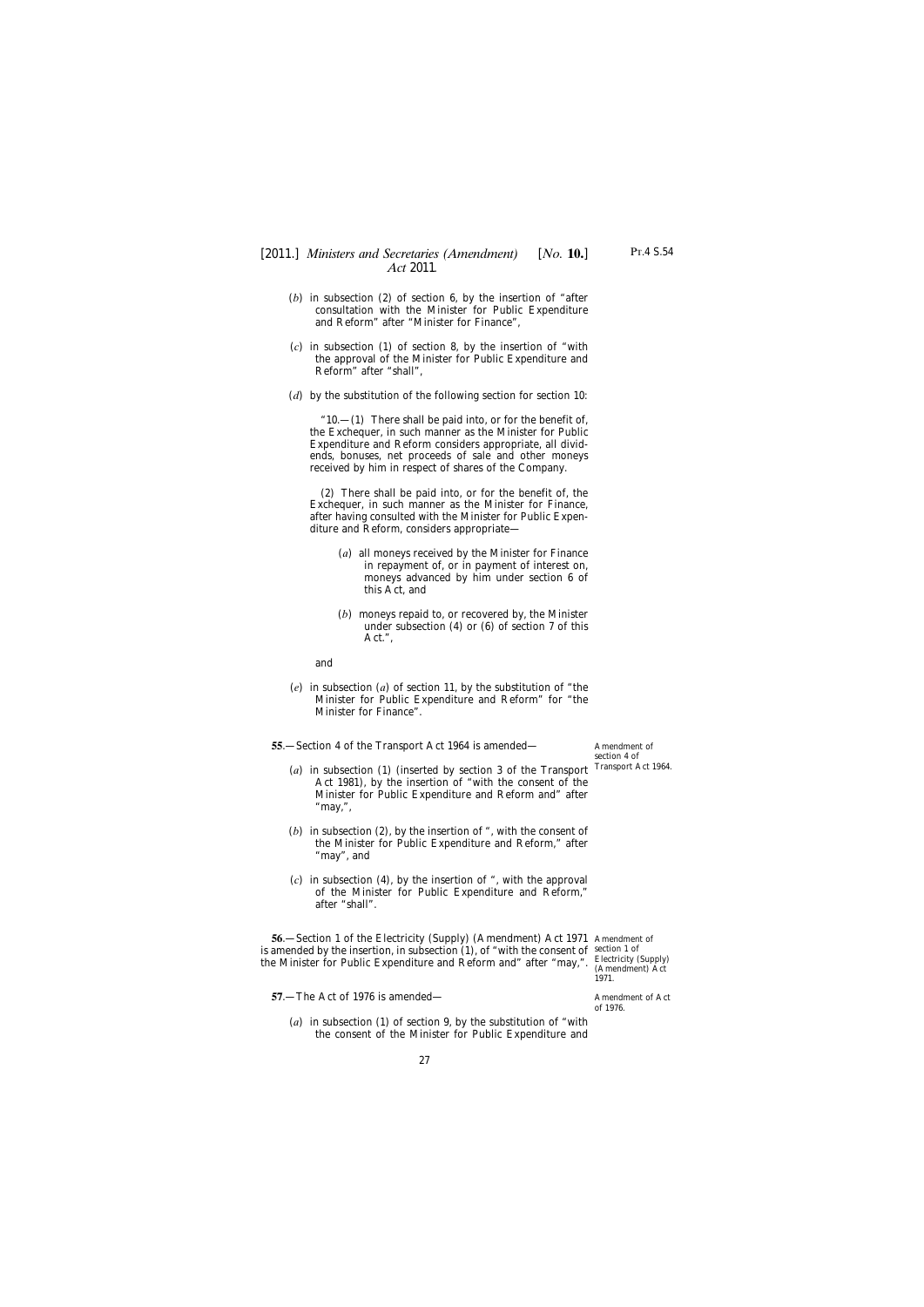(*b*) in subsection (2) of section 6, by the insertion of "after consultation with the Minister for Public Expenditure and Reform" after "Minister for Finance",

(*c*) in subsection (1) of section 8, by the insertion of "with the approval of the Minister for Public Expenditure and Reform" after "shall",

(*d*) by the substitution of the following section for section 10:

"10.—(1) There shall be paid into, or for the benefit of, the Exchequer, in such manner as the Minister for Public Expenditure and Reform considers appropriate, all dividends, bonuses, net proceeds of sale and other moneys received by him in respect of shares of the Company.

(2) There shall be paid into, or for the benefit of, the Exchequer, in such manner as the Minister for Finance, after having consulted with the Minister for Public Expenditure and Reform, considers appropriate—

(*a*) all moneys received by the Minister for Finance in repayment of, or in payment of interest on, moneys advanced by him under section 6 of this Act, and

(*b*) moneys repaid to, or recovered by, the Minister under subsection (4) or (6) of section 7 of this Act.",

and

(*e*) in subsection (*a*) of section 11, by the substitution of "the Minister for Public Expenditure and Reform" for "the Minister for Finance".

Amendment of section 4 of Transport Act 1964.

**55**.—Section 4 of the Transport Act 1964 is amended—

(*a*) in subsection (1) (inserted by section 3 of the Transport Act 1981), by the insertion of "with the consent of the Minister for Public Expenditure and Reform and" after "may,",

(*b*) in subsection (2), by the insertion of ", with the consent of the Minister for Public Expenditure and Reform," after "may", and

(*c*) in subsection (4), by the insertion of ", with the approval of the Minister for Public Expenditure and Reform," after "shall".

Amendment of section 1 of Electricity (Supply) (Amendment) Act 1971.

**56**.—Section 1 of the Electricity (Supply) (Amendment) Act 1971 is amended by the insertion, in subsection (1), of "with the consent of the Minister for Public Expenditure and Reform and" after "may,".

Amendment of Act of 1976.

**57**.—The Act of 1976 is amended—

(*a*) in subsection (1) of section 9, by the substitution of "with the consent of the Minister for Public Expenditure and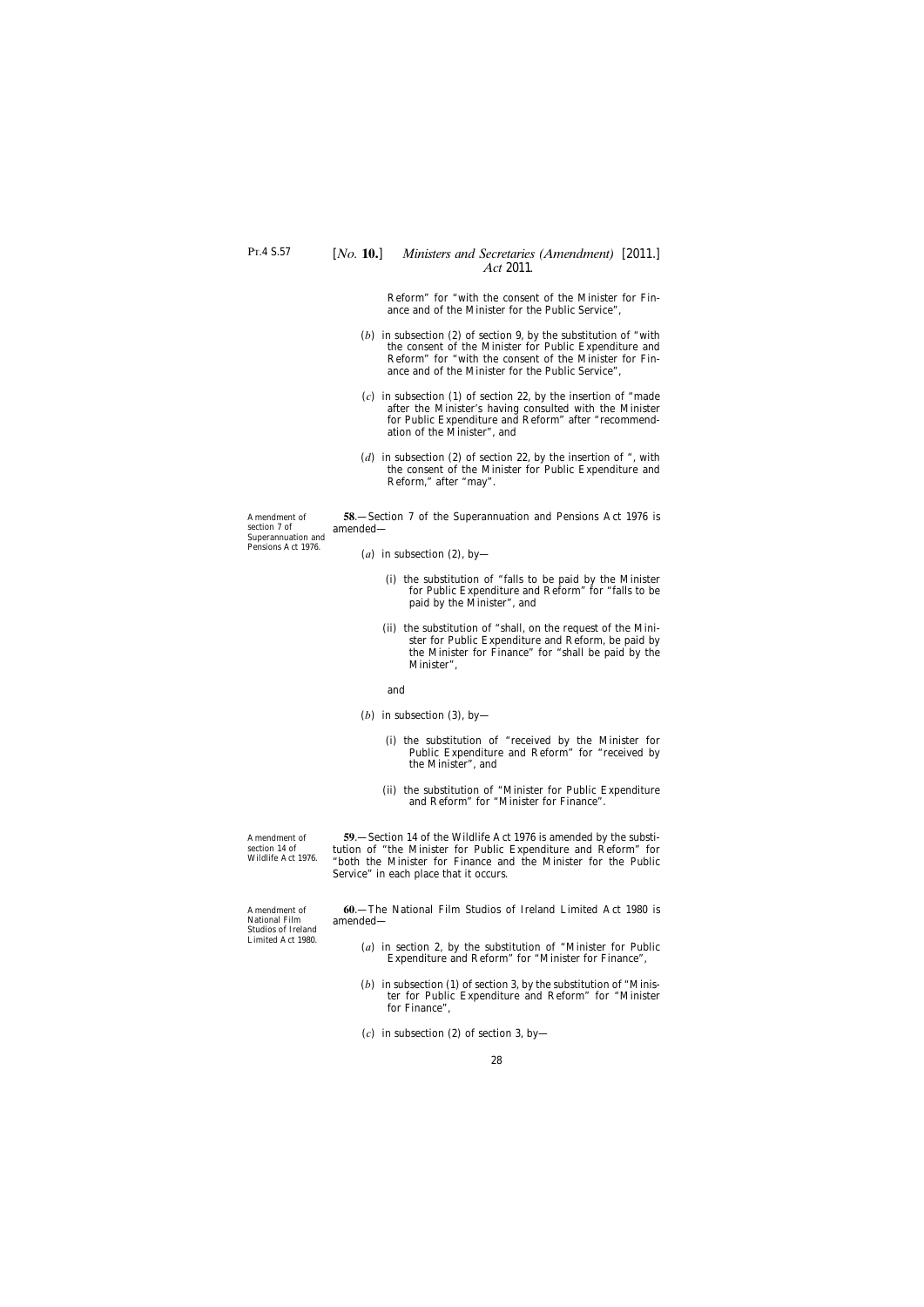Reform" for "with the consent of the Minister for Finance and of the Minister for the Public Service",

(*b*) in subsection (2) of section 9, by the substitution of "with the consent of the Minister for Public Expenditure and Reform" for "with the consent of the Minister for Finance and of the Minister for the Public Service",

(*c*) in subsection (1) of section 22, by the insertion of "made after the Minister's having consulted with the Minister for Public Expenditure and Reform" after "recommendation of the Minister", and

(*d*) in subsection (2) of section 22, by the insertion of ", with the consent of the Minister for Public Expenditure and Reform," after "may".

Amendment of section 7 of Superannuation and Pensions Act 1976.

**58**.—Section 7 of the Superannuation and Pensions Act 1976 is amended—

(*a*) in subsection (2), by—

(i) the substitution of "falls to be paid by the Minister for Public Expenditure and Reform" for "falls to be paid by the Minister", and

(ii) the substitution of "shall, on the request of the Minister for Public Expenditure and Reform, be paid by the Minister for Finance" for "shall be paid by the Minister",

and

(*b*) in subsection (3), by—

(i) the substitution of "received by the Minister for Public Expenditure and Reform" for "received by the Minister", and

(ii) the substitution of "Minister for Public Expenditure and Reform" for "Minister for Finance".

Amendment of section 14 of Wildlife Act 1976.

**59**.—Section 14 of the Wildlife Act 1976 is amended by the substitution of "the Minister for Public Expenditure and Reform" for "both the Minister for Finance and the Minister for the Public Service" in each place that it occurs.

Amendment of National Film Studios of Ireland Limited Act 1980.

**60**.—The National Film Studios of Ireland Limited Act 1980 is amended—

(*a*) in section 2, by the substitution of "Minister for Public Expenditure and Reform" for "Minister for Finance",

(*b*) in subsection (1) of section 3, by the substitution of "Minister for Public Expenditure and Reform" for "Minister for Finance",

(*c*) in subsection (2) of section 3, by—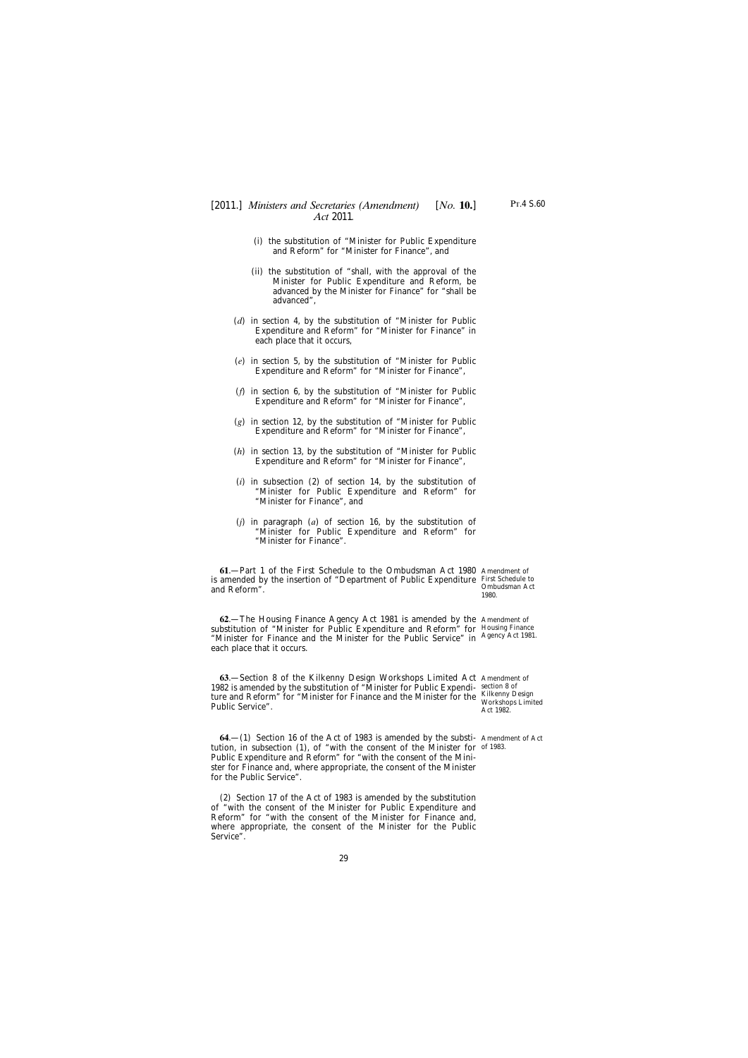(i) the substitution of "Minister for Public Expenditure and Reform" for "Minister for Finance", and

(ii) the substitution of "shall, with the approval of the Minister for Public Expenditure and Reform, be advanced by the Minister for Finance" for "shall be advanced",

(*d*) in section 4, by the substitution of "Minister for Public Expenditure and Reform" for "Minister for Finance" in each place that it occurs,

(*e*) in section 5, by the substitution of "Minister for Public Expenditure and Reform" for "Minister for Finance",

(*f*) in section 6, by the substitution of "Minister for Public Expenditure and Reform" for "Minister for Finance",

(*g*) in section 12, by the substitution of "Minister for Public Expenditure and Reform" for "Minister for Finance",

(*h*) in section 13, by the substitution of "Minister for Public Expenditure and Reform" for "Minister for Finance",

(*i*) in subsection (2) of section 14, by the substitution of "Minister for Public Expenditure and Reform" for "Minister for Finance", and

(*j*) in paragraph (*a*) of section 16, by the substitution of "Minister for Public Expenditure and Reform" for "Minister for Finance".

Amendment of First Schedule to Ombudsman Act 1980.

**61**.—Part 1 of the First Schedule to the Ombudsman Act 1980 is amended by the insertion of "Department of Public Expenditure and Reform".

Amendment of Housing Finance Agency Act 1981.

**62**.—The Housing Finance Agency Act 1981 is amended by the substitution of "Minister for Public Expenditure and Reform" for "Minister for Finance and the Minister for the Public Service" in each place that it occurs.

Amendment of section 8 of Kilkenny Design Workshops Limited Act 1982.

**63**.—Section 8 of the Kilkenny Design Workshops Limited Act 1982 is amended by the substitution of "Minister for Public Expenditure and Reform" for "Minister for Finance and the Minister for the Public Service".

Amendment of Act of 1983.

**64**.—(1) Section 16 of the Act of 1983 is amended by the substitution, in subsection (1), of "with the consent of the Minister for Public Expenditure and Reform" for "with the consent of the Minister for Finance and, where appropriate, the consent of the Minister for the Public Service".

(2) Section 17 of the Act of 1983 is amended by the substitution of "with the consent of the Minister for Public Expenditure and Reform" for "with the consent of the Minister for Finance and, where appropriate, the consent of the Minister for the Public Service".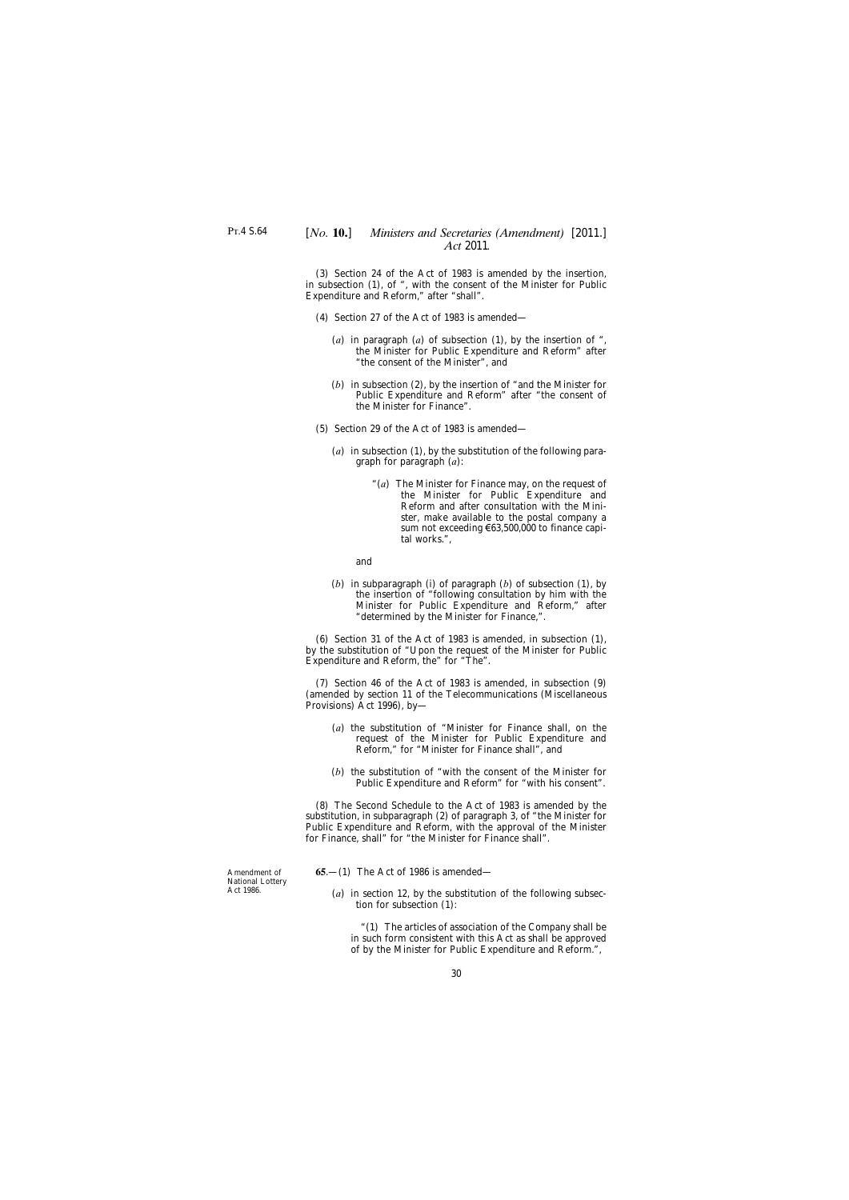(3) Section 24 of the Act of 1983 is amended by the insertion, in subsection (1), of ", with the consent of the Minister for Public Expenditure and Reform," after "shall".

(4) Section 27 of the Act of 1983 is amended—

(*a*) in paragraph (*a*) of subsection (1), by the insertion of ", the Minister for Public Expenditure and Reform" after "the consent of the Minister", and

(*b*) in subsection (2), by the insertion of "and the Minister for Public Expenditure and Reform" after "the consent of the Minister for Finance".

(5) Section 29 of the Act of 1983 is amended—

(*a*) in subsection (1), by the substitution of the following paragraph for paragraph (*a*):

"(*a*) The Minister for Finance may, on the request of the Minister for Public Expenditure and Reform and after consultation with the Minister, make available to the postal company a sum not exceeding €63,500,000 to finance capital works.",

and

(*b*) in subparagraph (i) of paragraph (*b*) of subsection (1), by the insertion of "following consultation by him with the Minister for Public Expenditure and Reform," after "determined by the Minister for Finance,".

(6) Section 31 of the Act of 1983 is amended, in subsection (1), by the substitution of "Upon the request of the Minister for Public Expenditure and Reform, the" for "The".

(7) Section 46 of the Act of 1983 is amended, in subsection (9) (amended by section 11 of the Telecommunications (Miscellaneous Provisions) Act 1996), by—

(*a*) the substitution of "Minister for Finance shall, on the request of the Minister for Public Expenditure and Reform," for "Minister for Finance shall", and

(*b*) the substitution of "with the consent of the Minister for Public Expenditure and Reform" for "with his consent".

(8) The Second Schedule to the Act of 1983 is amended by the substitution, in subparagraph (2) of paragraph 3, of "the Minister for Public Expenditure and Reform, with the approval of the Minister for Finance, shall" for "the Minister for Finance shall".

Amendment of National Lottery Act 1986.

**65**.—(1) The Act of 1986 is amended—

(*a*) in section 12, by the substitution of the following subsection for subsection (1):

"(1) The articles of association of the Company shall be in such form consistent with this Act as shall be approved of by the Minister for Public Expenditure and Reform.",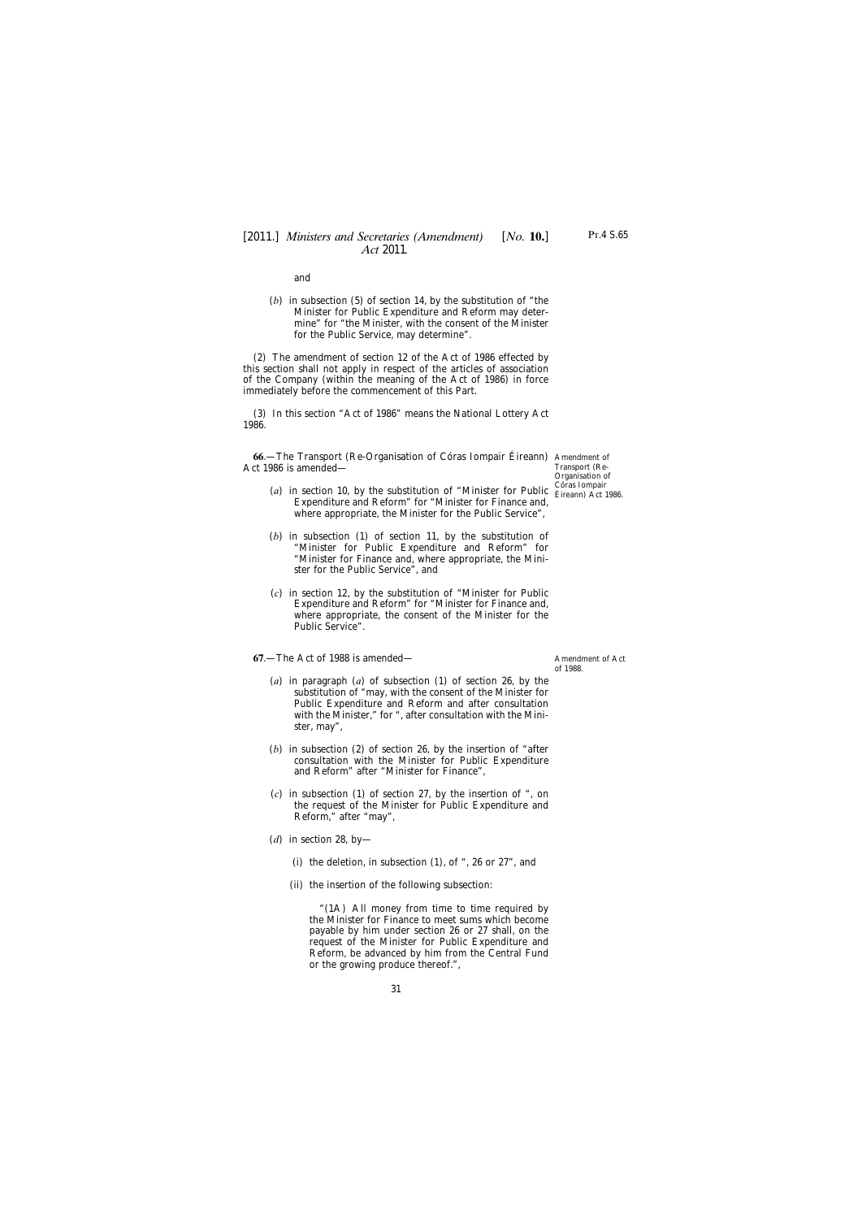and

(*b*) in subsection (5) of section 14, by the substitution of "the Minister for Public Expenditure and Reform may determine" for "the Minister, with the consent of the Minister for the Public Service, may determine".

(2) The amendment of section 12 of the Act of 1986 effected by this section shall not apply in respect of the articles of association of the Company (within the meaning of the Act of 1986) in force immediately before the commencement of this Part.

(3) In this section "Act of 1986" means the National Lottery Act 1986.

Amendment of Transport (Re-Organisation of Córas Iompair Éireann) Act 1986.

**66**.—The Transport (Re-Organisation of Córas Iompair Éireann) Act 1986 is amended—

(*a*) in section 10, by the substitution of "Minister for Public Expenditure and Reform" for "Minister for Finance and, where appropriate, the Minister for the Public Service",

(*b*) in subsection (1) of section 11, by the substitution of "Minister for Public Expenditure and Reform" for "Minister for Finance and, where appropriate, the Minister for the Public Service", and

(*c*) in section 12, by the substitution of "Minister for Public Expenditure and Reform" for "Minister for Finance and, where appropriate, the consent of the Minister for the Public Service".

Amendment of Act of 1988.

**67**.—The Act of 1988 is amended—

(*a*) in paragraph (*a*) of subsection (1) of section 26, by the substitution of "may, with the consent of the Minister for Public Expenditure and Reform and after consultation with the Minister," for ", after consultation with the Minister, may",

(*b*) in subsection (2) of section 26, by the insertion of "after consultation with the Minister for Public Expenditure and Reform" after "Minister for Finance",

(*c*) in subsection (1) of section 27, by the insertion of ", on the request of the Minister for Public Expenditure and Reform," after "may",

(*d*) in section 28, by—

(i) the deletion, in subsection (1), of ", 26 or 27", and

(ii) the insertion of the following subsection:

"(1A) All money from time to time required by the Minister for Finance to meet sums which become payable by him under section 26 or 27 shall, on the request of the Minister for Public Expenditure and Reform, be advanced by him from the Central Fund or the growing produce thereof.",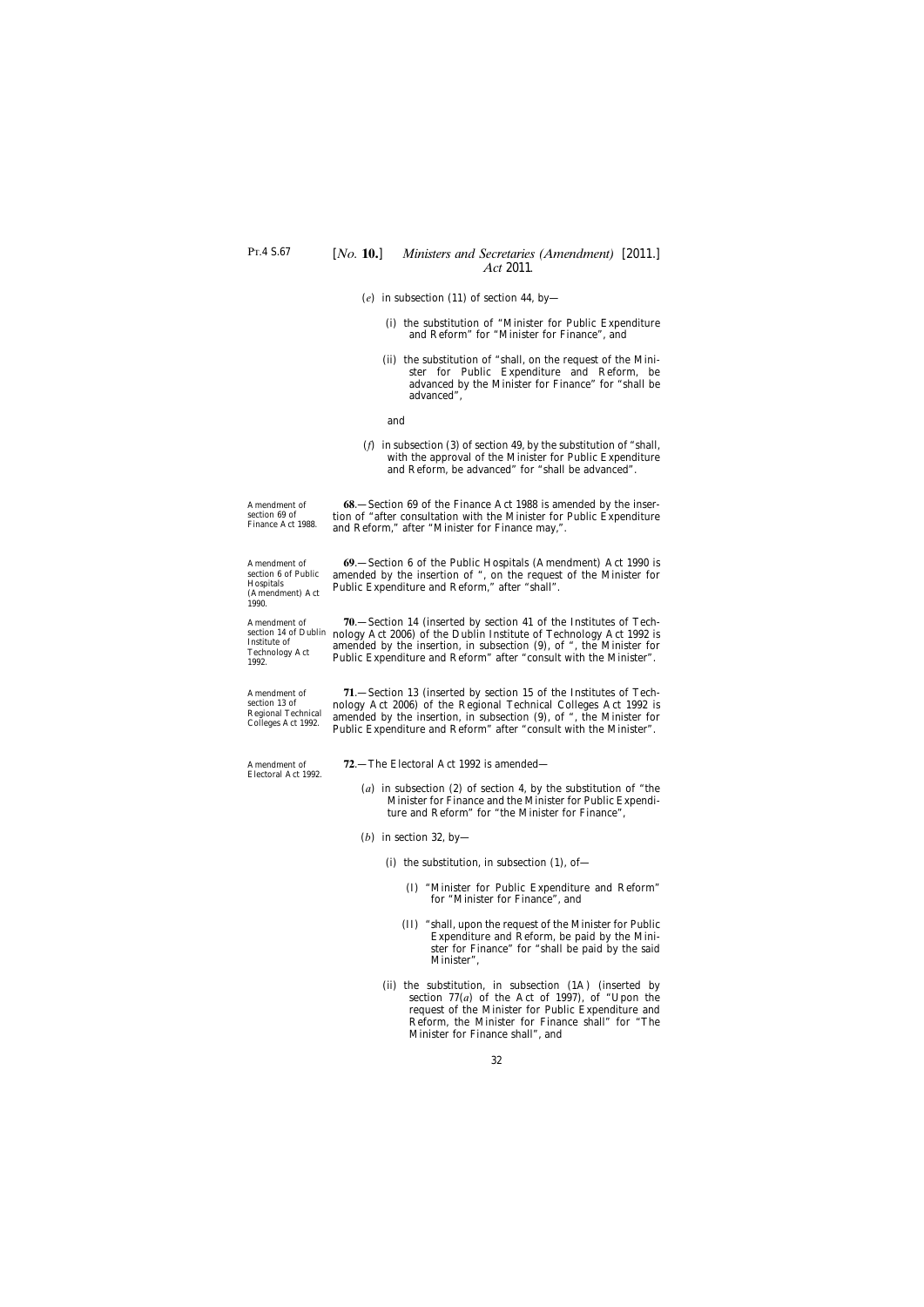(*e*) in subsection (11) of section 44, by—

(i) the substitution of "Minister for Public Expenditure and Reform" for "Minister for Finance", and

(ii) the substitution of "shall, on the request of the Minister for Public Expenditure and Reform, be advanced by the Minister for Finance" for "shall be advanced",

and

(*f*) in subsection (3) of section 49, by the substitution of "shall, with the approval of the Minister for Public Expenditure and Reform, be advanced" for "shall be advanced".

Amendment of section 69 of Finance Act 1988.

**68**.—Section 69 of the Finance Act 1988 is amended by the insertion of "after consultation with the Minister for Public Expenditure and Reform," after "Minister for Finance may,".

Amendment of section 6 of Public Hospitals (Amendment) Act 1990.

**69**.—Section 6 of the Public Hospitals (Amendment) Act 1990 is amended by the insertion of ", on the request of the Minister for Public Expenditure and Reform," after "shall".

Amendment of section 14 of Dublin Institute of Technology Act 1992.

**70**.—Section 14 (inserted by section 41 of the Institutes of Technology Act 2006) of the Dublin Institute of Technology Act 1992 is amended by the insertion, in subsection (9), of ", the Minister for Public Expenditure and Reform" after "consult with the Minister".

Amendment of section 13 of Regional Technical Colleges Act 1992.

**71**.—Section 13 (inserted by section 15 of the Institutes of Technology Act 2006) of the Regional Technical Colleges Act 1992 is amended by the insertion, in subsection (9), of ", the Minister for Public Expenditure and Reform" after "consult with the Minister".

Amendment of Electoral Act 1992.

**72**.—The Electoral Act 1992 is amended—

(*a*) in subsection (2) of section 4, by the substitution of "the Minister for Finance and the Minister for Public Expenditure and Reform" for "the Minister for Finance",

(*b*) in section 32, by—

(i) the substitution, in subsection (1), of—

(I) "Minister for Public Expenditure and Reform" for "Minister for Finance", and

(II) "shall, upon the request of the Minister for Public Expenditure and Reform, be paid by the Minister for Finance" for "shall be paid by the said Minister",

(ii) the substitution, in subsection (1A) (inserted by section 77(*a*) of the Act of 1997), of "Upon the request of the Minister for Public Expenditure and Reform, the Minister for Finance shall" for "The Minister for Finance shall", and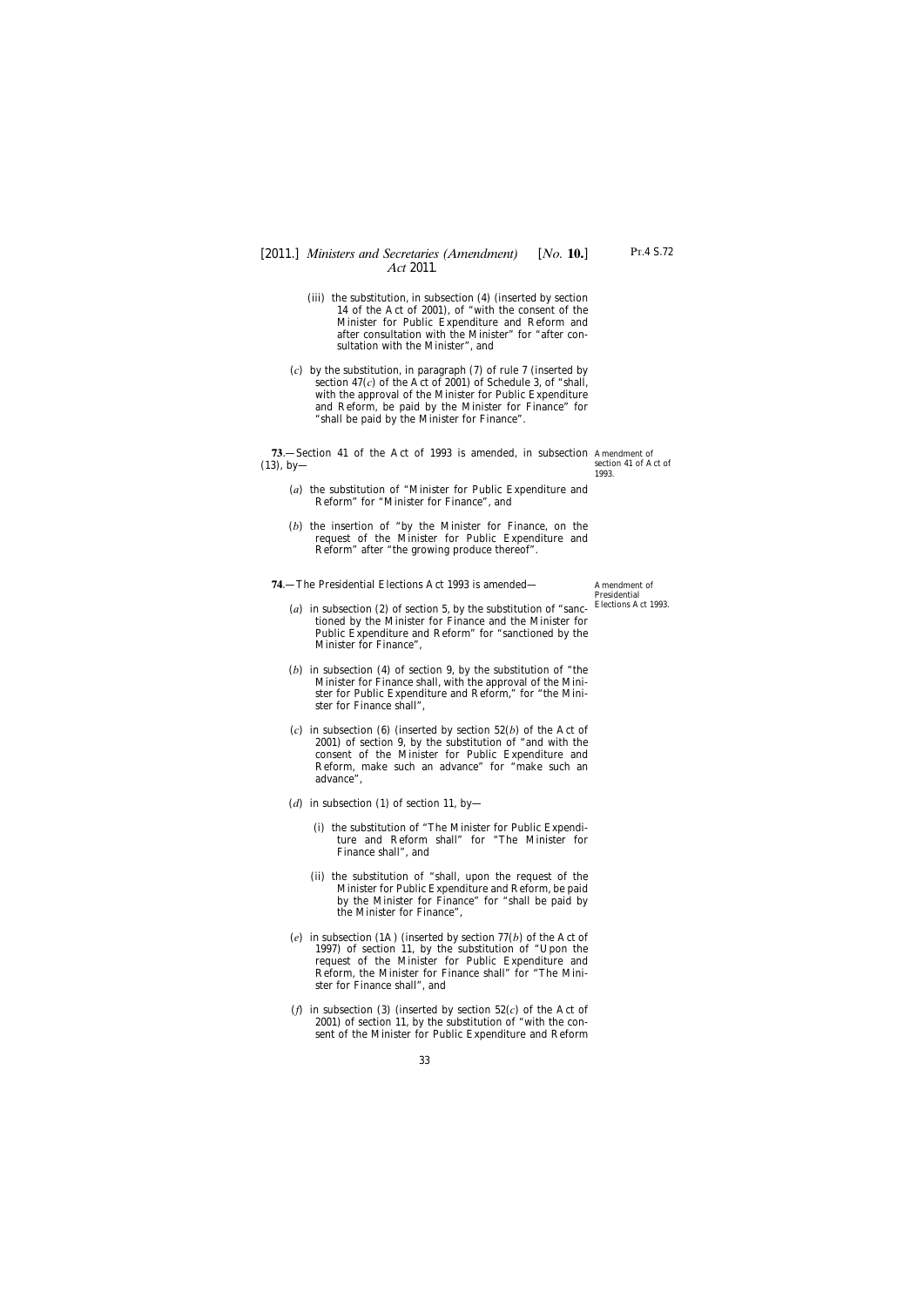(iii) the substitution, in subsection (4) (inserted by section 14 of the Act of 2001), of "with the consent of the Minister for Public Expenditure and Reform and after consultation with the Minister" for "after consultation with the Minister", and

(*c*) by the substitution, in paragraph (7) of rule 7 (inserted by section 47(*c*) of the Act of 2001) of Schedule 3, of "shall, with the approval of the Minister for Public Expenditure and Reform, be paid by the Minister for Finance" for "shall be paid by the Minister for Finance".

Amendment of section 41 of Act of 1993.

**73**.—Section 41 of the Act of 1993 is amended, in subsection (13), by—

(*a*) the substitution of "Minister for Public Expenditure and Reform" for "Minister for Finance", and

(*b*) the insertion of "by the Minister for Finance, on the request of the Minister for Public Expenditure and Reform" after "the growing produce thereof".

Amendment of Presidential Elections Act 1993.

**74**.—The Presidential Elections Act 1993 is amended—

(*a*) in subsection (2) of section 5, by the substitution of "sanctioned by the Minister for Finance and the Minister for Public Expenditure and Reform" for "sanctioned by the Minister for Finance",

(*b*) in subsection (4) of section 9, by the substitution of "the Minister for Finance shall, with the approval of the Minister for Public Expenditure and Reform," for "the Minister for Finance shall",

(*c*) in subsection (6) (inserted by section 52(*b*) of the Act of 2001) of section 9, by the substitution of "and with the consent of the Minister for Public Expenditure and Reform, make such an advance" for "make such an advance",

(*d*) in subsection (1) of section 11, by—

(i) the substitution of "The Minister for Public Expenditure and Reform shall" for "The Minister for Finance shall", and

(ii) the substitution of "shall, upon the request of the Minister for Public Expenditure and Reform, be paid by the Minister for Finance" for "shall be paid by the Minister for Finance",

(*e*) in subsection (1A) (inserted by section 77(*b*) of the Act of 1997) of section 11, by the substitution of "Upon the request of the Minister for Public Expenditure and Reform, the Minister for Finance shall" for "The Minister for Finance shall", and

(*f*) in subsection (3) (inserted by section 52(*c*) of the Act of 2001) of section 11, by the substitution of "with the consent of the Minister for Public Expenditure and Reform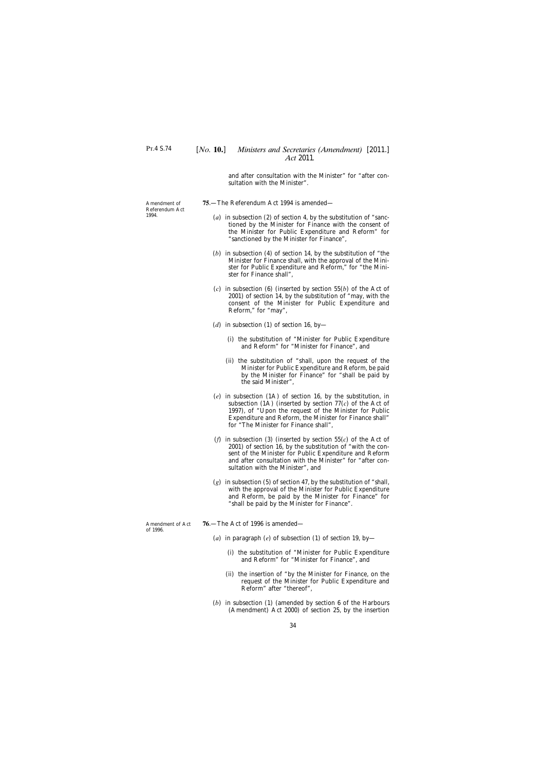and after consultation with the Minister" for "after consultation with the Minister".

Amendment of Referendum Act 1994.

**75**.—The Referendum Act 1994 is amended—

(*a*) in subsection (2) of section 4, by the substitution of "sanctioned by the Minister for Finance with the consent of the Minister for Public Expenditure and Reform" for "sanctioned by the Minister for Finance",

(*b*) in subsection (4) of section 14, by the substitution of "the Minister for Finance shall, with the approval of the Minister for Public Expenditure and Reform," for "the Minister for Finance shall",

(*c*) in subsection (6) (inserted by section 55(*b*) of the Act of 2001) of section 14, by the substitution of "may, with the consent of the Minister for Public Expenditure and Reform," for "may",

(*d*) in subsection (1) of section 16, by—

(i) the substitution of "Minister for Public Expenditure and Reform" for "Minister for Finance", and

(ii) the substitution of "shall, upon the request of the Minister for Public Expenditure and Reform, be paid by the Minister for Finance" for "shall be paid by the said Minister",

(*e*) in subsection (1A) of section 16, by the substitution, in subsection (1A) (inserted by section 77(*c*) of the Act of 1997), of "Upon the request of the Minister for Public Expenditure and Reform, the Minister for Finance shall" for "The Minister for Finance shall",

(*f*) in subsection (3) (inserted by section 55(*c*) of the Act of 2001) of section 16, by the substitution of "with the consent of the Minister for Public Expenditure and Reform and after consultation with the Minister" for "after consultation with the Minister", and

(*g*) in subsection (5) of section 47, by the substitution of "shall, with the approval of the Minister for Public Expenditure and Reform, be paid by the Minister for Finance" for "shall be paid by the Minister for Finance".

Amendment of Act of 1996.

**76**.—The Act of 1996 is amended—

(*a*) in paragraph (*e*) of subsection (1) of section 19, by—

(i) the substitution of "Minister for Public Expenditure and Reform" for "Minister for Finance", and

(ii) the insertion of "by the Minister for Finance, on the request of the Minister for Public Expenditure and Reform" after "thereof",

(*b*) in subsection (1) (amended by section 6 of the Harbours (Amendment) Act 2000) of section 25, by the insertion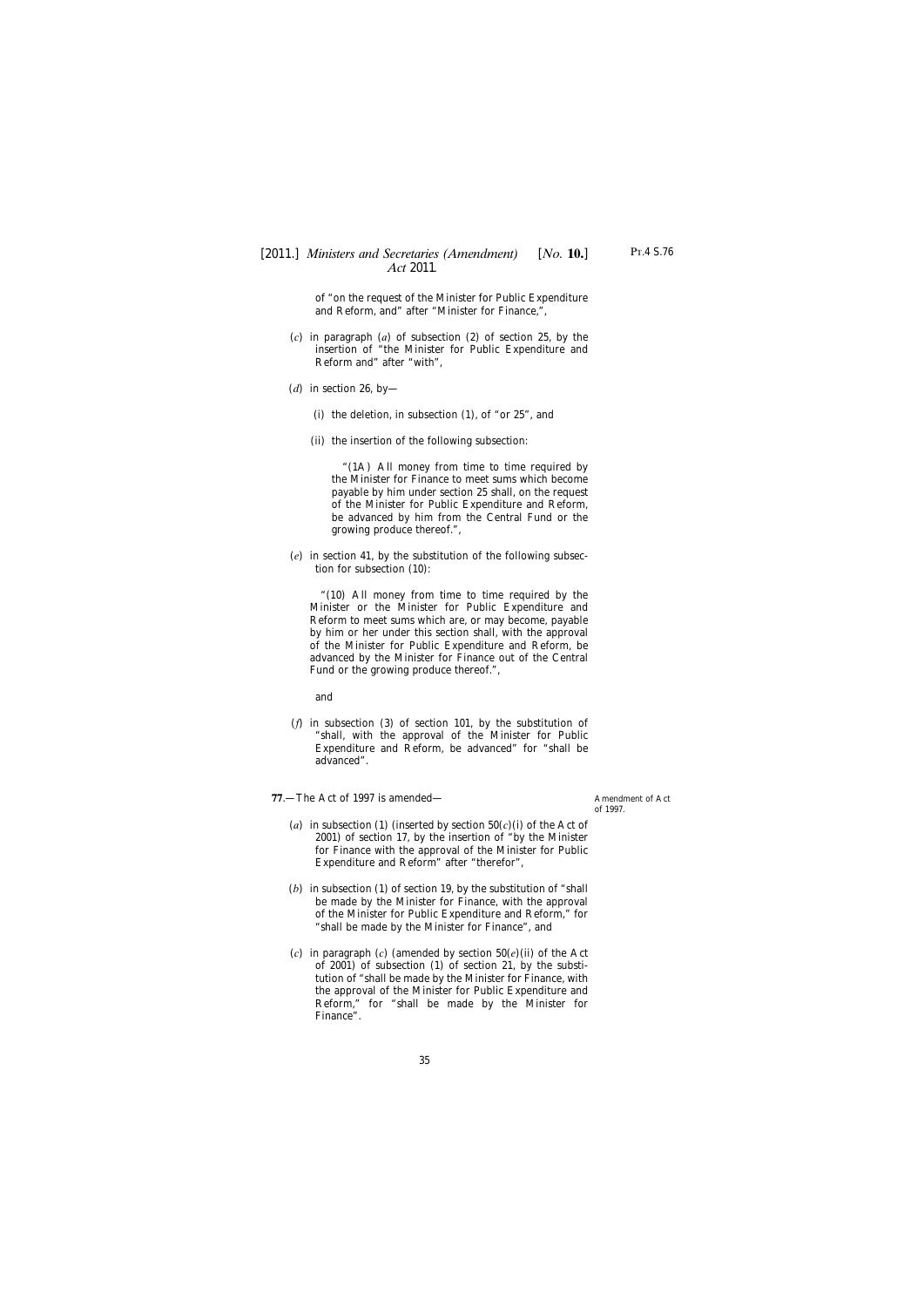of "on the request of the Minister for Public Expenditure and Reform, and" after "Minister for Finance,",

(*c*) in paragraph (*a*) of subsection (2) of section 25, by the insertion of "the Minister for Public Expenditure and Reform and" after "with",

(*d*) in section 26, by—

(i) the deletion, in subsection (1), of "or 25", and

(ii) the insertion of the following subsection:

"(1A) All money from time to time required by the Minister for Finance to meet sums which become payable by him under section 25 shall, on the request of the Minister for Public Expenditure and Reform, be advanced by him from the Central Fund or the growing produce thereof.",

(*e*) in section 41, by the substitution of the following subsection for subsection (10):

"(10) All money from time to time required by the Minister or the Minister for Public Expenditure and Reform to meet sums which are, or may become, payable by him or her under this section shall, with the approval of the Minister for Public Expenditure and Reform, be advanced by the Minister for Finance out of the Central Fund or the growing produce thereof.",

and

(*f*) in subsection (3) of section 101, by the substitution of "shall, with the approval of the Minister for Public Expenditure and Reform, be advanced" for "shall be advanced".

**77**.—The Act of 1997 is amended—

Amendment of Act of 1997.

(*a*) in subsection (1) (inserted by section 50(*c*)(i) of the Act of 2001) of section 17, by the insertion of "by the Minister for Finance with the approval of the Minister for Public Expenditure and Reform" after "therefor",

(*b*) in subsection (1) of section 19, by the substitution of "shall be made by the Minister for Finance, with the approval of the Minister for Public Expenditure and Reform," for "shall be made by the Minister for Finance", and

(*c*) in paragraph (*c*) (amended by section 50(*e*)(ii) of the Act of 2001) of subsection (1) of section 21, by the substitution of "shall be made by the Minister for Finance, with the approval of the Minister for Public Expenditure and Reform," for "shall be made by the Minister for Finance".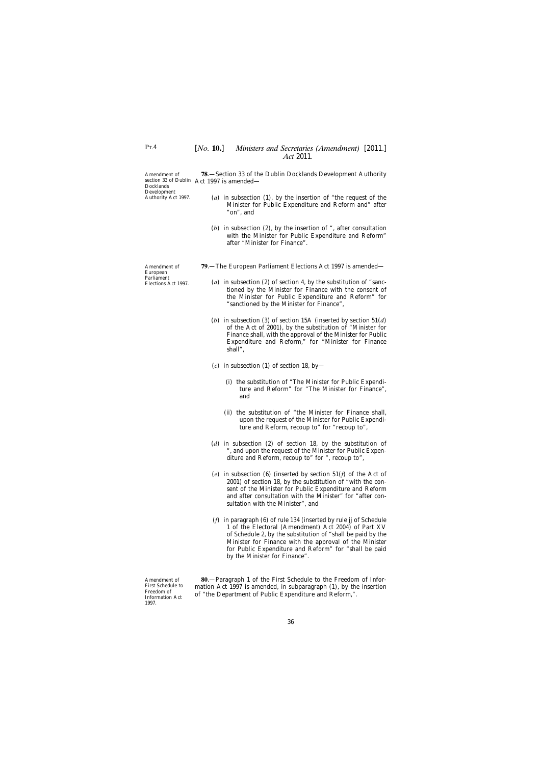Amendment of section 33 of Dublin Docklands Development Authority Act 1997.

**78**.—Section 33 of the Dublin Docklands Development Authority Act 1997 is amended—

(*a*) in subsection (1), by the insertion of "the request of the Minister for Public Expenditure and Reform and" after "on", and

(*b*) in subsection (2), by the insertion of ", after consultation with the Minister for Public Expenditure and Reform" after "Minister for Finance".

Amendment of European Parliament Elections Act 1997.

**79**.—The European Parliament Elections Act 1997 is amended—

(*a*) in subsection (2) of section 4, by the substitution of "sanctioned by the Minister for Finance with the consent of the Minister for Public Expenditure and Reform" for "sanctioned by the Minister for Finance",

(*b*) in subsection (3) of section 15A (inserted by section 51(*d*) of the Act of 2001), by the substitution of "Minister for Finance shall, with the approval of the Minister for Public Expenditure and Reform," for "Minister for Finance shall",

(*c*) in subsection (1) of section 18, by—

(i) the substitution of "The Minister for Public Expenditure and Reform" for "The Minister for Finance", and

(ii) the substitution of "the Minister for Finance shall, upon the request of the Minister for Public Expenditure and Reform, recoup to" for "recoup to",

(*d*) in subsection (2) of section 18, by the substitution of ", and upon the request of the Minister for Public Expenditure and Reform, recoup to" for ", recoup to",

(*e*) in subsection (6) (inserted by section 51(*f*) of the Act of 2001) of section 18, by the substitution of "with the consent of the Minister for Public Expenditure and Reform and after consultation with the Minister" for "after consultation with the Minister", and

(*f*) in paragraph (6) of rule 134 (inserted by rule jj of Schedule 1 of the Electoral (Amendment) Act 2004) of Part XV of Schedule 2, by the substitution of "shall be paid by the Minister for Finance with the approval of the Minister for Public Expenditure and Reform" for "shall be paid by the Minister for Finance".

Amendment of First Schedule to Freedom of Information Act 1997.

**80**.—Paragraph 1 of the First Schedule to the Freedom of Information Act 1997 is amended, in subparagraph (1), by the insertion of "the Department of Public Expenditure and Reform,".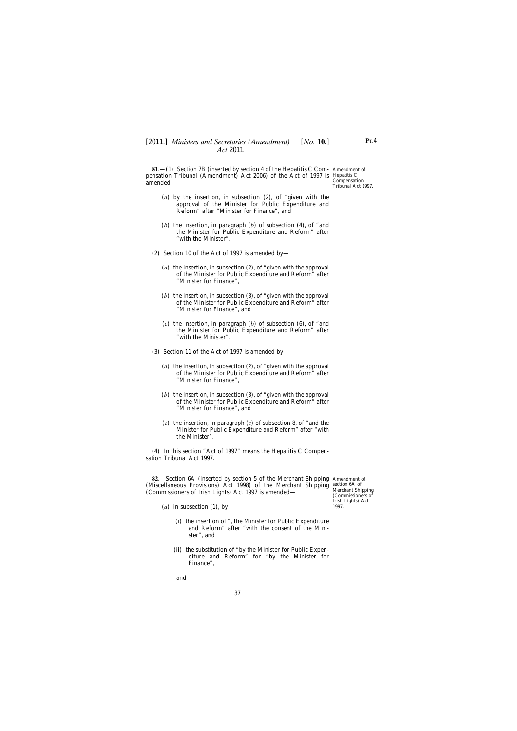**81**.—(1) Section 7B (inserted by section 4 of the Hepatitis C Compensation Tribunal (Amendment) Act 2006) of the Act of 1997 is amended—

Amendment of Hepatitis C Compensation Tribunal Act 1997.

(*a*) by the insertion, in subsection (2), of "given with the approval of the Minister for Public Expenditure and Reform" after "Minister for Finance", and

(*b*) the insertion, in paragraph (*b*) of subsection (4), of "and the Minister for Public Expenditure and Reform" after "with the Minister".

(2) Section 10 of the Act of 1997 is amended by—

(*a*) the insertion, in subsection (2), of "given with the approval of the Minister for Public Expenditure and Reform" after "Minister for Finance",

(*b*) the insertion, in subsection (3), of "given with the approval of the Minister for Public Expenditure and Reform" after "Minister for Finance", and

(*c*) the insertion, in paragraph (*b*) of subsection (6), of "and the Minister for Public Expenditure and Reform" after "with the Minister".

(3) Section 11 of the Act of 1997 is amended by—

(*a*) the insertion, in subsection (2), of "given with the approval of the Minister for Public Expenditure and Reform" after "Minister for Finance",

(*b*) the insertion, in subsection (3), of "given with the approval of the Minister for Public Expenditure and Reform" after "Minister for Finance", and

(*c*) the insertion, in paragraph (*c*) of subsection 8, of "and the Minister for Public Expenditure and Reform" after "with the Minister".

(4) In this section "Act of 1997" means the Hepatitis C Compensation Tribunal Act 1997.

**82**.—Section 6A (inserted by section 5 of the Merchant Shipping (Miscellaneous Provisions) Act 1998) of the Merchant Shipping (Commissioners of Irish Lights) Act 1997 is amended—

Amendment of section 6A of Merchant Shipping (Commissioners of Irish Lights) Act 1997.

(*a*) in subsection (1), by—

(i) the insertion of ", the Minister for Public Expenditure and Reform" after "with the consent of the Minister", and

(ii) the substitution of "by the Minister for Public Expenditure and Reform" for "by the Minister for Finance",

and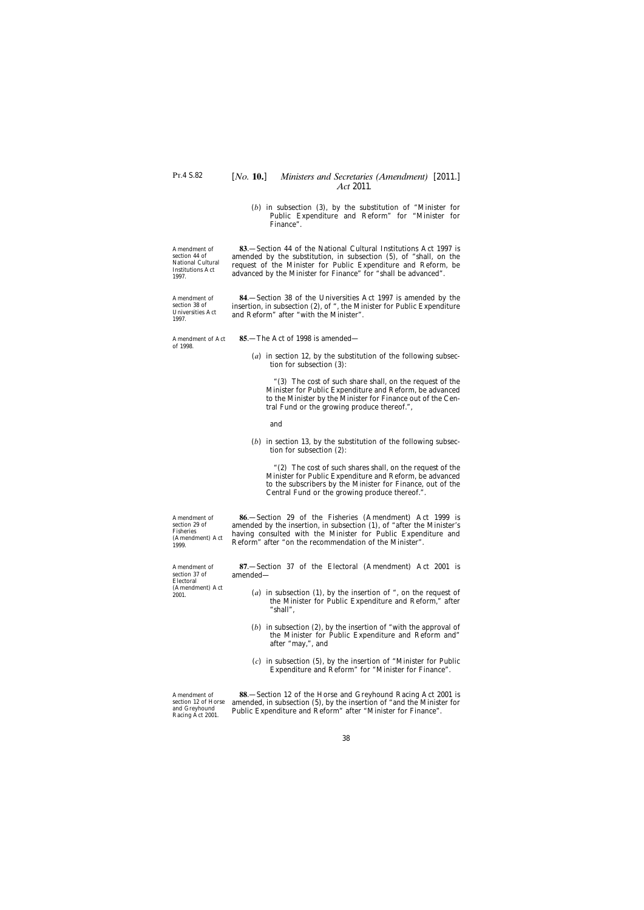(*b*) in subsection (3), by the substitution of "Minister for Public Expenditure and Reform" for "Minister for Finance".

Amendment of section 44 of National Cultural Institutions Act 1997.

**83**.—Section 44 of the National Cultural Institutions Act 1997 is amended by the substitution, in subsection (5), of "shall, on the request of the Minister for Public Expenditure and Reform, be advanced by the Minister for Finance" for "shall be advanced".

Amendment of section 38 of Universities Act 1997.

**84**.—Section 38 of the Universities Act 1997 is amended by the insertion, in subsection (2), of ", the Minister for Public Expenditure and Reform" after "with the Minister".

Amendment of Act of 1998.

**85**.—The Act of 1998 is amended—

(*a*) in section 12, by the substitution of the following subsection for subsection (3):

"(3) The cost of such share shall, on the request of the Minister for Public Expenditure and Reform, be advanced to the Minister by the Minister for Finance out of the Central Fund or the growing produce thereof.",

and

(*b*) in section 13, by the substitution of the following subsection for subsection (2):

"(2) The cost of such shares shall, on the request of the Minister for Public Expenditure and Reform, be advanced to the subscribers by the Minister for Finance, out of the Central Fund or the growing produce thereof.".

Amendment of section 29 of Fisheries (Amendment) Act 1999.

**86**.—Section 29 of the Fisheries (Amendment) Act 1999 is amended by the insertion, in subsection (1), of "after the Minister's having consulted with the Minister for Public Expenditure and Reform" after "on the recommendation of the Minister".

Amendment of section 37 of Electoral (Amendment) Act 2001.

**87**.—Section 37 of the Electoral (Amendment) Act 2001 is amended—

(*a*) in subsection (1), by the insertion of ", on the request of the Minister for Public Expenditure and Reform," after "shall",

(*b*) in subsection (2), by the insertion of "with the approval of the Minister for Public Expenditure and Reform and" after "may,", and

(*c*) in subsection (5), by the insertion of "Minister for Public Expenditure and Reform" for "Minister for Finance".

Amendment of section 12 of Horse and Greyhound Racing Act 2001.

**88**.—Section 12 of the Horse and Greyhound Racing Act 2001 is amended, in subsection (5), by the insertion of "and the Minister for Public Expenditure and Reform" after "Minister for Finance".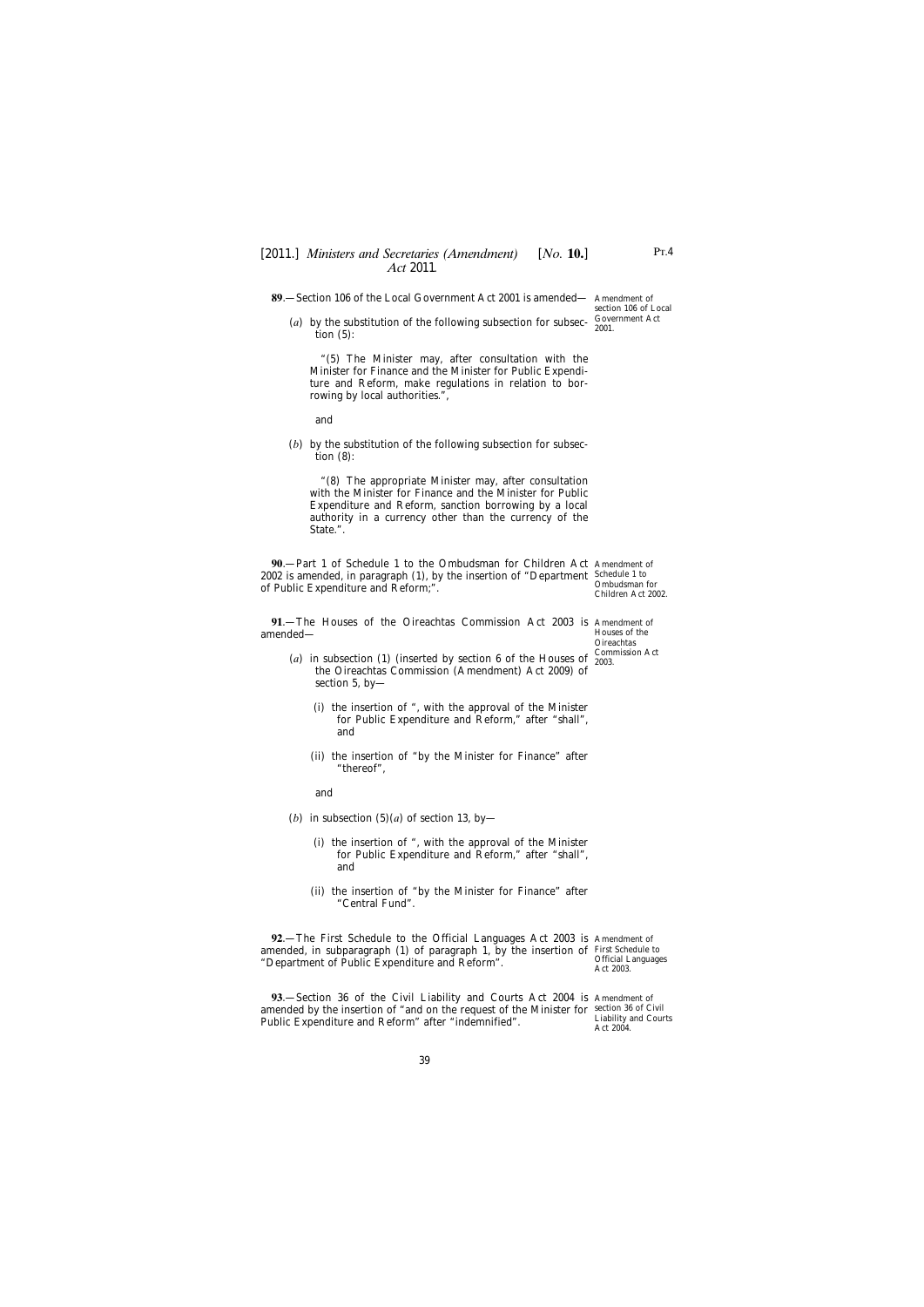**89**.—Section 106 of the Local Government Act 2001 is amended—

Amendment of section 106 of Local Government Act 2001.

(*a*) by the substitution of the following subsection for subsection (5):

> "(5) The Minister may, after consultation with the Minister for Finance and the Minister for Public Expenditure and Reform, make regulations in relation to borrowing by local authorities.",

and

(*b*) by the substitution of the following subsection for subsection (8):

> "(8) The appropriate Minister may, after consultation with the Minister for Finance and the Minister for Public Expenditure and Reform, sanction borrowing by a local authority in a currency other than the currency of the State.".

**90**.—Part 1 of Schedule 1 to the Ombudsman for Children Act 2002 is amended, in paragraph (1), by the insertion of "Department of Public Expenditure and Reform;".

Amendment of Schedule 1 to Ombudsman for Children Act 2002.

**91**.—The Houses of the Oireachtas Commission Act 2003 is amended—

Amendment of Houses of the Oireachtas Commission Act 2003.

(*a*) in subsection (1) (inserted by section 6 of the Houses of the Oireachtas Commission (Amendment) Act 2009) of section 5, by—

(i) the insertion of ", with the approval of the Minister for Public Expenditure and Reform," after "shall", and

(ii) the insertion of "by the Minister for Finance" after "thereof",

and

(*b*) in subsection (5)(*a*) of section 13, by—

(i) the insertion of ", with the approval of the Minister for Public Expenditure and Reform," after "shall", and

(ii) the insertion of "by the Minister for Finance" after "Central Fund".

**92**.—The First Schedule to the Official Languages Act 2003 is amended, in subparagraph (1) of paragraph 1, by the insertion of "Department of Public Expenditure and Reform".

Amendment of First Schedule to Official Languages Act 2003.

**93**.—Section 36 of the Civil Liability and Courts Act 2004 is amended by the insertion of "and on the request of the Minister for Public Expenditure and Reform" after "indemnified".

Amendment of section 36 of Civil Liability and Courts Act 2004.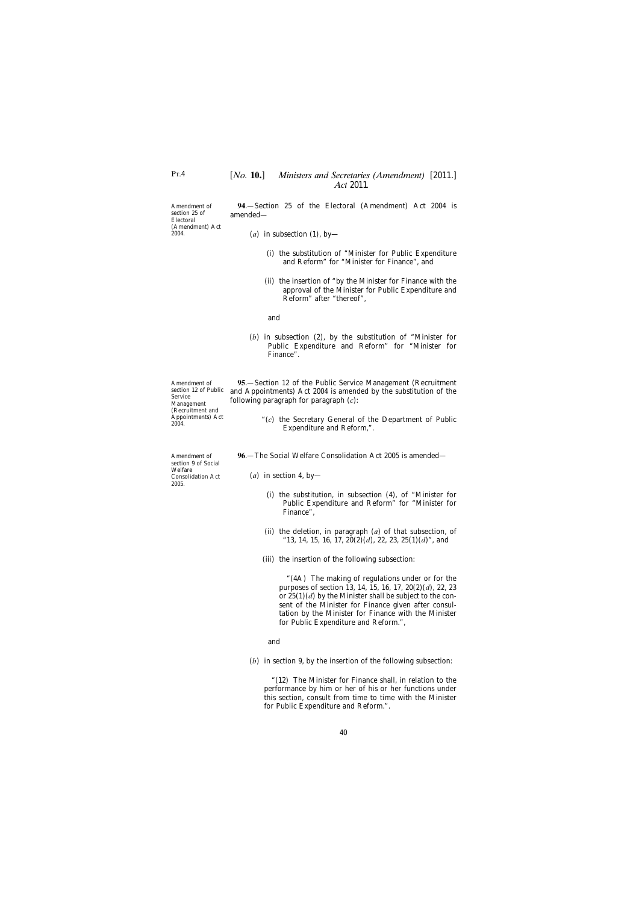Amendment of section 25 of Electoral (Amendment) Act 2004.

**94**.—Section 25 of the Electoral (Amendment) Act 2004 is amended—

(*a*) in subsection (1), by—

(i) the substitution of "Minister for Public Expenditure and Reform" for "Minister for Finance", and

(ii) the insertion of "by the Minister for Finance with the approval of the Minister for Public Expenditure and Reform" after "thereof",

and

(*b*) in subsection (2), by the substitution of "Minister for Public Expenditure and Reform" for "Minister for Finance".

Amendment of section 12 of Public Service Management (Recruitment and Appointments) Act 2004.

**95**.—Section 12 of the Public Service Management (Recruitment and Appointments) Act 2004 is amended by the substitution of the following paragraph for paragraph (*c*):

"(*c*) the Secretary General of the Department of Public Expenditure and Reform,".

Amendment of section 9 of Social Welfare Consolidation Act 2005.

**96**.—The Social Welfare Consolidation Act 2005 is amended—

(*a*) in section 4, by—

(i) the substitution, in subsection (4), of "Minister for Public Expenditure and Reform" for "Minister for Finance",

(ii) the deletion, in paragraph (*a*) of that subsection, of "13, 14, 15, 16, 17, 20(2)(*d*), 22, 23, 25(1)(*d*)", and

(iii) the insertion of the following subsection:

"(4A) The making of regulations under or for the purposes of section 13, 14, 15, 16, 17, 20(2)(*d*), 22, 23 or 25(1)(*d*) by the Minister shall be subject to the consent of the Minister for Finance given after consultation by the Minister for Finance with the Minister for Public Expenditure and Reform.",

and

(*b*) in section 9, by the insertion of the following subsection:

"(12) The Minister for Finance shall, in relation to the performance by him or her of his or her functions under this section, consult from time to time with the Minister for Public Expenditure and Reform.".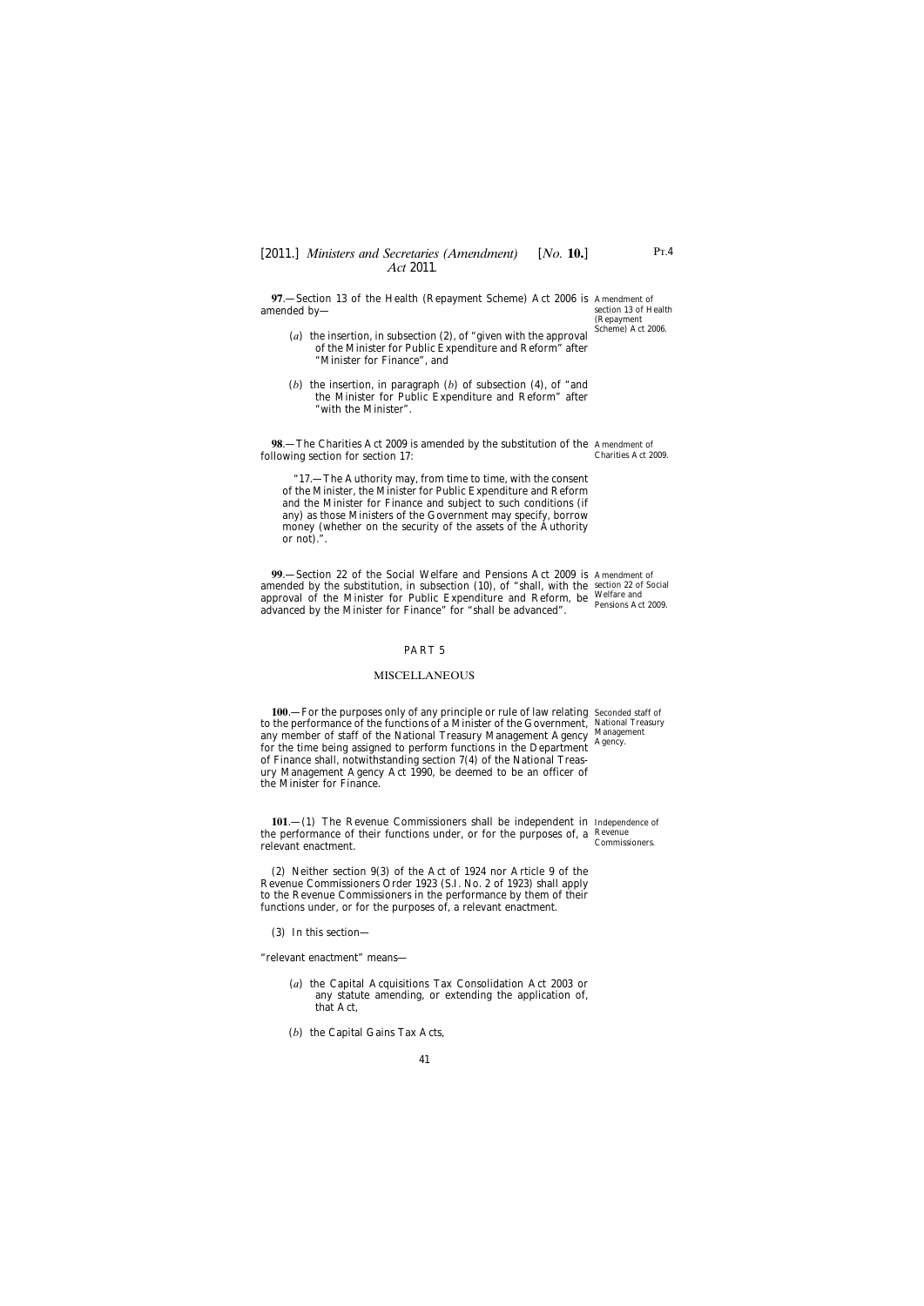**97**.—Section 13 of the Health (Repayment Scheme) Act 2006 is amended by—

Amendment of section 13 of Health (Repayment Scheme) Act 2006.

(*a*) the insertion, in subsection (2), of "given with the approval of the Minister for Public Expenditure and Reform" after "Minister for Finance", and

(*b*) the insertion, in paragraph (*b*) of subsection (4), of "and the Minister for Public Expenditure and Reform" after "with the Minister".

**98**.—The Charities Act 2009 is amended by the substitution of the following section for section 17:

Amendment of Charities Act 2009.

"17.—The Authority may, from time to time, with the consent of the Minister, the Minister for Public Expenditure and Reform and the Minister for Finance and subject to such conditions (if any) as those Ministers of the Government may specify, borrow money (whether on the security of the assets of the Authority or not).".

**99**.—Section 22 of the Social Welfare and Pensions Act 2009 is amended by the substitution, in subsection (10), of "shall, with the approval of the Minister for Public Expenditure and Reform, be advanced by the Minister for Finance" for "shall be advanced".

Amendment of section 22 of Social Welfare and Pensions Act 2009.

PART 5

MISCELLANEOUS

**100**.—For the purposes only of any principle or rule of law relating to the performance of the functions of a Minister of the Government, any member of staff of the National Treasury Management Agency for the time being assigned to perform functions in the Department of Finance shall, notwithstanding section 7(4) of the National Treasury Management Agency Act 1990, be deemed to be an officer of the Minister for Finance.

Seconded staff of National Treasury Management Agency.

**101**.—(1) The Revenue Commissioners shall be independent in the performance of their functions under, or for the purposes of, a relevant enactment.

Independence of Revenue Commissioners.

(2) Neither section 9(3) of the Act of 1924 nor Article 9 of the Revenue Commissioners Order 1923 (S.I. No. 2 of 1923) shall apply to the Revenue Commissioners in the performance by them of their functions under, or for the purposes of, a relevant enactment.

(3) In this section—

"relevant enactment" means—

(*a*) the Capital Acquisitions Tax Consolidation Act 2003 or any statute amending, or extending the application of, that Act,

(*b*) the Capital Gains Tax Acts,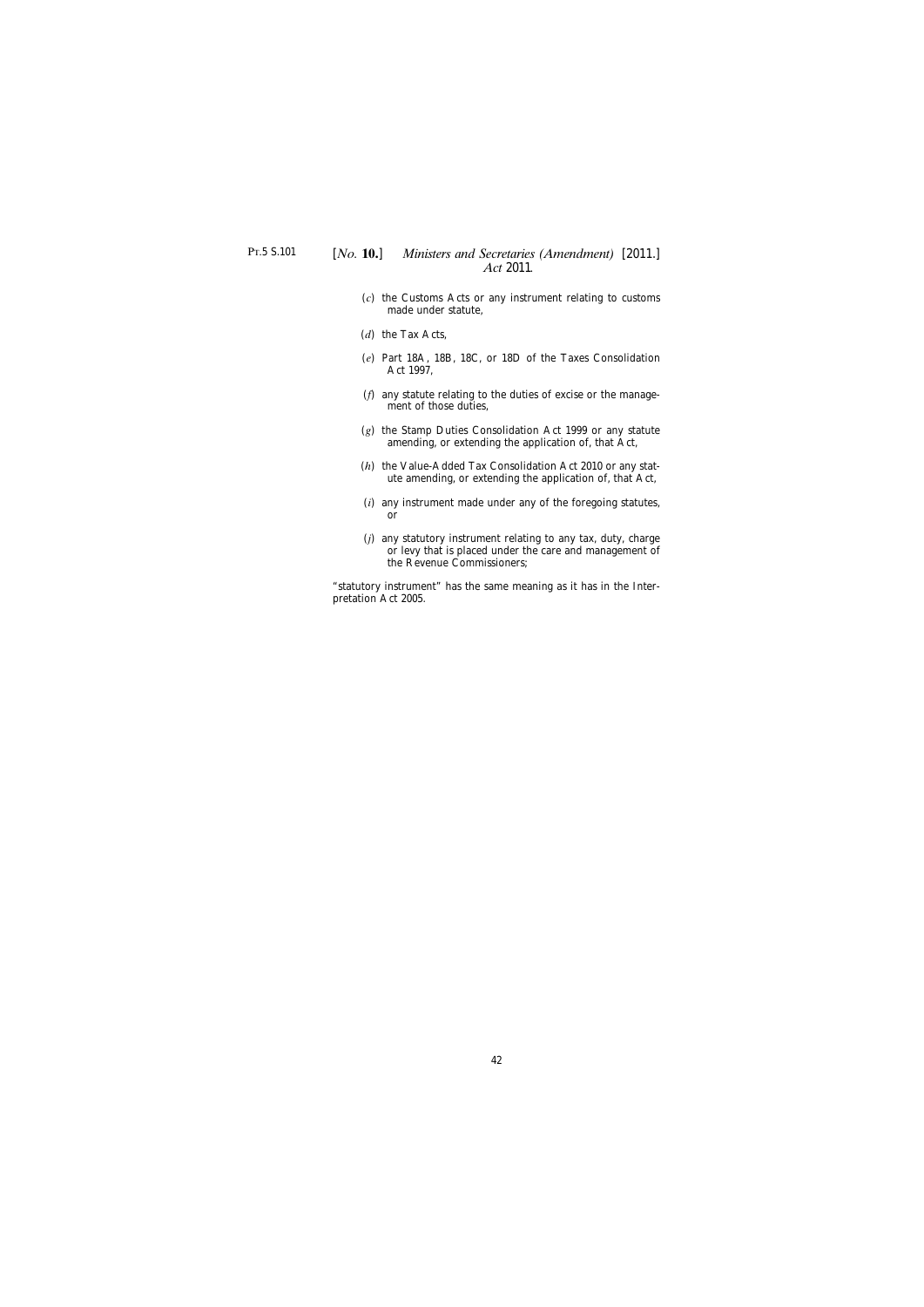(*c*) the Customs Acts or any instrument relating to customs made under statute,

(*d*) the Tax Acts,

(*e*) Part 18A, 18B, 18C, or 18D of the Taxes Consolidation Act 1997,

(*f*) any statute relating to the duties of excise or the management of those duties,

(*g*) the Stamp Duties Consolidation Act 1999 or any statute amending, or extending the application of, that Act,

(*h*) the Value-Added Tax Consolidation Act 2010 or any statute amending, or extending the application of, that Act,

(*i*) any instrument made under any of the foregoing statutes, or

(*j*) any statutory instrument relating to any tax, duty, charge or levy that is placed under the care and management of the Revenue Commissioners;

"statutory instrument" has the same meaning as it has in the Interpretation Act 2005.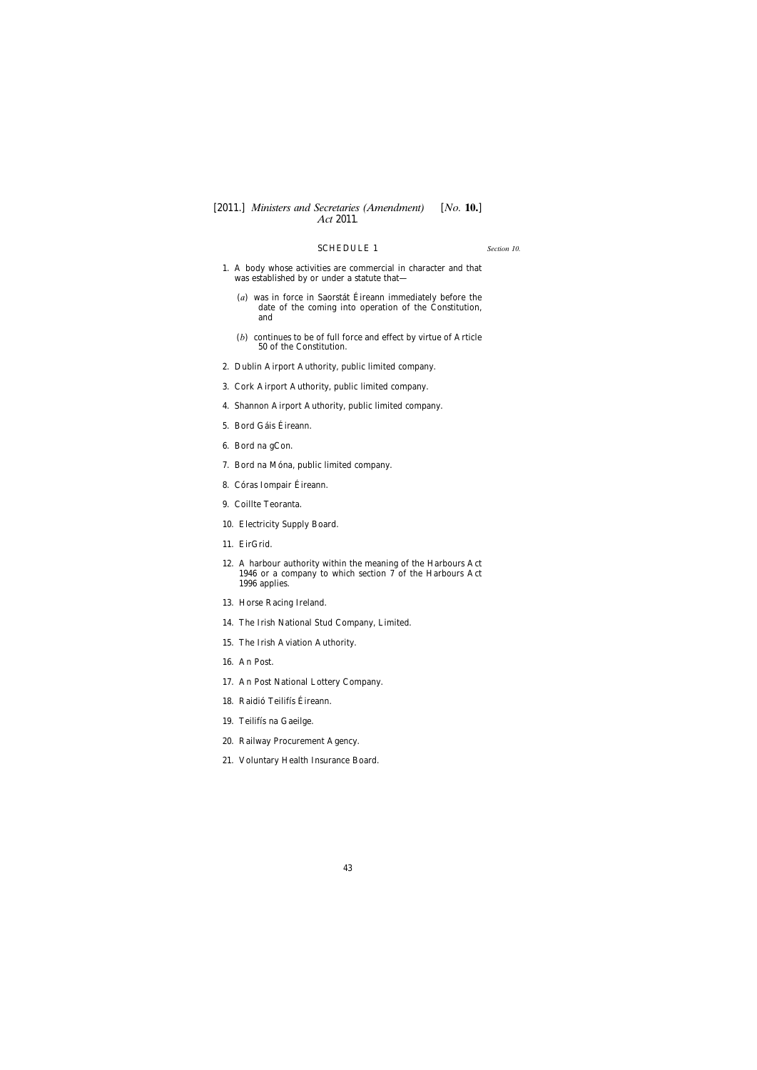## SCHEDULE 1

*Section 10.*

1. A body whose activities are commercial in character and that was established by or under a statute that—

   (*a*) was in force in Saorstát Éireann immediately before the date of the coming into operation of the Constitution, and

   (*b*) continues to be of full force and effect by virtue of Article 50 of the Constitution.

2. Dublin Airport Authority, public limited company.

3. Cork Airport Authority, public limited company.

4. Shannon Airport Authority, public limited company.

5. Bord Gáis Éireann.

6. Bord na gCon.

7. Bord na Móna, public limited company.

8. Córas Iompair Éireann.

9. Coillte Teoranta.

10. Electricity Supply Board.

11. EirGrid.

12. A harbour authority within the meaning of the Harbours Act 1946 or a company to which section 7 of the Harbours Act 1996 applies.

13. Horse Racing Ireland.

14. The Irish National Stud Company, Limited.

15. The Irish Aviation Authority.

16. An Post.

17. An Post National Lottery Company.

18. Raidió Teilifís Éireann.

19. Teilifís na Gaeilge.

20. Railway Procurement Agency.

21. Voluntary Health Insurance Board.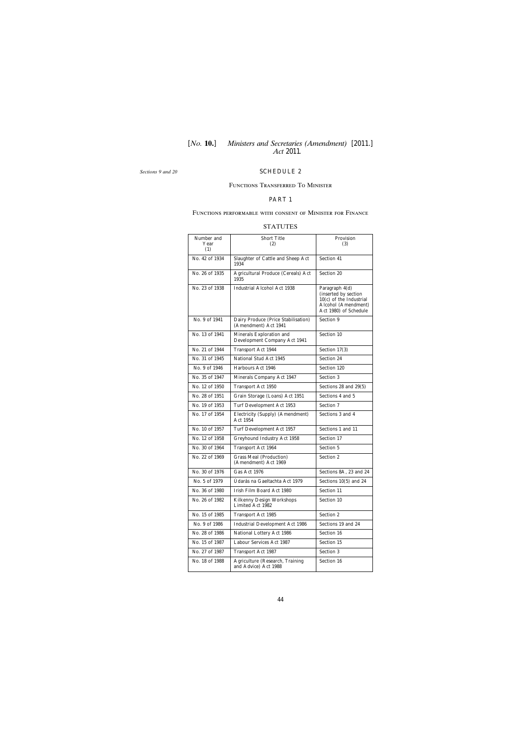*Sections 9 and 20*

# SCHEDULE 2

## Functions Transferred To Minister

### PART 1

#### Functions performable with consent of Minister for Finance

STATUTES

| Number and Year (1) | Short Title (2) | Provision (3) |
|---|---|---|
| No. 42 of 1934 | Slaughter of Cattle and Sheep Act 1934 | Section 41 |
| No. 26 of 1935 | Agricultural Produce (Cereals) Act 1935 | Section 20 |
| No. 23 of 1938 | Industrial Alcohol Act 1938 | Paragraph 4(d) (inserted by section 10(c) of the Industrial Alcohol (Amendment) Act 1980) of Schedule |
| No. 9 of 1941 | Dairy Produce (Price Stabilisation) (Amendment) Act 1941 | Section 9 |
| No. 13 of 1941 | Minerals Exploration and Development Company Act 1941 | Section 10 |
| No. 21 of 1944 | Transport Act 1944 | Section 17(3) |
| No. 31 of 1945 | National Stud Act 1945 | Section 24 |
| No. 9 of 1946 | Harbours Act 1946 | Section 120 |
| No. 35 of 1947 | Minerals Company Act 1947 | Section 3 |
| No. 12 of 1950 | Transport Act 1950 | Sections 28 and 29(5) |
| No. 28 of 1951 | Grain Storage (Loans) Act 1951 | Sections 4 and 5 |
| No. 19 of 1953 | Turf Development Act 1953 | Section 7 |
| No. 17 of 1954 | Electricity (Supply) (Amendment) Act 1954 | Sections 3 and 4 |
| No. 10 of 1957 | Turf Development Act 1957 | Sections 1 and 11 |
| No. 12 of 1958 | Greyhound Industry Act 1958 | Section 17 |
| No. 30 of 1964 | Transport Act 1964 | Section 5 |
| No. 22 of 1969 | Grass Meal (Production) (Amendment) Act 1969 | Section 2 |
| No. 30 of 1976 | Gas Act 1976 | Sections 8A, 23 and 24 |
| No. 5 of 1979 | Údarás na Gaeltachta Act 1979 | Sections 10(5) and 24 |
| No. 36 of 1980 | Irish Film Board Act 1980 | Section 11 |
| No. 26 of 1982 | Kilkenny Design Workshops Limited Act 1982 | Section 10 |
| No. 15 of 1985 | Transport Act 1985 | Section 2 |
| No. 9 of 1986 | Industrial Development Act 1986 | Sections 19 and 24 |
| No. 28 of 1986 | National Lottery Act 1986 | Section 16 |
| No. 15 of 1987 | Labour Services Act 1987 | Section 15 |
| No. 27 of 1987 | Transport Act 1987 | Section 3 |
| No. 18 of 1988 | Agriculture (Research, Training and Advice) Act 1988 | Section 16 |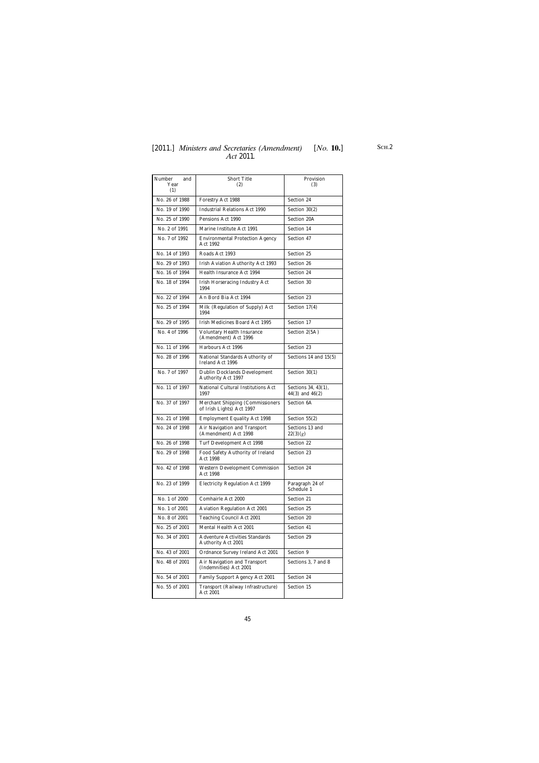| Number and Year (1) | Short Title (2) | Provision (3) |
|---|---|---|
| No. 26 of 1988 | Forestry Act 1988 | Section 24 |
| No. 19 of 1990 | Industrial Relations Act 1990 | Section 30(2) |
| No. 25 of 1990 | Pensions Act 1990 | Section 20A |
| No. 2 of 1991 | Marine Institute Act 1991 | Section 14 |
| No. 7 of 1992 | Environmental Protection Agency Act 1992 | Section 47 |
| No. 14 of 1993 | Roads Act 1993 | Section 25 |
| No. 29 of 1993 | Irish Aviation Authority Act 1993 | Section 26 |
| No. 16 of 1994 | Health Insurance Act 1994 | Section 24 |
| No. 18 of 1994 | Irish Horseracing Industry Act 1994 | Section 30 |
| No. 22 of 1994 | An Bord Bia Act 1994 | Section 23 |
| No. 25 of 1994 | Milk (Regulation of Supply) Act 1994 | Section 17(4) |
| No. 29 of 1995 | Irish Medicines Board Act 1995 | Section 17 |
| No. 4 of 1996 | Voluntary Health Insurance (Amendment) Act 1996 | Section 2(5A) |
| No. 11 of 1996 | Harbours Act 1996 | Section 23 |
| No. 28 of 1996 | National Standards Authority of Ireland Act 1996 | Sections 14 and 15(5) |
| No. 7 of 1997 | Dublin Docklands Development Authority Act 1997 | Section 30(1) |
| No. 11 of 1997 | National Cultural Institutions Act 1997 | Sections 34, 43(1), 44(3) and 46(2) |
| No. 37 of 1997 | Merchant Shipping (Commissioners of Irish Lights) Act 1997 | Section 6A |
| No. 21 of 1998 | Employment Equality Act 1998 | Section 55(2) |
| No. 24 of 1998 | Air Navigation and Transport (Amendment) Act 1998 | Sections 13 and 22(3)(*g*) |
| No. 26 of 1998 | Turf Development Act 1998 | Section 22 |
| No. 29 of 1998 | Food Safety Authority of Ireland Act 1998 | Section 23 |
| No. 42 of 1998 | Western Development Commission Act 1998 | Section 24 |
| No. 23 of 1999 | Electricity Regulation Act 1999 | Paragraph 24 of Schedule 1 |
| No. 1 of 2000 | Comhairle Act 2000 | Section 21 |
| No. 1 of 2001 | Aviation Regulation Act 2001 | Section 25 |
| No. 8 of 2001 | Teaching Council Act 2001 | Section 20 |
| No. 25 of 2001 | Mental Health Act 2001 | Section 41 |
| No. 34 of 2001 | Adventure Activities Standards Authority Act 2001 | Section 29 |
| No. 43 of 2001 | Ordnance Survey Ireland Act 2001 | Section 9 |
| No. 48 of 2001 | Air Navigation and Transport (Indemnities) Act 2001 | Sections 3, 7 and 8 |
| No. 54 of 2001 | Family Support Agency Act 2001 | Section 24 |
| No. 55 of 2001 | Transport (Railway Infrastructure) Act 2001 | Section 15 |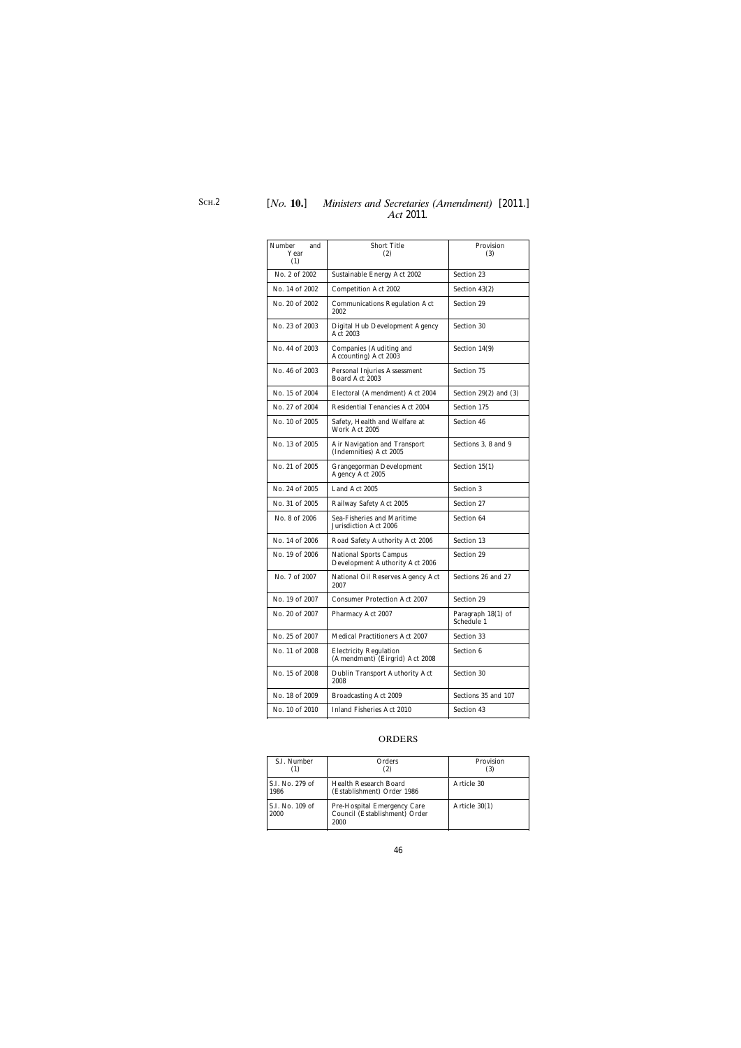| Number and Year (1) | Short Title (2) | Provision (3) |
|---|---|---|
| No. 2 of 2002 | Sustainable Energy Act 2002 | Section 23 |
| No. 14 of 2002 | Competition Act 2002 | Section 43(2) |
| No. 20 of 2002 | Communications Regulation Act 2002 | Section 29 |
| No. 23 of 2003 | Digital Hub Development Agency Act 2003 | Section 30 |
| No. 44 of 2003 | Companies (Auditing and Accounting) Act 2003 | Section 14(9) |
| No. 46 of 2003 | Personal Injuries Assessment Board Act 2003 | Section 75 |
| No. 15 of 2004 | Electoral (Amendment) Act 2004 | Section 29(2) and (3) |
| No. 27 of 2004 | Residential Tenancies Act 2004 | Section 175 |
| No. 10 of 2005 | Safety, Health and Welfare at Work Act 2005 | Section 46 |
| No. 13 of 2005 | Air Navigation and Transport (Indemnities) Act 2005 | Sections 3, 8 and 9 |
| No. 21 of 2005 | Grangegorman Development Agency Act 2005 | Section 15(1) |
| No. 24 of 2005 | Land Act 2005 | Section 3 |
| No. 31 of 2005 | Railway Safety Act 2005 | Section 27 |
| No. 8 of 2006 | Sea-Fisheries and Maritime Jurisdiction Act 2006 | Section 64 |
| No. 14 of 2006 | Road Safety Authority Act 2006 | Section 13 |
| No. 19 of 2006 | National Sports Campus Development Authority Act 2006 | Section 29 |
| No. 7 of 2007 | National Oil Reserves Agency Act 2007 | Sections 26 and 27 |
| No. 19 of 2007 | Consumer Protection Act 2007 | Section 29 |
| No. 20 of 2007 | Pharmacy Act 2007 | Paragraph 18(1) of Schedule 1 |
| No. 25 of 2007 | Medical Practitioners Act 2007 | Section 33 |
| No. 11 of 2008 | Electricity Regulation (Amendment) (Eirgrid) Act 2008 | Section 6 |
| No. 15 of 2008 | Dublin Transport Authority Act 2008 | Section 30 |
| No. 18 of 2009 | Broadcasting Act 2009 | Sections 35 and 107 |
| No. 10 of 2010 | Inland Fisheries Act 2010 | Section 43 |

## ORDERS

| S.I. Number (1) | Orders (2) | Provision (3) |
|---|---|---|
| S.I. No. 279 of 1986 | Health Research Board (Establishment) Order 1986 | Article 30 |
| S.I. No. 109 of 2000 | Pre-Hospital Emergency Care Council (Establishment) Order 2000 | Article 30(1) |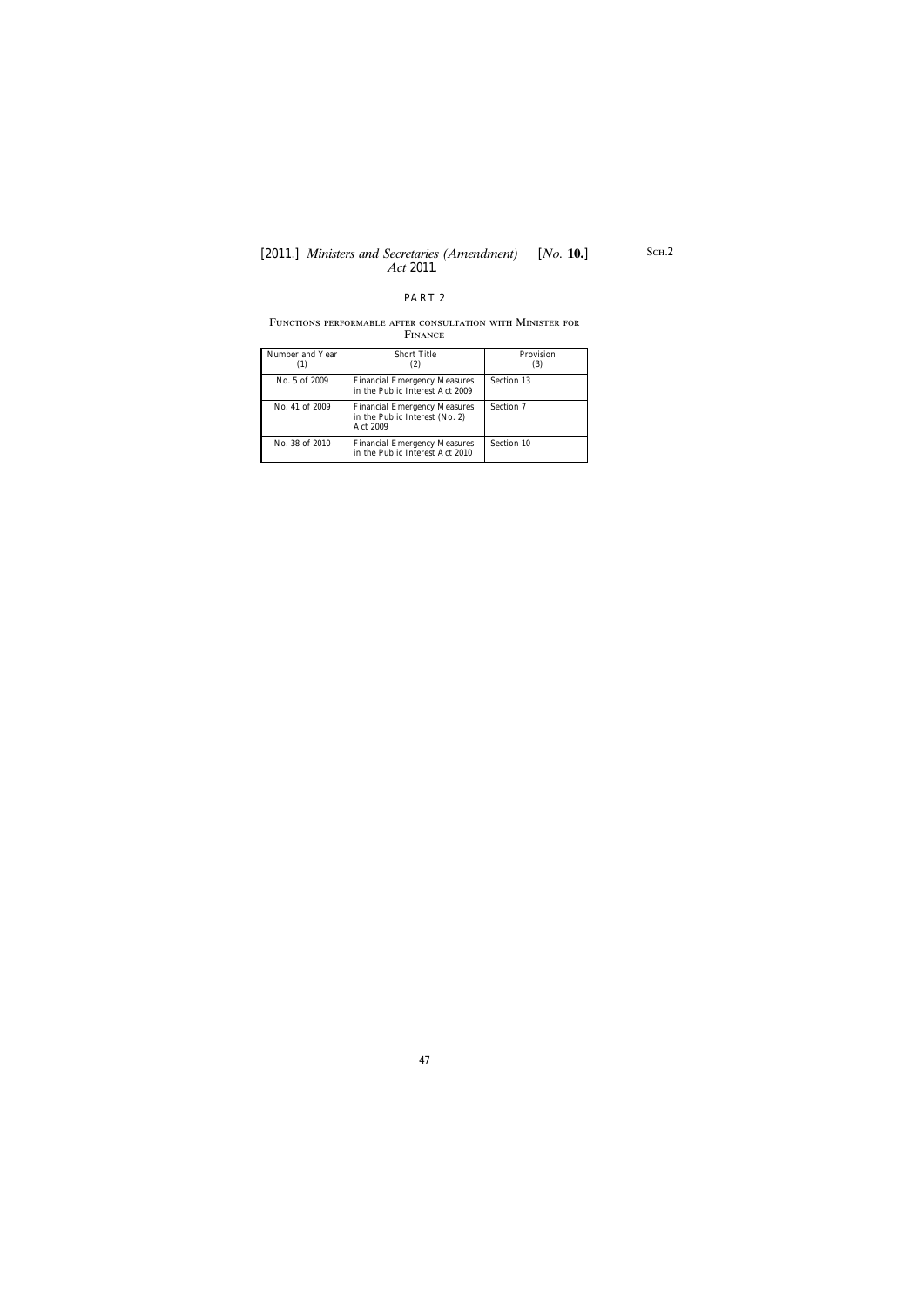## PART 2

### Functions performable after consultation with Minister for Finance

| Number and Year (1) | Short Title (2) | Provision (3) |
|---|---|---|
| No. 5 of 2009 | Financial Emergency Measures in the Public Interest Act 2009 | Section 13 |
| No. 41 of 2009 | Financial Emergency Measures in the Public Interest (No. 2) Act 2009 | Section 7 |
| No. 38 of 2010 | Financial Emergency Measures in the Public Interest Act 2010 | Section 10 |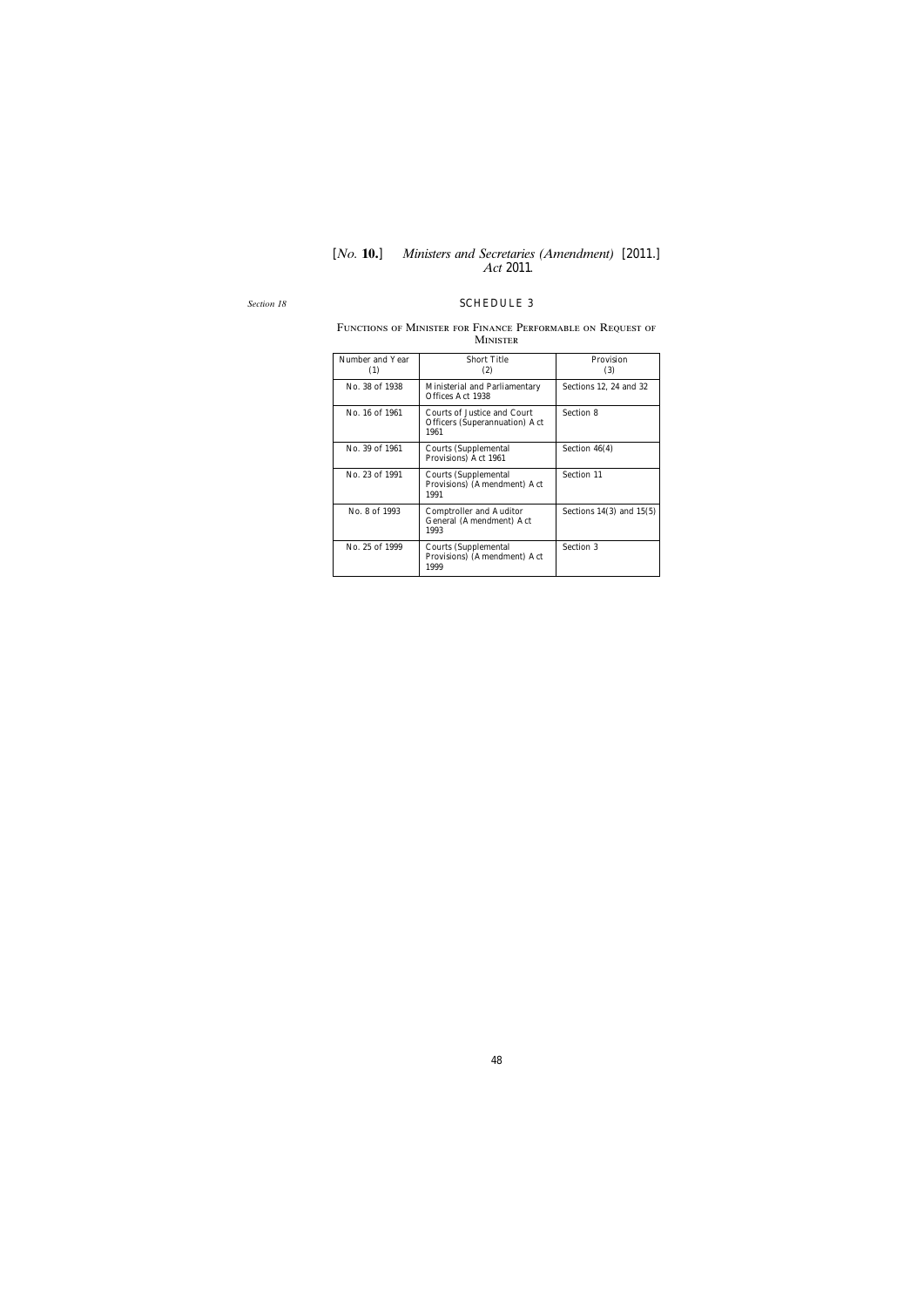*Section 18*

# SCHEDULE 3

## Functions of Minister for Finance Performable on Request of Minister

| Number and Year (1) | Short Title (2) | Provision (3) |
|---|---|---|
| No. 38 of 1938 | Ministerial and Parliamentary Offices Act 1938 | Sections 12, 24 and 32 |
| No. 16 of 1961 | Courts of Justice and Court Officers (Superannuation) Act 1961 | Section 8 |
| No. 39 of 1961 | Courts (Supplemental Provisions) Act 1961 | Section 46(4) |
| No. 23 of 1991 | Courts (Supplemental Provisions) (Amendment) Act 1991 | Section 11 |
| No. 8 of 1993 | Comptroller and Auditor General (Amendment) Act 1993 | Sections 14(3) and 15(5) |
| No. 25 of 1999 | Courts (Supplemental Provisions) (Amendment) Act 1999 | Section 3 |